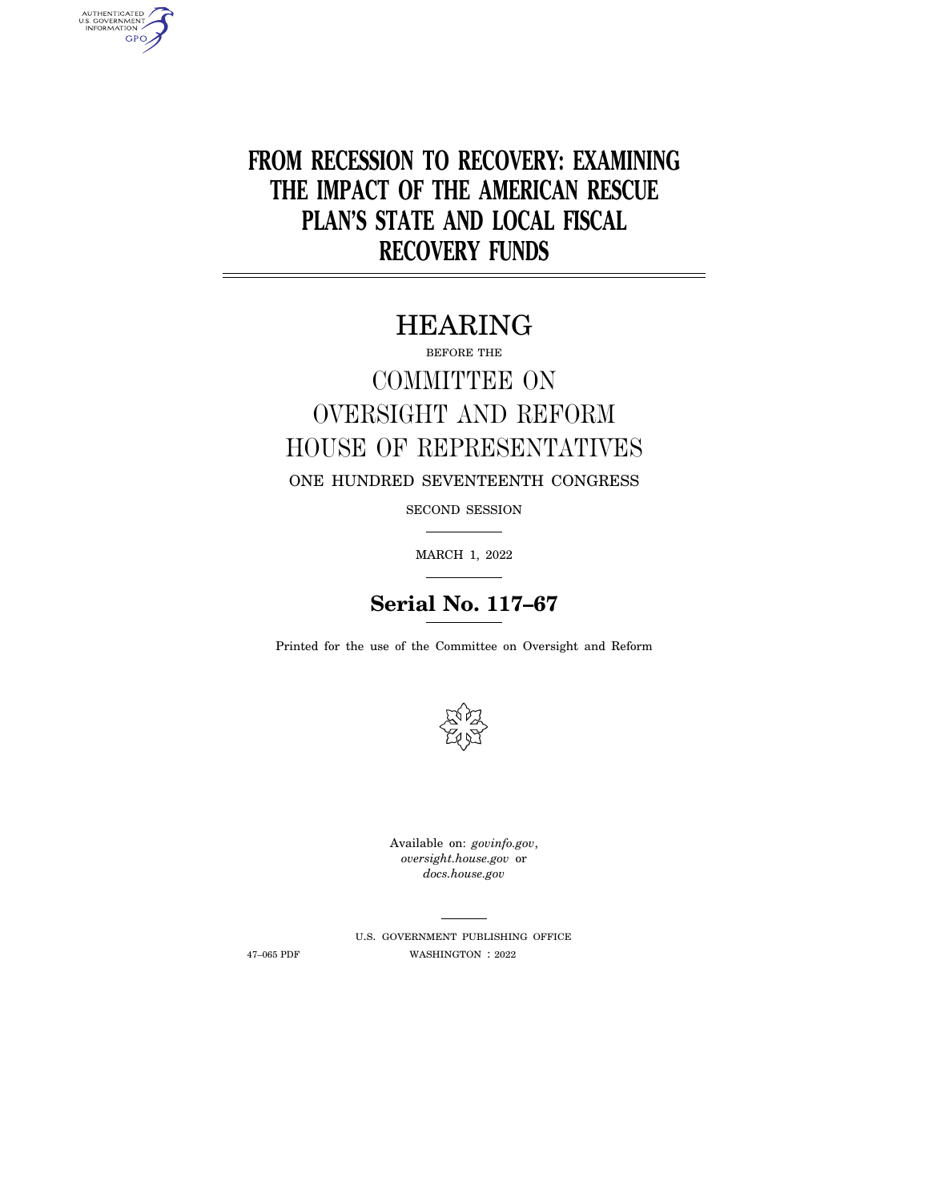# FROM RECESSION TO RECOVERY: EXAMINING THE IMPACT OF THE AMERICAN RESCUE PLAN'S STATE AND LOCAL FISCAL RECOVERY FUNDS

## HEARING

BEFORE THE

## COMMITTEE ON OVERSIGHT AND REFORM HOUSE OF REPRESENTATIVES

ONE HUNDRED SEVENTEENTH CONGRESS

SECOND SESSION

MARCH 1, 2022

**Serial No. 117–67**

Printed for the use of the Committee on Oversight and Reform

Available on: *govinfo.gov*, *oversight.house.gov* or *docs.house.gov*

U.S. GOVERNMENT PUBLISHING OFFICE

47–065 PDF WASHINGTON : 2022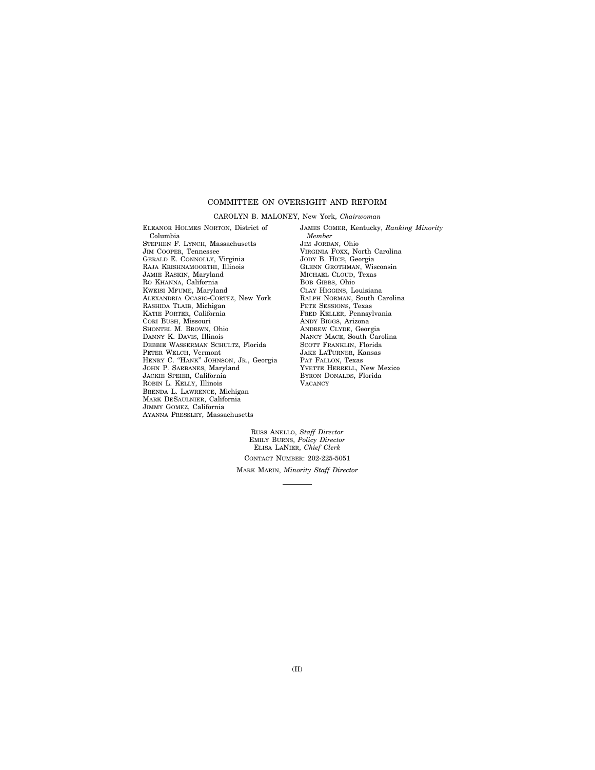# COMMITTEE ON OVERSIGHT AND REFORM

CAROLYN B. MALONEY, New York, *Chairwoman*

ELEANOR HOLMES NORTON, District of Columbia
STEPHEN F. LYNCH, Massachusetts
JIM COOPER, Tennessee
GERALD E. CONNOLLY, Virginia
RAJA KRISHNAMOORTHI, Illinois
JAMIE RASKIN, Maryland
RO KHANNA, California
KWEISI MFUME, Maryland
ALEXANDRIA OCASIO-CORTEZ, New York
RASHIDA TLAIB, Michigan
KATIE PORTER, California
CORI BUSH, Missouri
SHONTEL M. BROWN, Ohio
DANNY K. DAVIS, Illinois
DEBBIE WASSERMAN SCHULTZ, Florida
PETER WELCH, Vermont
HENRY C. "HANK" JOHNSON, JR., Georgia
JOHN P. SARBANES, Maryland
JACKIE SPEIER, California
ROBIN L. KELLY, Illinois
BRENDA L. LAWRENCE, Michigan
MARK DESAULNIER, California
JIMMY GOMEZ, California
AYANNA PRESSLEY, Massachusetts

JAMES COMER, Kentucky, *Ranking Minority Member*
JIM JORDAN, Ohio
VIRGINIA FOXX, North Carolina
JODY B. HICE, Georgia
GLENN GROTHMAN, Wisconsin
MICHAEL CLOUD, Texas
BOB GIBBS, Ohio
CLAY HIGGINS, Louisiana
RALPH NORMAN, South Carolina
PETE SESSIONS, Texas
FRED KELLER, Pennsylvania
ANDY BIGGS, Arizona
ANDREW CLYDE, Georgia
NANCY MACE, South Carolina
SCOTT FRANKLIN, Florida
JAKE LATURNER, Kansas
PAT FALLON, Texas
YVETTE HERRELL, New Mexico
BYRON DONALDS, Florida
VACANCY

RUSS ANELLO, *Staff Director*
EMILY BURNS, *Policy Director*
ELISA LANIER, *Chief Clerk*
CONTACT NUMBER: 202-225-5051
MARK MARIN, *Minority Staff Director*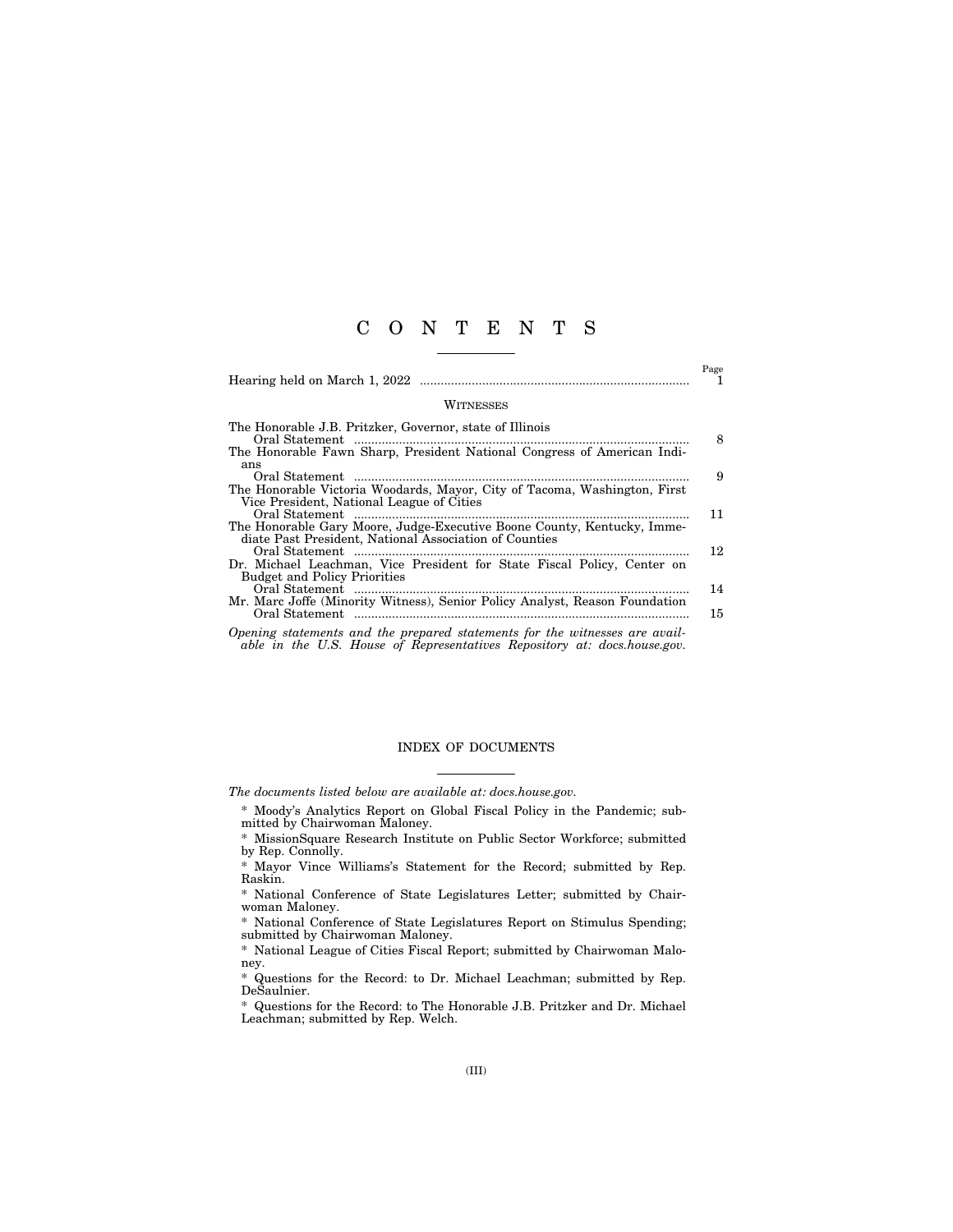# C O N T E N T S

| | Page |
|---|---|
| Hearing held on March 1, 2022 | 1 |

## WITNESSES

| | |
|---|---|
| The Honorable J.B. Pritzker, Governor, state of Illinois | |
| Oral Statement | 8 |
| The Honorable Fawn Sharp, President National Congress of American Indians | |
| Oral Statement | 9 |
| The Honorable Victoria Woodards, Mayor, City of Tacoma, Washington, First Vice President, National League of Cities | |
| Oral Statement | 11 |
| The Honorable Gary Moore, Judge-Executive Boone County, Kentucky, Immediate Past President, National Association of Counties | |
| Oral Statement | 12 |
| Dr. Michael Leachman, Vice President for State Fiscal Policy, Center on Budget and Policy Priorities | |
| Oral Statement | 14 |
| Mr. Marc Joffe (Minority Witness), Senior Policy Analyst, Reason Foundation | |
| Oral Statement | 15 |

*Opening statements and the prepared statements for the witnesses are available in the U.S. House of Representatives Repository at: docs.house.gov.*

## INDEX OF DOCUMENTS

*The documents listed below are available at: docs.house.gov.*

* Moody's Analytics Report on Global Fiscal Policy in the Pandemic; submitted by Chairwoman Maloney.

* MissionSquare Research Institute on Public Sector Workforce; submitted by Rep. Connolly.

* Mayor Vince Williams's Statement for the Record; submitted by Rep. Raskin.

* National Conference of State Legislatures Letter; submitted by Chairwoman Maloney.

* National Conference of State Legislatures Report on Stimulus Spending; submitted by Chairwoman Maloney.

* National League of Cities Fiscal Report; submitted by Chairwoman Maloney.

* Questions for the Record: to Dr. Michael Leachman; submitted by Rep. DeSaulnier.

* Questions for the Record: to The Honorable J.B. Pritzker and Dr. Michael Leachman; submitted by Rep. Welch.

(III)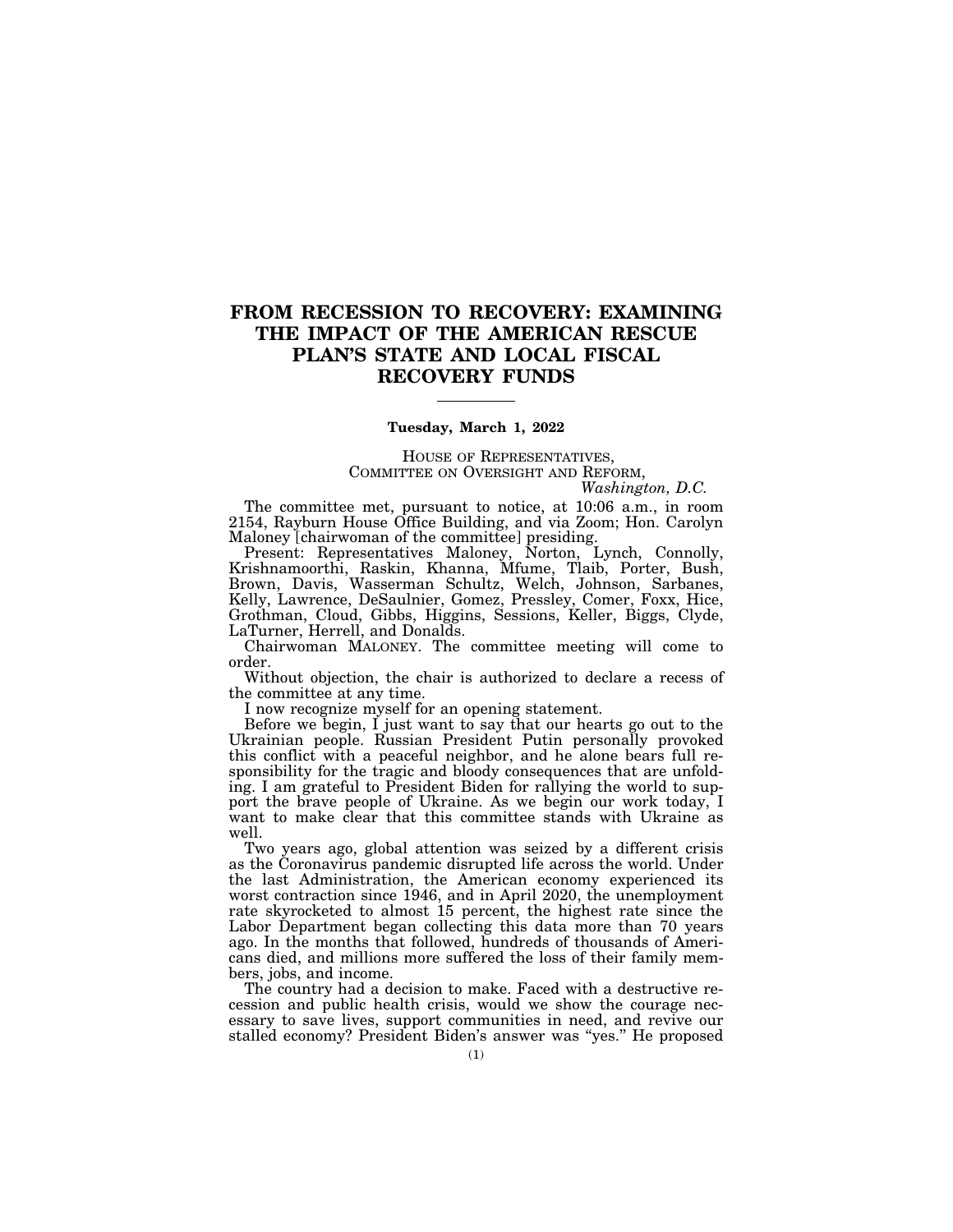# FROM RECESSION TO RECOVERY: EXAMINING THE IMPACT OF THE AMERICAN RESCUE PLAN'S STATE AND LOCAL FISCAL RECOVERY FUNDS

---

**Tuesday, March 1, 2022**

HOUSE OF REPRESENTATIVES,
COMMITTEE ON OVERSIGHT AND REFORM,
*Washington, D.C.*

The committee met, pursuant to notice, at 10:06 a.m., in room 2154, Rayburn House Office Building, and via Zoom; Hon. Carolyn Maloney [chairwoman of the committee] presiding.

Present: Representatives Maloney, Norton, Lynch, Connolly, Krishnamoorthi, Raskin, Khanna, Mfume, Tlaib, Porter, Bush, Brown, Davis, Wasserman Schultz, Welch, Johnson, Sarbanes, Kelly, Lawrence, DeSaulnier, Gomez, Pressley, Comer, Foxx, Hice, Grothman, Cloud, Gibbs, Higgins, Sessions, Keller, Biggs, Clyde, LaTurner, Herrell, and Donalds.

Chairwoman MALONEY. The committee meeting will come to order.

Without objection, the chair is authorized to declare a recess of the committee at any time.

I now recognize myself for an opening statement.

Before we begin, I just want to say that our hearts go out to the Ukrainian people. Russian President Putin personally provoked this conflict with a peaceful neighbor, and he alone bears full responsibility for the tragic and bloody consequences that are unfolding. I am grateful to President Biden for rallying the world to support the brave people of Ukraine. As we begin our work today, I want to make clear that this committee stands with Ukraine as well.

Two years ago, global attention was seized by a different crisis as the Coronavirus pandemic disrupted life across the world. Under the last Administration, the American economy experienced its worst contraction since 1946, and in April 2020, the unemployment rate skyrocketed to almost 15 percent, the highest rate since the Labor Department began collecting this data more than 70 years ago. In the months that followed, hundreds of thousands of Americans died, and millions more suffered the loss of their family members, jobs, and income.

The country had a decision to make. Faced with a destructive recession and public health crisis, would we show the courage necessary to save lives, support communities in need, and revive our stalled economy? President Biden's answer was "yes." He proposed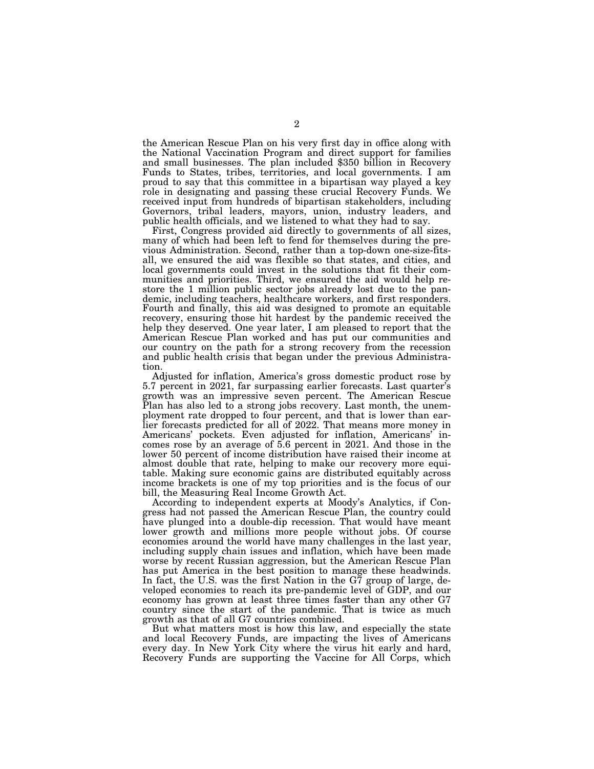the American Rescue Plan on his very first day in office along with the National Vaccination Program and direct support for families and small businesses. The plan included $350 billion in Recovery Funds to States, tribes, territories, and local governments. I am proud to say that this committee in a bipartisan way played a key role in designating and passing these crucial Recovery Funds. We received input from hundreds of bipartisan stakeholders, including Governors, tribal leaders, mayors, union, industry leaders, and public health officials, and we listened to what they had to say.

First, Congress provided aid directly to governments of all sizes, many of which had been left to fend for themselves during the previous Administration. Second, rather than a top-down one-size-fits-all, we ensured the aid was flexible so that states, and cities, and local governments could invest in the solutions that fit their communities and priorities. Third, we ensured the aid would help restore the 1 million public sector jobs already lost due to the pandemic, including teachers, healthcare workers, and first responders. Fourth and finally, this aid was designed to promote an equitable recovery, ensuring those hit hardest by the pandemic received the help they deserved. One year later, I am pleased to report that the American Rescue Plan worked and has put our communities and our country on the path for a strong recovery from the recession and public health crisis that began under the previous Administration.

Adjusted for inflation, America's gross domestic product rose by 5.7 percent in 2021, far surpassing earlier forecasts. Last quarter's growth was an impressive seven percent. The American Rescue Plan has also led to a strong jobs recovery. Last month, the unemployment rate dropped to four percent, and that is lower than earlier forecasts predicted for all of 2022. That means more money in Americans' pockets. Even adjusted for inflation, Americans' incomes rose by an average of 5.6 percent in 2021. And those in the lower 50 percent of income distribution have raised their income at almost double that rate, helping to make our recovery more equitable. Making sure economic gains are distributed equitably across income brackets is one of my top priorities and is the focus of our bill, the Measuring Real Income Growth Act.

According to independent experts at Moody's Analytics, if Congress had not passed the American Rescue Plan, the country could have plunged into a double-dip recession. That would have meant lower growth and millions more people without jobs. Of course economies around the world have many challenges in the last year, including supply chain issues and inflation, which have been made worse by recent Russian aggression, but the American Rescue Plan has put America in the best position to manage these headwinds. In fact, the U.S. was the first Nation in the G7 group of large, developed economies to reach its pre-pandemic level of GDP, and our economy has grown at least three times faster than any other G7 country since the start of the pandemic. That is twice as much growth as that of all G7 countries combined.

But what matters most is how this law, and especially the state and local Recovery Funds, are impacting the lives of Americans every day. In New York City where the virus hit early and hard, Recovery Funds are supporting the Vaccine for All Corps, which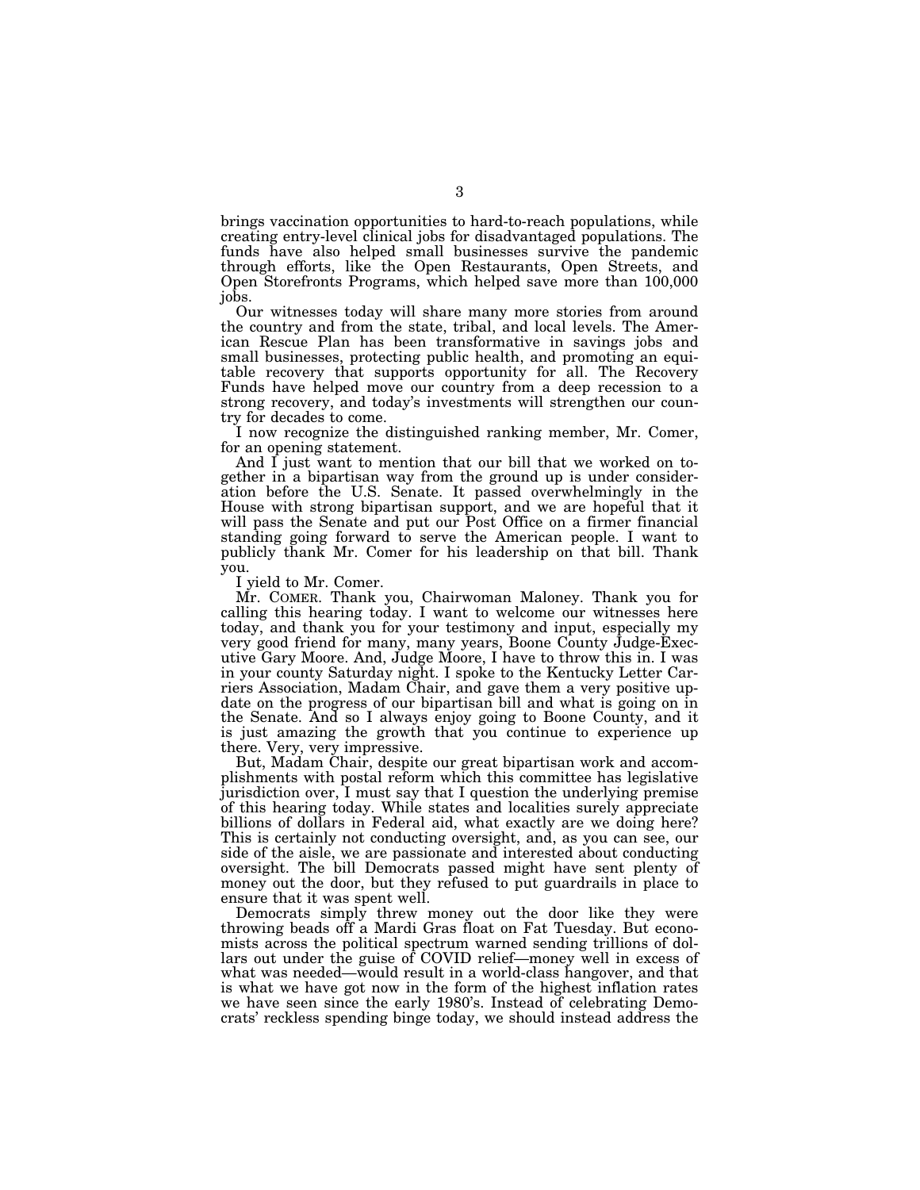brings vaccination opportunities to hard-to-reach populations, while creating entry-level clinical jobs for disadvantaged populations. The funds have also helped small businesses survive the pandemic through efforts, like the Open Restaurants, Open Streets, and Open Storefronts Programs, which helped save more than 100,000 jobs.

Our witnesses today will share many more stories from around the country and from the state, tribal, and local levels. The American Rescue Plan has been transformative in savings jobs and small businesses, protecting public health, and promoting an equitable recovery that supports opportunity for all. The Recovery Funds have helped move our country from a deep recession to a strong recovery, and today's investments will strengthen our country for decades to come.

I now recognize the distinguished ranking member, Mr. Comer, for an opening statement.

And I just want to mention that our bill that we worked on together in a bipartisan way from the ground up is under consideration before the U.S. Senate. It passed overwhelmingly in the House with strong bipartisan support, and we are hopeful that it will pass the Senate and put our Post Office on a firmer financial standing going forward to serve the American people. I want to publicly thank Mr. Comer for his leadership on that bill. Thank you.

I yield to Mr. Comer.

Mr. COMER. Thank you, Chairwoman Maloney. Thank you for calling this hearing today. I want to welcome our witnesses here today, and thank you for your testimony and input, especially my very good friend for many, many years, Boone County Judge-Executive Gary Moore. And, Judge Moore, I have to throw this in. I was in your county Saturday night. I spoke to the Kentucky Letter Carriers Association, Madam Chair, and gave them a very positive update on the progress of our bipartisan bill and what is going on in the Senate. And so I always enjoy going to Boone County, and it is just amazing the growth that you continue to experience up there. Very, very impressive.

But, Madam Chair, despite our great bipartisan work and accomplishments with postal reform which this committee has legislative jurisdiction over, I must say that I question the underlying premise of this hearing today. While states and localities surely appreciate billions of dollars in Federal aid, what exactly are we doing here? This is certainly not conducting oversight, and, as you can see, our side of the aisle, we are passionate and interested about conducting oversight. The bill Democrats passed might have sent plenty of money out the door, but they refused to put guardrails in place to ensure that it was spent well.

Democrats simply threw money out the door like they were throwing beads off a Mardi Gras float on Fat Tuesday. But economists across the political spectrum warned sending trillions of dollars out under the guise of COVID relief—money well in excess of what was needed—would result in a world-class hangover, and that is what we have got now in the form of the highest inflation rates we have seen since the early 1980's. Instead of celebrating Democrats' reckless spending binge today, we should instead address the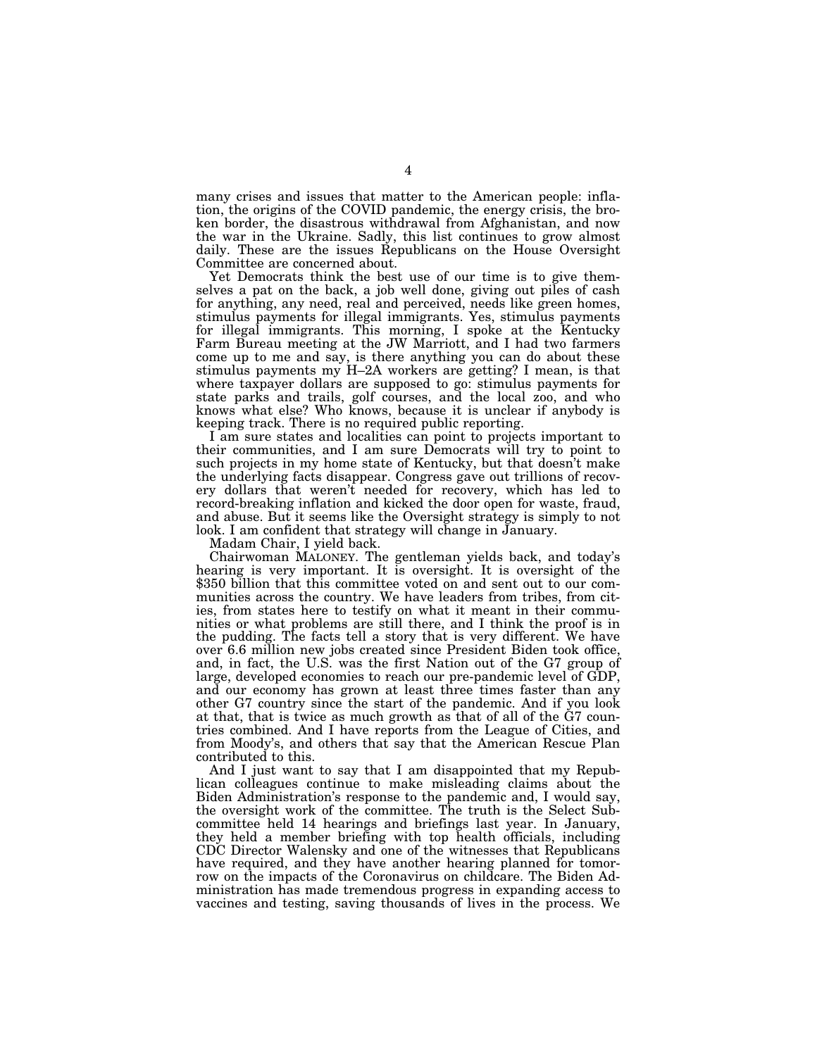many crises and issues that matter to the American people: inflation, the origins of the COVID pandemic, the energy crisis, the broken border, the disastrous withdrawal from Afghanistan, and now the war in the Ukraine. Sadly, this list continues to grow almost daily. These are the issues Republicans on the House Oversight Committee are concerned about.

Yet Democrats think the best use of our time is to give themselves a pat on the back, a job well done, giving out piles of cash for anything, any need, real and perceived, needs like green homes, stimulus payments for illegal immigrants. Yes, stimulus payments for illegal immigrants. This morning, I spoke at the Kentucky Farm Bureau meeting at the JW Marriott, and I had two farmers come up to me and say, is there anything you can do about these stimulus payments my H–2A workers are getting? I mean, is that where taxpayer dollars are supposed to go: stimulus payments for state parks and trails, golf courses, and the local zoo, and who knows what else? Who knows, because it is unclear if anybody is keeping track. There is no required public reporting.

I am sure states and localities can point to projects important to their communities, and I am sure Democrats will try to point to such projects in my home state of Kentucky, but that doesn't make the underlying facts disappear. Congress gave out trillions of recovery dollars that weren't needed for recovery, which has led to record-breaking inflation and kicked the door open for waste, fraud, and abuse. But it seems like the Oversight strategy is simply to not look. I am confident that strategy will change in January.

Madam Chair, I yield back.

Chairwoman MALONEY. The gentleman yields back, and today's hearing is very important. It is oversight. It is oversight of the $350 billion that this committee voted on and sent out to our communities across the country. We have leaders from tribes, from cities, from states here to testify on what it meant in their communities or what problems are still there, and I think the proof is in the pudding. The facts tell a story that is very different. We have over 6.6 million new jobs created since President Biden took office, and, in fact, the U.S. was the first Nation out of the G7 group of large, developed economies to reach our pre-pandemic level of GDP, and our economy has grown at least three times faster than any other G7 country since the start of the pandemic. And if you look at that, that is twice as much growth as that of all of the G7 countries combined. And I have reports from the League of Cities, and from Moody's, and others that say that the American Rescue Plan contributed to this.

And I just want to say that I am disappointed that my Republican colleagues continue to make misleading claims about the Biden Administration's response to the pandemic and, I would say, the oversight work of the committee. The truth is the Select Subcommittee held 14 hearings and briefings last year. In January, they held a member briefing with top health officials, including CDC Director Walensky and one of the witnesses that Republicans have required, and they have another hearing planned for tomorrow on the impacts of the Coronavirus on childcare. The Biden Administration has made tremendous progress in expanding access to vaccines and testing, saving thousands of lives in the process. We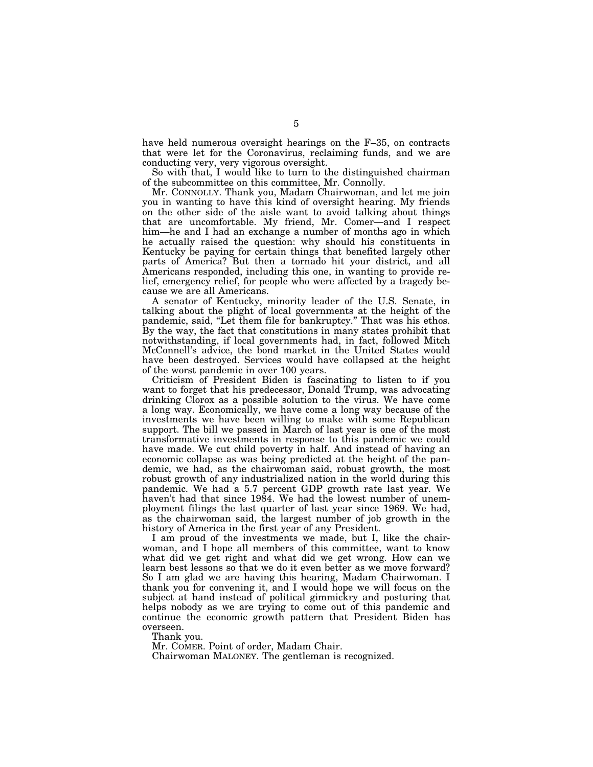have held numerous oversight hearings on the F–35, on contracts that were let for the Coronavirus, reclaiming funds, and we are conducting very, very vigorous oversight.

So with that, I would like to turn to the distinguished chairman of the subcommittee on this committee, Mr. Connolly.

Mr. CONNOLLY. Thank you, Madam Chairwoman, and let me join you in wanting to have this kind of oversight hearing. My friends on the other side of the aisle want to avoid talking about things that are uncomfortable. My friend, Mr. Comer—and I respect him—he and I had an exchange a number of months ago in which he actually raised the question: why should his constituents in Kentucky be paying for certain things that benefited largely other parts of America? But then a tornado hit your district, and all Americans responded, including this one, in wanting to provide relief, emergency relief, for people who were affected by a tragedy because we are all Americans.

A senator of Kentucky, minority leader of the U.S. Senate, in talking about the plight of local governments at the height of the pandemic, said, "Let them file for bankruptcy." That was his ethos. By the way, the fact that constitutions in many states prohibit that notwithstanding, if local governments had, in fact, followed Mitch McConnell's advice, the bond market in the United States would have been destroyed. Services would have collapsed at the height of the worst pandemic in over 100 years.

Criticism of President Biden is fascinating to listen to if you want to forget that his predecessor, Donald Trump, was advocating drinking Clorox as a possible solution to the virus. We have come a long way. Economically, we have come a long way because of the investments we have been willing to make with some Republican support. The bill we passed in March of last year is one of the most transformative investments in response to this pandemic we could have made. We cut child poverty in half. And instead of having an economic collapse as was being predicted at the height of the pandemic, we had, as the chairwoman said, robust growth, the most robust growth of any industrialized nation in the world during this pandemic. We had a 5.7 percent GDP growth rate last year. We haven't had that since 1984. We had the lowest number of unemployment filings the last quarter of last year since 1969. We had, as the chairwoman said, the largest number of job growth in the history of America in the first year of any President.

I am proud of the investments we made, but I, like the chairwoman, and I hope all members of this committee, want to know what did we get right and what did we get wrong. How can we learn best lessons so that we do it even better as we move forward? So I am glad we are having this hearing, Madam Chairwoman. I thank you for convening it, and I would hope we will focus on the subject at hand instead of political gimmickry and posturing that helps nobody as we are trying to come out of this pandemic and continue the economic growth pattern that President Biden has overseen.

Thank you.

Mr. COMER. Point of order, Madam Chair.

Chairwoman MALONEY. The gentleman is recognized.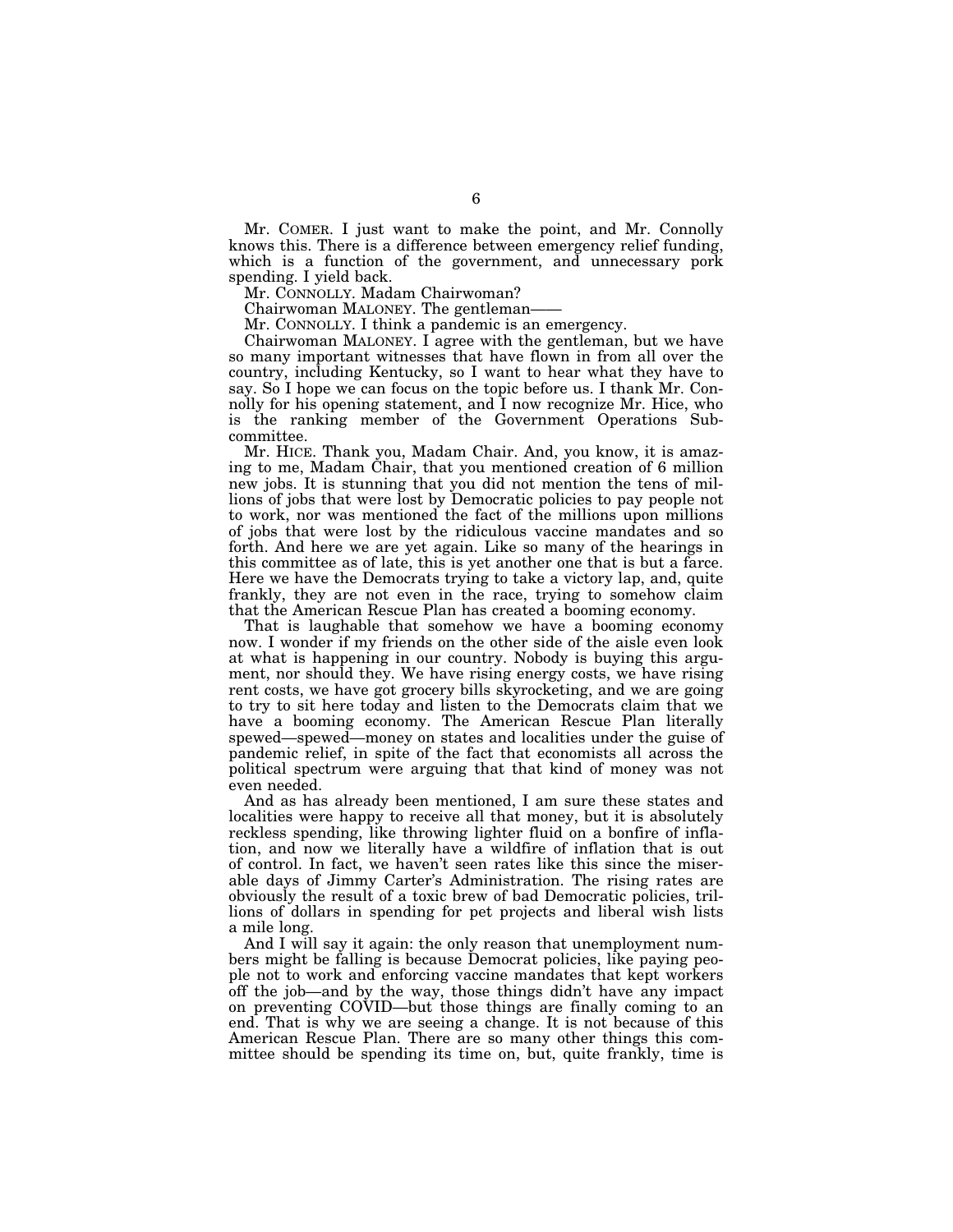Mr. COMER. I just want to make the point, and Mr. Connolly knows this. There is a difference between emergency relief funding, which is a function of the government, and unnecessary pork spending. I yield back.

Mr. CONNOLLY. Madam Chairwoman?

Chairwoman MALONEY. The gentleman——

Mr. CONNOLLY. I think a pandemic is an emergency.

Chairwoman MALONEY. I agree with the gentleman, but we have so many important witnesses that have flown in from all over the country, including Kentucky, so I want to hear what they have to say. So I hope we can focus on the topic before us. I thank Mr. Connolly for his opening statement, and I now recognize Mr. Hice, who is the ranking member of the Government Operations Subcommittee.

Mr. HICE. Thank you, Madam Chair. And, you know, it is amazing to me, Madam Chair, that you mentioned creation of 6 million new jobs. It is stunning that you did not mention the tens of millions of jobs that were lost by Democratic policies to pay people not to work, nor was mentioned the fact of the millions upon millions of jobs that were lost by the ridiculous vaccine mandates and so forth. And here we are yet again. Like so many of the hearings in this committee as of late, this is yet another one that is but a farce. Here we have the Democrats trying to take a victory lap, and, quite frankly, they are not even in the race, trying to somehow claim that the American Rescue Plan has created a booming economy.

That is laughable that somehow we have a booming economy now. I wonder if my friends on the other side of the aisle even look at what is happening in our country. Nobody is buying this argument, nor should they. We have rising energy costs, we have rising rent costs, we have got grocery bills skyrocketing, and we are going to try to sit here today and listen to the Democrats claim that we have a booming economy. The American Rescue Plan literally spewed—spewed—money on states and localities under the guise of pandemic relief, in spite of the fact that economists all across the political spectrum were arguing that that kind of money was not even needed.

And as has already been mentioned, I am sure these states and localities were happy to receive all that money, but it is absolutely reckless spending, like throwing lighter fluid on a bonfire of inflation, and now we literally have a wildfire of inflation that is out of control. In fact, we haven't seen rates like this since the miserable days of Jimmy Carter's Administration. The rising rates are obviously the result of a toxic brew of bad Democratic policies, trillions of dollars in spending for pet projects and liberal wish lists a mile long.

And I will say it again: the only reason that unemployment numbers might be falling is because Democrat policies, like paying people not to work and enforcing vaccine mandates that kept workers off the job—and by the way, those things didn't have any impact on preventing COVID—but those things are finally coming to an end. That is why we are seeing a change. It is not because of this American Rescue Plan. There are so many other things this committee should be spending its time on, but, quite frankly, time is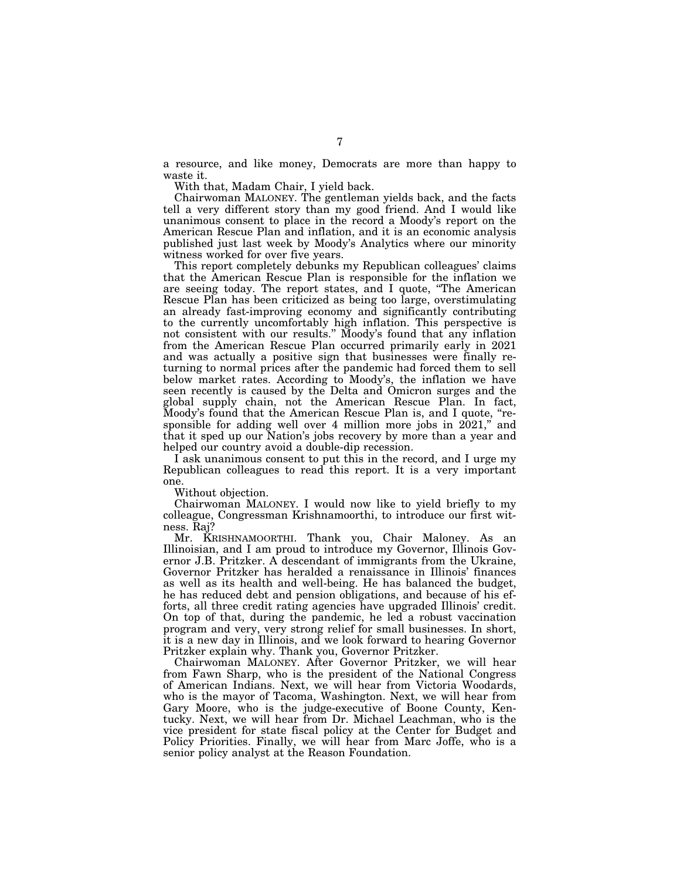a resource, and like money, Democrats are more than happy to waste it.

With that, Madam Chair, I yield back.

Chairwoman MALONEY. The gentleman yields back, and the facts tell a very different story than my good friend. And I would like unanimous consent to place in the record a Moody's report on the American Rescue Plan and inflation, and it is an economic analysis published just last week by Moody's Analytics where our minority witness worked for over five years.

This report completely debunks my Republican colleagues' claims that the American Rescue Plan is responsible for the inflation we are seeing today. The report states, and I quote, "The American Rescue Plan has been criticized as being too large, overstimulating an already fast-improving economy and significantly contributing to the currently uncomfortably high inflation. This perspective is not consistent with our results." Moody's found that any inflation from the American Rescue Plan occurred primarily early in 2021 and was actually a positive sign that businesses were finally returning to normal prices after the pandemic had forced them to sell below market rates. According to Moody's, the inflation we have seen recently is caused by the Delta and Omicron surges and the global supply chain, not the American Rescue Plan. In fact, Moody's found that the American Rescue Plan is, and I quote, "responsible for adding well over 4 million more jobs in 2021," and that it sped up our Nation's jobs recovery by more than a year and helped our country avoid a double-dip recession.

I ask unanimous consent to put this in the record, and I urge my Republican colleagues to read this report. It is a very important one.

Without objection.

Chairwoman MALONEY. I would now like to yield briefly to my colleague, Congressman Krishnamoorthi, to introduce our first witness. Raj?

Mr. KRISHNAMOORTHI. Thank you, Chair Maloney. As an Illinoisian, and I am proud to introduce my Governor, Illinois Governor J.B. Pritzker. A descendant of immigrants from the Ukraine, Governor Pritzker has heralded a renaissance in Illinois' finances as well as its health and well-being. He has balanced the budget, he has reduced debt and pension obligations, and because of his efforts, all three credit rating agencies have upgraded Illinois' credit. On top of that, during the pandemic, he led a robust vaccination program and very, very strong relief for small businesses. In short, it is a new day in Illinois, and we look forward to hearing Governor Pritzker explain why. Thank you, Governor Pritzker.

Chairwoman MALONEY. After Governor Pritzker, we will hear from Fawn Sharp, who is the president of the National Congress of American Indians. Next, we will hear from Victoria Woodards, who is the mayor of Tacoma, Washington. Next, we will hear from Gary Moore, who is the judge-executive of Boone County, Kentucky. Next, we will hear from Dr. Michael Leachman, who is the vice president for state fiscal policy at the Center for Budget and Policy Priorities. Finally, we will hear from Marc Joffe, who is a senior policy analyst at the Reason Foundation.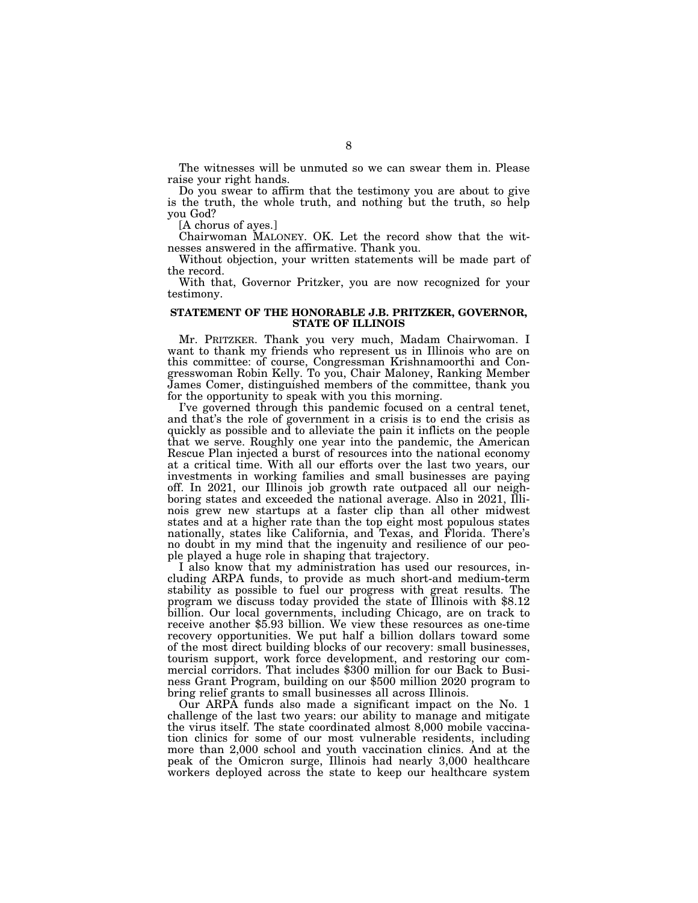The witnesses will be unmuted so we can swear them in. Please raise your right hands.

Do you swear to affirm that the testimony you are about to give is the truth, the whole truth, and nothing but the truth, so help you God?

[A chorus of ayes.]

Chairwoman MALONEY. OK. Let the record show that the witnesses answered in the affirmative. Thank you.

Without objection, your written statements will be made part of the record.

With that, Governor Pritzker, you are now recognized for your testimony.

## STATEMENT OF THE HONORABLE J.B. PRITZKER, GOVERNOR, STATE OF ILLINOIS

Mr. PRITZKER. Thank you very much, Madam Chairwoman. I want to thank my friends who represent us in Illinois who are on this committee: of course, Congressman Krishnamoorthi and Congresswoman Robin Kelly. To you, Chair Maloney, Ranking Member James Comer, distinguished members of the committee, thank you for the opportunity to speak with you this morning.

I've governed through this pandemic focused on a central tenet, and that's the role of government in a crisis is to end the crisis as quickly as possible and to alleviate the pain it inflicts on the people that we serve. Roughly one year into the pandemic, the American Rescue Plan injected a burst of resources into the national economy at a critical time. With all our efforts over the last two years, our investments in working families and small businesses are paying off. In 2021, our Illinois job growth rate outpaced all our neighboring states and exceeded the national average. Also in 2021, Illinois grew new startups at a faster clip than all other midwest states and at a higher rate than the top eight most populous states nationally, states like California, and Texas, and Florida. There's no doubt in my mind that the ingenuity and resilience of our people played a huge role in shaping that trajectory.

I also know that my administration has used our resources, including ARPA funds, to provide as much short-and medium-term stability as possible to fuel our progress with great results. The program we discuss today provided the state of Illinois with $8.12 billion. Our local governments, including Chicago, are on track to receive another $5.93 billion. We view these resources as one-time recovery opportunities. We put half a billion dollars toward some of the most direct building blocks of our recovery: small businesses, tourism support, work force development, and restoring our commercial corridors. That includes $300 million for our Back to Business Grant Program, building on our $500 million 2020 program to bring relief grants to small businesses all across Illinois.

Our ARPA funds also made a significant impact on the No. 1 challenge of the last two years: our ability to manage and mitigate the virus itself. The state coordinated almost 8,000 mobile vaccination clinics for some of our most vulnerable residents, including more than 2,000 school and youth vaccination clinics. And at the peak of the Omicron surge, Illinois had nearly 3,000 healthcare workers deployed across the state to keep our healthcare system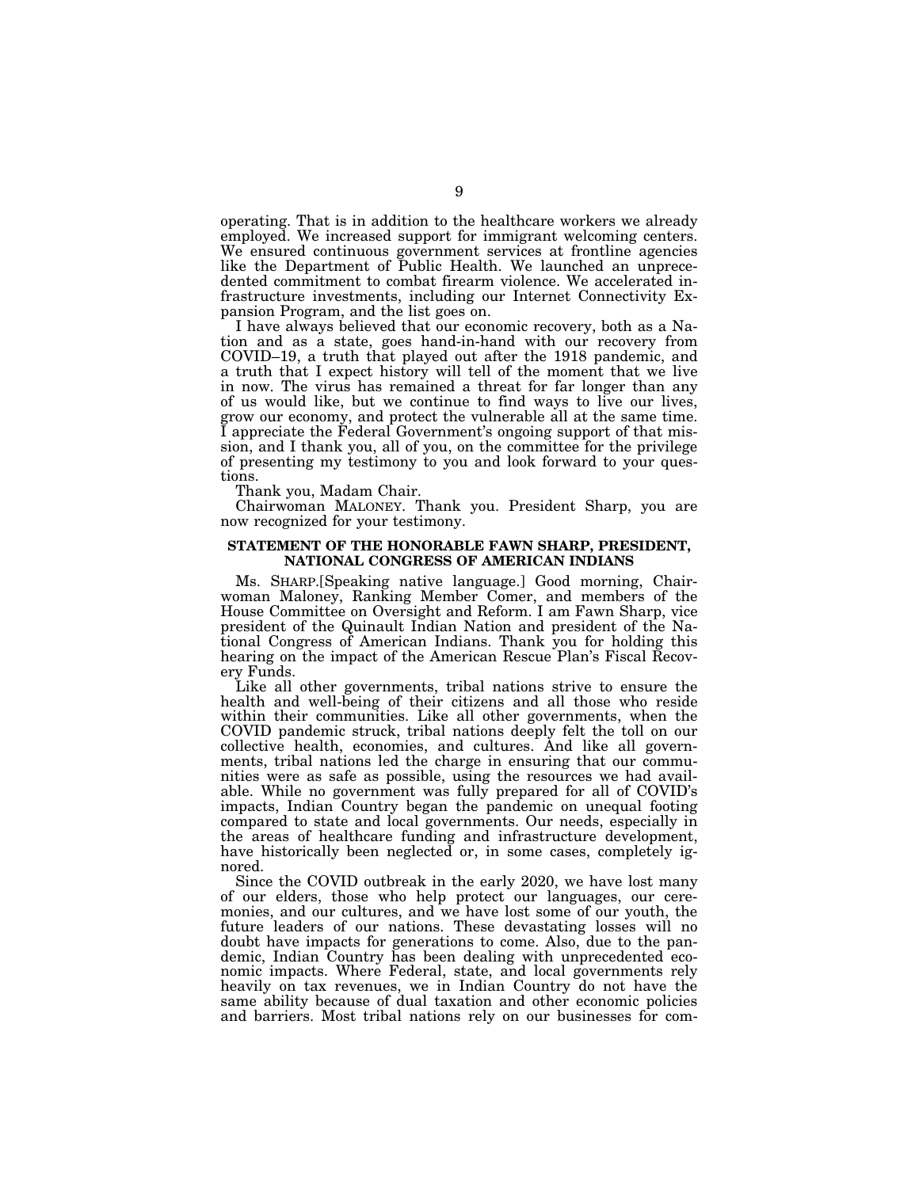operating. That is in addition to the healthcare workers we already employed. We increased support for immigrant welcoming centers. We ensured continuous government services at frontline agencies like the Department of Public Health. We launched an unprecedented commitment to combat firearm violence. We accelerated infrastructure investments, including our Internet Connectivity Expansion Program, and the list goes on.

I have always believed that our economic recovery, both as a Nation and as a state, goes hand-in-hand with our recovery from COVID–19, a truth that played out after the 1918 pandemic, and a truth that I expect history will tell of the moment that we live in now. The virus has remained a threat for far longer than any of us would like, but we continue to find ways to live our lives, grow our economy, and protect the vulnerable all at the same time. I appreciate the Federal Government's ongoing support of that mission, and I thank you, all of you, on the committee for the privilege of presenting my testimony to you and look forward to your questions.

Thank you, Madam Chair.

Chairwoman MALONEY. Thank you. President Sharp, you are now recognized for your testimony.

## STATEMENT OF THE HONORABLE FAWN SHARP, PRESIDENT, NATIONAL CONGRESS OF AMERICAN INDIANS

Ms. SHARP.[Speaking native language.] Good morning, Chairwoman Maloney, Ranking Member Comer, and members of the House Committee on Oversight and Reform. I am Fawn Sharp, vice president of the Quinault Indian Nation and president of the National Congress of American Indians. Thank you for holding this hearing on the impact of the American Rescue Plan's Fiscal Recovery Funds.

Like all other governments, tribal nations strive to ensure the health and well-being of their citizens and all those who reside within their communities. Like all other governments, when the COVID pandemic struck, tribal nations deeply felt the toll on our collective health, economies, and cultures. And like all governments, tribal nations led the charge in ensuring that our communities were as safe as possible, using the resources we had available. While no government was fully prepared for all of COVID's impacts, Indian Country began the pandemic on unequal footing compared to state and local governments. Our needs, especially in the areas of healthcare funding and infrastructure development, have historically been neglected or, in some cases, completely ignored.

Since the COVID outbreak in the early 2020, we have lost many of our elders, those who help protect our languages, our ceremonies, and our cultures, and we have lost some of our youth, the future leaders of our nations. These devastating losses will no doubt have impacts for generations to come. Also, due to the pandemic, Indian Country has been dealing with unprecedented economic impacts. Where Federal, state, and local governments rely heavily on tax revenues, we in Indian Country do not have the same ability because of dual taxation and other economic policies and barriers. Most tribal nations rely on our businesses for com-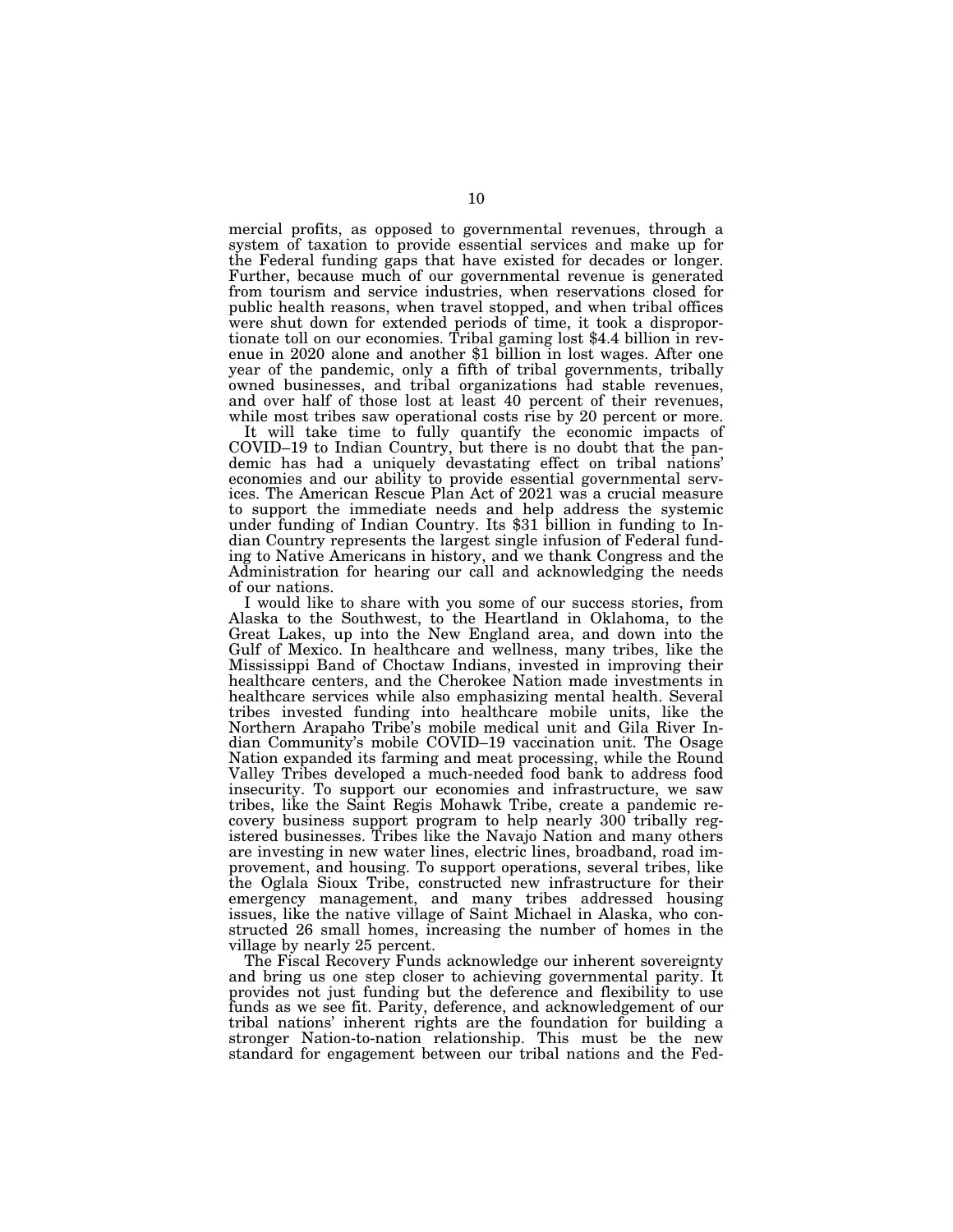mercial profits, as opposed to governmental revenues, through a system of taxation to provide essential services and make up for the Federal funding gaps that have existed for decades or longer. Further, because much of our governmental revenue is generated from tourism and service industries, when reservations closed for public health reasons, when travel stopped, and when tribal offices were shut down for extended periods of time, it took a disproportionate toll on our economies. Tribal gaming lost $4.4 billion in revenue in 2020 alone and another $1 billion in lost wages. After one year of the pandemic, only a fifth of tribal governments, tribally owned businesses, and tribal organizations had stable revenues, and over half of those lost at least 40 percent of their revenues, while most tribes saw operational costs rise by 20 percent or more.

It will take time to fully quantify the economic impacts of COVID–19 to Indian Country, but there is no doubt that the pandemic has had a uniquely devastating effect on tribal nations' economies and our ability to provide essential governmental services. The American Rescue Plan Act of 2021 was a crucial measure to support the immediate needs and help address the systemic under funding of Indian Country. Its $31 billion in funding to Indian Country represents the largest single infusion of Federal funding to Native Americans in history, and we thank Congress and the Administration for hearing our call and acknowledging the needs of our nations.

I would like to share with you some of our success stories, from Alaska to the Southwest, to the Heartland in Oklahoma, to the Great Lakes, up into the New England area, and down into the Gulf of Mexico. In healthcare and wellness, many tribes, like the Mississippi Band of Choctaw Indians, invested in improving their healthcare centers, and the Cherokee Nation made investments in healthcare services while also emphasizing mental health. Several tribes invested funding into healthcare mobile units, like the Northern Arapaho Tribe's mobile medical unit and Gila River Indian Community's mobile COVID–19 vaccination unit. The Osage Nation expanded its farming and meat processing, while the Round Valley Tribes developed a much-needed food bank to address food insecurity. To support our economies and infrastructure, we saw tribes, like the Saint Regis Mohawk Tribe, create a pandemic recovery business support program to help nearly 300 tribally registered businesses. Tribes like the Navajo Nation and many others are investing in new water lines, electric lines, broadband, road improvement, and housing. To support operations, several tribes, like the Oglala Sioux Tribe, constructed new infrastructure for their emergency management, and many tribes addressed housing issues, like the native village of Saint Michael in Alaska, who constructed 26 small homes, increasing the number of homes in the village by nearly 25 percent.

The Fiscal Recovery Funds acknowledge our inherent sovereignty and bring us one step closer to achieving governmental parity. It provides not just funding but the deference and flexibility to use funds as we see fit. Parity, deference, and acknowledgement of our tribal nations' inherent rights are the foundation for building a stronger Nation-to-nation relationship. This must be the new standard for engagement between our tribal nations and the Fed-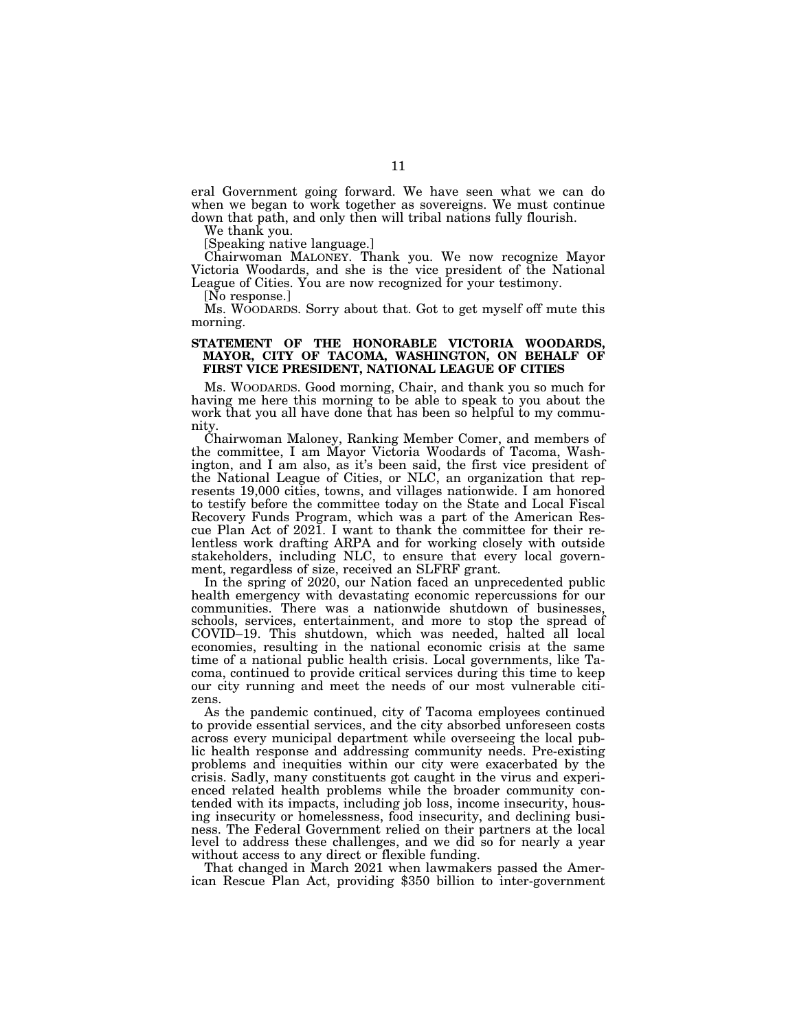eral Government going forward. We have seen what we can do when we began to work together as sovereigns. We must continue down that path, and only then will tribal nations fully flourish.

We thank you.

[Speaking native language.]

Chairwoman MALONEY. Thank you. We now recognize Mayor Victoria Woodards, and she is the vice president of the National League of Cities. You are now recognized for your testimony.

[No response.]

Ms. WOODARDS. Sorry about that. Got to get myself off mute this morning.

## STATEMENT OF THE HONORABLE VICTORIA WOODARDS, MAYOR, CITY OF TACOMA, WASHINGTON, ON BEHALF OF FIRST VICE PRESIDENT, NATIONAL LEAGUE OF CITIES

Ms. WOODARDS. Good morning, Chair, and thank you so much for having me here this morning to be able to speak to you about the work that you all have done that has been so helpful to my community.

Chairwoman Maloney, Ranking Member Comer, and members of the committee, I am Mayor Victoria Woodards of Tacoma, Washington, and I am also, as it's been said, the first vice president of the National League of Cities, or NLC, an organization that represents 19,000 cities, towns, and villages nationwide. I am honored to testify before the committee today on the State and Local Fiscal Recovery Funds Program, which was a part of the American Rescue Plan Act of 2021. I want to thank the committee for their relentless work drafting ARPA and for working closely with outside stakeholders, including NLC, to ensure that every local government, regardless of size, received an SLFRF grant.

In the spring of 2020, our Nation faced an unprecedented public health emergency with devastating economic repercussions for our communities. There was a nationwide shutdown of businesses, schools, services, entertainment, and more to stop the spread of COVID–19. This shutdown, which was needed, halted all local economies, resulting in the national economic crisis at the same time of a national public health crisis. Local governments, like Tacoma, continued to provide critical services during this time to keep our city running and meet the needs of our most vulnerable citizens.

As the pandemic continued, city of Tacoma employees continued to provide essential services, and the city absorbed unforeseen costs across every municipal department while overseeing the local public health response and addressing community needs. Pre-existing problems and inequities within our city were exacerbated by the crisis. Sadly, many constituents got caught in the virus and experienced related health problems while the broader community contended with its impacts, including job loss, income insecurity, housing insecurity or homelessness, food insecurity, and declining business. The Federal Government relied on their partners at the local level to address these challenges, and we did so for nearly a year without access to any direct or flexible funding.

That changed in March 2021 when lawmakers passed the American Rescue Plan Act, providing $350 billion to inter-government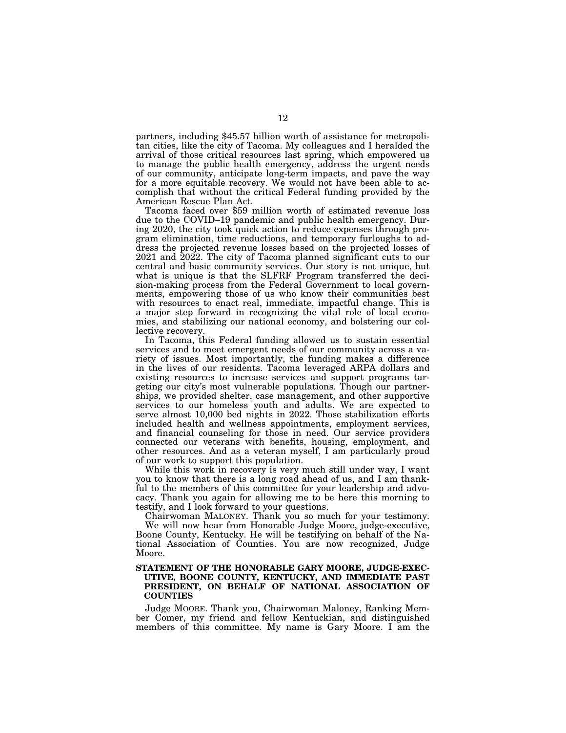partners, including $45.57 billion worth of assistance for metropolitan cities, like the city of Tacoma. My colleagues and I heralded the arrival of those critical resources last spring, which empowered us to manage the public health emergency, address the urgent needs of our community, anticipate long-term impacts, and pave the way for a more equitable recovery. We would not have been able to accomplish that without the critical Federal funding provided by the American Rescue Plan Act.

Tacoma faced over $59 million worth of estimated revenue loss due to the COVID–19 pandemic and public health emergency. During 2020, the city took quick action to reduce expenses through program elimination, time reductions, and temporary furloughs to address the projected revenue losses based on the projected losses of 2021 and 2022. The city of Tacoma planned significant cuts to our central and basic community services. Our story is not unique, but what is unique is that the SLFRF Program transferred the decision-making process from the Federal Government to local governments, empowering those of us who know their communities best with resources to enact real, immediate, impactful change. This is a major step forward in recognizing the vital role of local economies, and stabilizing our national economy, and bolstering our collective recovery.

In Tacoma, this Federal funding allowed us to sustain essential services and to meet emergent needs of our community across a variety of issues. Most importantly, the funding makes a difference in the lives of our residents. Tacoma leveraged ARPA dollars and existing resources to increase services and support programs targeting our city's most vulnerable populations. Though our partnerships, we provided shelter, case management, and other supportive services to our homeless youth and adults. We are expected to serve almost 10,000 bed nights in 2022. Those stabilization efforts included health and wellness appointments, employment services, and financial counseling for those in need. Our service providers connected our veterans with benefits, housing, employment, and other resources. And as a veteran myself, I am particularly proud of our work to support this population.

While this work in recovery is very much still under way, I want you to know that there is a long road ahead of us, and I am thankful to the members of this committee for your leadership and advocacy. Thank you again for allowing me to be here this morning to testify, and I look forward to your questions.

Chairwoman MALONEY. Thank you so much for your testimony.

We will now hear from Honorable Judge Moore, judge-executive, Boone County, Kentucky. He will be testifying on behalf of the National Association of Counties. You are now recognized, Judge Moore.

## STATEMENT OF THE HONORABLE GARY MOORE, JUDGE-EXECUTIVE, BOONE COUNTY, KENTUCKY, AND IMMEDIATE PAST PRESIDENT, ON BEHALF OF NATIONAL ASSOCIATION OF COUNTIES

Judge MOORE. Thank you, Chairwoman Maloney, Ranking Member Comer, my friend and fellow Kentuckian, and distinguished members of this committee. My name is Gary Moore. I am the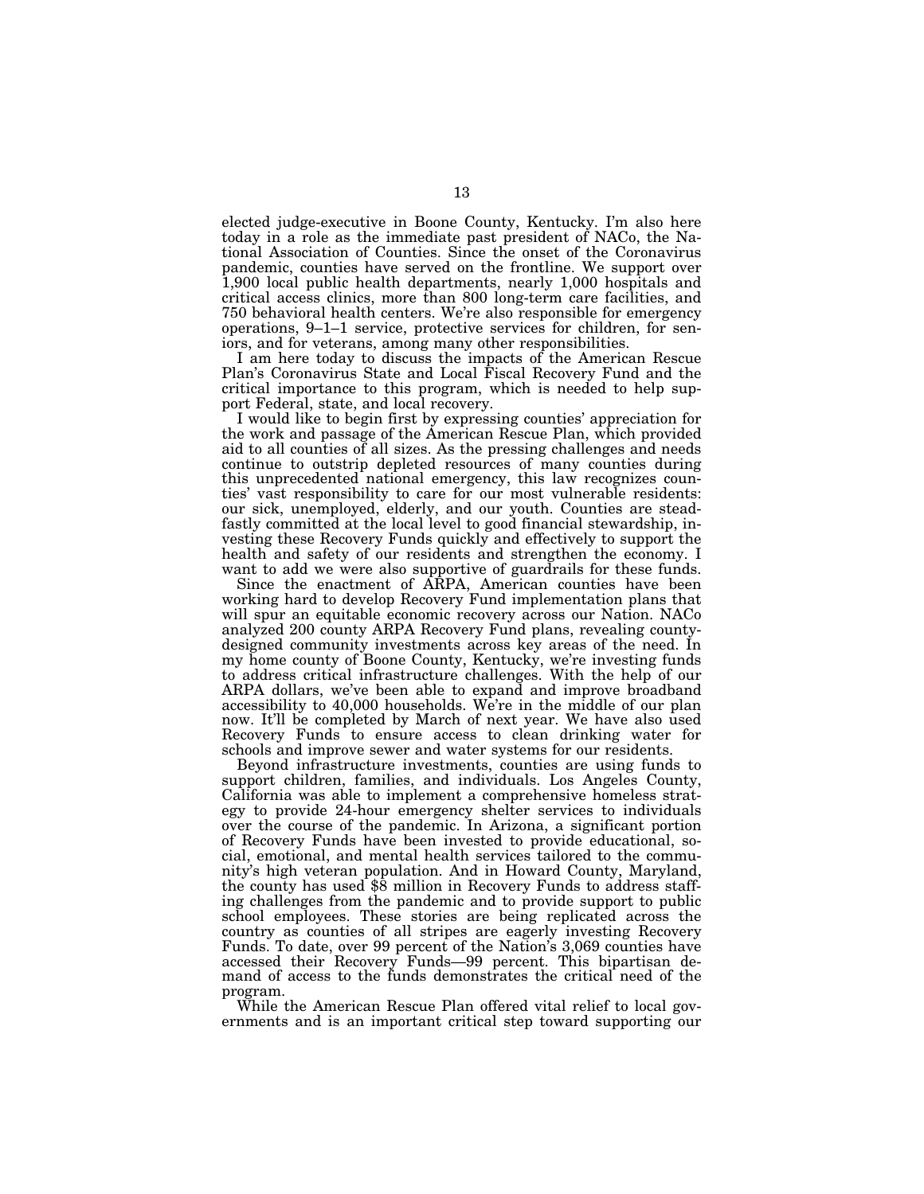elected judge-executive in Boone County, Kentucky. I'm also here today in a role as the immediate past president of NACo, the National Association of Counties. Since the onset of the Coronavirus pandemic, counties have served on the frontline. We support over 1,900 local public health departments, nearly 1,000 hospitals and critical access clinics, more than 800 long-term care facilities, and 750 behavioral health centers. We're also responsible for emergency operations, 9–1–1 service, protective services for children, for seniors, and for veterans, among many other responsibilities.

I am here today to discuss the impacts of the American Rescue Plan's Coronavirus State and Local Fiscal Recovery Fund and the critical importance to this program, which is needed to help support Federal, state, and local recovery.

I would like to begin first by expressing counties' appreciation for the work and passage of the American Rescue Plan, which provided aid to all counties of all sizes. As the pressing challenges and needs continue to outstrip depleted resources of many counties during this unprecedented national emergency, this law recognizes counties' vast responsibility to care for our most vulnerable residents: our sick, unemployed, elderly, and our youth. Counties are steadfastly committed at the local level to good financial stewardship, investing these Recovery Funds quickly and effectively to support the health and safety of our residents and strengthen the economy. I want to add we were also supportive of guardrails for these funds.

Since the enactment of ARPA, American counties have been working hard to develop Recovery Fund implementation plans that will spur an equitable economic recovery across our Nation. NACo analyzed 200 county ARPA Recovery Fund plans, revealing county-designed community investments across key areas of the need. In my home county of Boone County, Kentucky, we're investing funds to address critical infrastructure challenges. With the help of our ARPA dollars, we've been able to expand and improve broadband accessibility to 40,000 households. We're in the middle of our plan now. It'll be completed by March of next year. We have also used Recovery Funds to ensure access to clean drinking water for schools and improve sewer and water systems for our residents.

Beyond infrastructure investments, counties are using funds to support children, families, and individuals. Los Angeles County, California was able to implement a comprehensive homeless strategy to provide 24-hour emergency shelter services to individuals over the course of the pandemic. In Arizona, a significant portion of Recovery Funds have been invested to provide educational, social, emotional, and mental health services tailored to the community's high veteran population. And in Howard County, Maryland, the county has used $8 million in Recovery Funds to address staffing challenges from the pandemic and to provide support to public school employees. These stories are being replicated across the country as counties of all stripes are eagerly investing Recovery Funds. To date, over 99 percent of the Nation's 3,069 counties have accessed their Recovery Funds—99 percent. This bipartisan demand of access to the funds demonstrates the critical need of the program.

While the American Rescue Plan offered vital relief to local governments and is an important critical step toward supporting our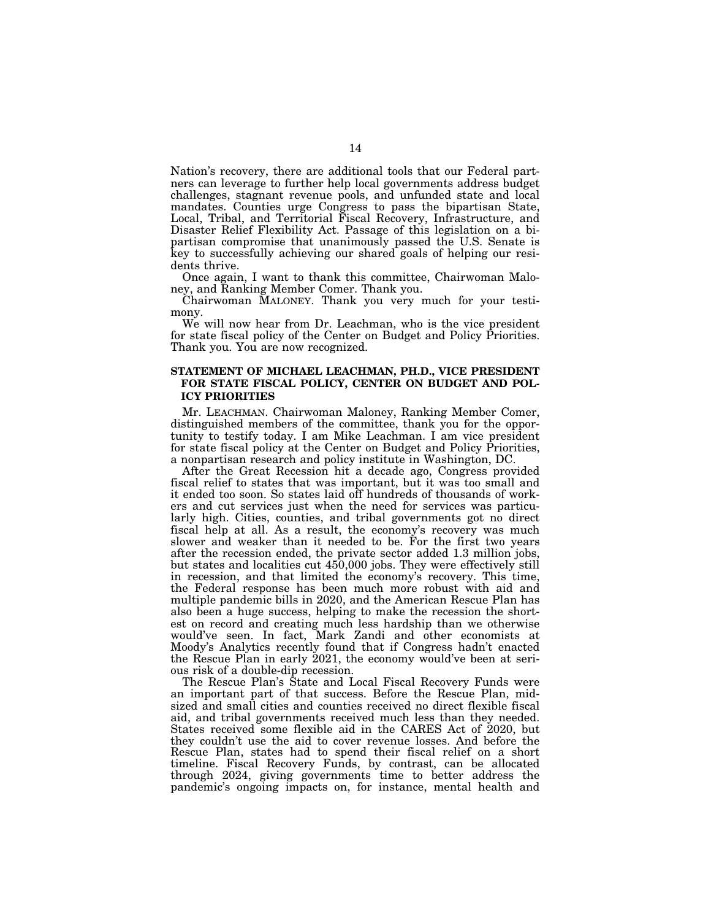Nation's recovery, there are additional tools that our Federal partners can leverage to further help local governments address budget challenges, stagnant revenue pools, and unfunded state and local mandates. Counties urge Congress to pass the bipartisan State, Local, Tribal, and Territorial Fiscal Recovery, Infrastructure, and Disaster Relief Flexibility Act. Passage of this legislation on a bipartisan compromise that unanimously passed the U.S. Senate is key to successfully achieving our shared goals of helping our residents thrive.

Once again, I want to thank this committee, Chairwoman Maloney, and Ranking Member Comer. Thank you.

Chairwoman MALONEY. Thank you very much for your testimony.

We will now hear from Dr. Leachman, who is the vice president for state fiscal policy of the Center on Budget and Policy Priorities. Thank you. You are now recognized.

## STATEMENT OF MICHAEL LEACHMAN, PH.D., VICE PRESIDENT FOR STATE FISCAL POLICY, CENTER ON BUDGET AND POLICY PRIORITIES

Mr. LEACHMAN. Chairwoman Maloney, Ranking Member Comer, distinguished members of the committee, thank you for the opportunity to testify today. I am Mike Leachman. I am vice president for state fiscal policy at the Center on Budget and Policy Priorities, a nonpartisan research and policy institute in Washington, DC.

After the Great Recession hit a decade ago, Congress provided fiscal relief to states that was important, but it was too small and it ended too soon. So states laid off hundreds of thousands of workers and cut services just when the need for services was particularly high. Cities, counties, and tribal governments got no direct fiscal help at all. As a result, the economy's recovery was much slower and weaker than it needed to be. For the first two years after the recession ended, the private sector added 1.3 million jobs, but states and localities cut 450,000 jobs. They were effectively still in recession, and that limited the economy's recovery. This time, the Federal response has been much more robust with aid and multiple pandemic bills in 2020, and the American Rescue Plan has also been a huge success, helping to make the recession the shortest on record and creating much less hardship than we otherwise would've seen. In fact, Mark Zandi and other economists at Moody's Analytics recently found that if Congress hadn't enacted the Rescue Plan in early 2021, the economy would've been at serious risk of a double-dip recession.

The Rescue Plan's State and Local Fiscal Recovery Funds were an important part of that success. Before the Rescue Plan, midsized and small cities and counties received no direct flexible fiscal aid, and tribal governments received much less than they needed. States received some flexible aid in the CARES Act of 2020, but they couldn't use the aid to cover revenue losses. And before the Rescue Plan, states had to spend their fiscal relief on a short timeline. Fiscal Recovery Funds, by contrast, can be allocated through 2024, giving governments time to better address the pandemic's ongoing impacts on, for instance, mental health and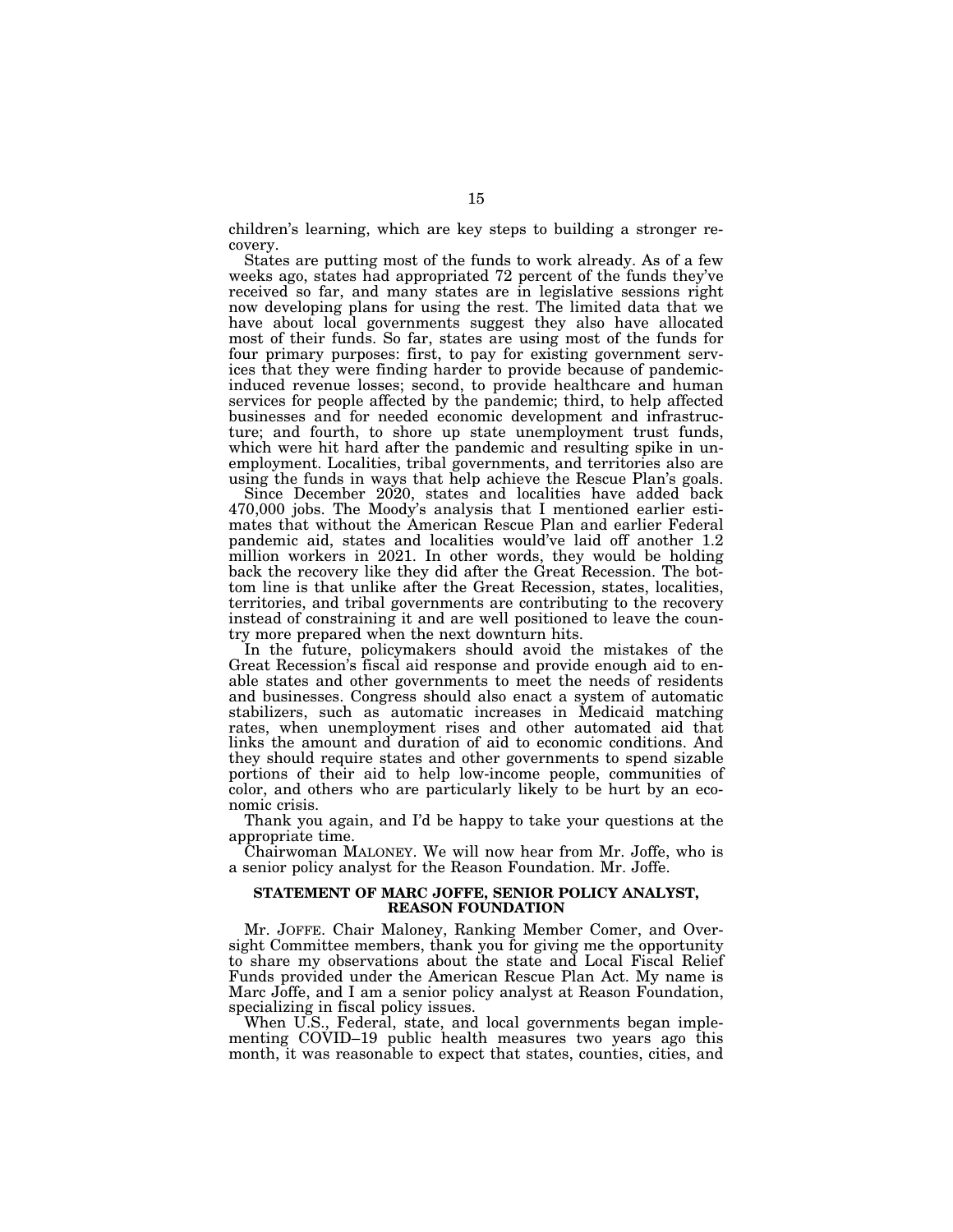children's learning, which are key steps to building a stronger recovery.

States are putting most of the funds to work already. As of a few weeks ago, states had appropriated 72 percent of the funds they've received so far, and many states are in legislative sessions right now developing plans for using the rest. The limited data that we have about local governments suggest they also have allocated most of their funds. So far, states are using most of the funds for four primary purposes: first, to pay for existing government services that they were finding harder to provide because of pandemic-induced revenue losses; second, to provide healthcare and human services for people affected by the pandemic; third, to help affected businesses and for needed economic development and infrastructure; and fourth, to shore up state unemployment trust funds, which were hit hard after the pandemic and resulting spike in unemployment. Localities, tribal governments, and territories also are using the funds in ways that help achieve the Rescue Plan's goals.

Since December 2020, states and localities have added back 470,000 jobs. The Moody's analysis that I mentioned earlier estimates that without the American Rescue Plan and earlier Federal pandemic aid, states and localities would've laid off another 1.2 million workers in 2021. In other words, they would be holding back the recovery like they did after the Great Recession. The bottom line is that unlike after the Great Recession, states, localities, territories, and tribal governments are contributing to the recovery instead of constraining it and are well positioned to leave the country more prepared when the next downturn hits.

In the future, policymakers should avoid the mistakes of the Great Recession's fiscal aid response and provide enough aid to enable states and other governments to meet the needs of residents and businesses. Congress should also enact a system of automatic stabilizers, such as automatic increases in Medicaid matching rates, when unemployment rises and other automated aid that links the amount and duration of aid to economic conditions. And they should require states and other governments to spend sizable portions of their aid to help low-income people, communities of color, and others who are particularly likely to be hurt by an economic crisis.

Thank you again, and I'd be happy to take your questions at the appropriate time.

Chairwoman MALONEY. We will now hear from Mr. Joffe, who is a senior policy analyst for the Reason Foundation. Mr. Joffe.

## STATEMENT OF MARC JOFFE, SENIOR POLICY ANALYST, REASON FOUNDATION

Mr. JOFFE. Chair Maloney, Ranking Member Comer, and Oversight Committee members, thank you for giving me the opportunity to share my observations about the state and Local Fiscal Relief Funds provided under the American Rescue Plan Act. My name is Marc Joffe, and I am a senior policy analyst at Reason Foundation, specializing in fiscal policy issues.

When U.S., Federal, state, and local governments began implementing COVID–19 public health measures two years ago this month, it was reasonable to expect that states, counties, cities, and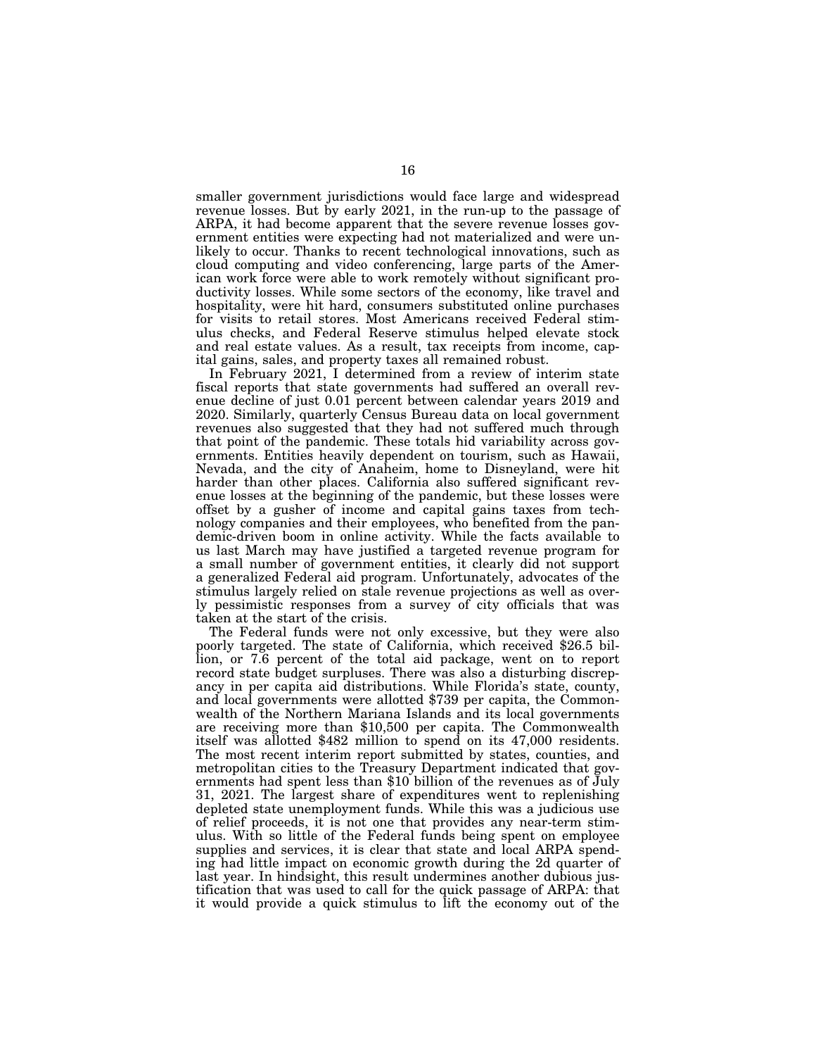smaller government jurisdictions would face large and widespread revenue losses. But by early 2021, in the run-up to the passage of ARPA, it had become apparent that the severe revenue losses government entities were expecting had not materialized and were unlikely to occur. Thanks to recent technological innovations, such as cloud computing and video conferencing, large parts of the American work force were able to work remotely without significant productivity losses. While some sectors of the economy, like travel and hospitality, were hit hard, consumers substituted online purchases for visits to retail stores. Most Americans received Federal stimulus checks, and Federal Reserve stimulus helped elevate stock and real estate values. As a result, tax receipts from income, capital gains, sales, and property taxes all remained robust.

In February 2021, I determined from a review of interim state fiscal reports that state governments had suffered an overall revenue decline of just 0.01 percent between calendar years 2019 and 2020. Similarly, quarterly Census Bureau data on local government revenues also suggested that they had not suffered much through that point of the pandemic. These totals hid variability across governments. Entities heavily dependent on tourism, such as Hawaii, Nevada, and the city of Anaheim, home to Disneyland, were hit harder than other places. California also suffered significant revenue losses at the beginning of the pandemic, but these losses were offset by a gusher of income and capital gains taxes from technology companies and their employees, who benefited from the pandemic-driven boom in online activity. While the facts available to us last March may have justified a targeted revenue program for a small number of government entities, it clearly did not support a generalized Federal aid program. Unfortunately, advocates of the stimulus largely relied on stale revenue projections as well as overly pessimistic responses from a survey of city officials that was taken at the start of the crisis.

The Federal funds were not only excessive, but they were also poorly targeted. The state of California, which received $26.5 billion, or 7.6 percent of the total aid package, went on to report record state budget surpluses. There was also a disturbing discrepancy in per capita aid distributions. While Florida's state, county, and local governments were allotted $739 per capita, the Commonwealth of the Northern Mariana Islands and its local governments are receiving more than $10,500 per capita. The Commonwealth itself was allotted $482 million to spend on its 47,000 residents. The most recent interim report submitted by states, counties, and metropolitan cities to the Treasury Department indicated that governments had spent less than $10 billion of the revenues as of July 31, 2021. The largest share of expenditures went to replenishing depleted state unemployment funds. While this was a judicious use of relief proceeds, it is not one that provides any near-term stimulus. With so little of the Federal funds being spent on employee supplies and services, it is clear that state and local ARPA spending had little impact on economic growth during the 2d quarter of last year. In hindsight, this result undermines another dubious justification that was used to call for the quick passage of ARPA: that it would provide a quick stimulus to lift the economy out of the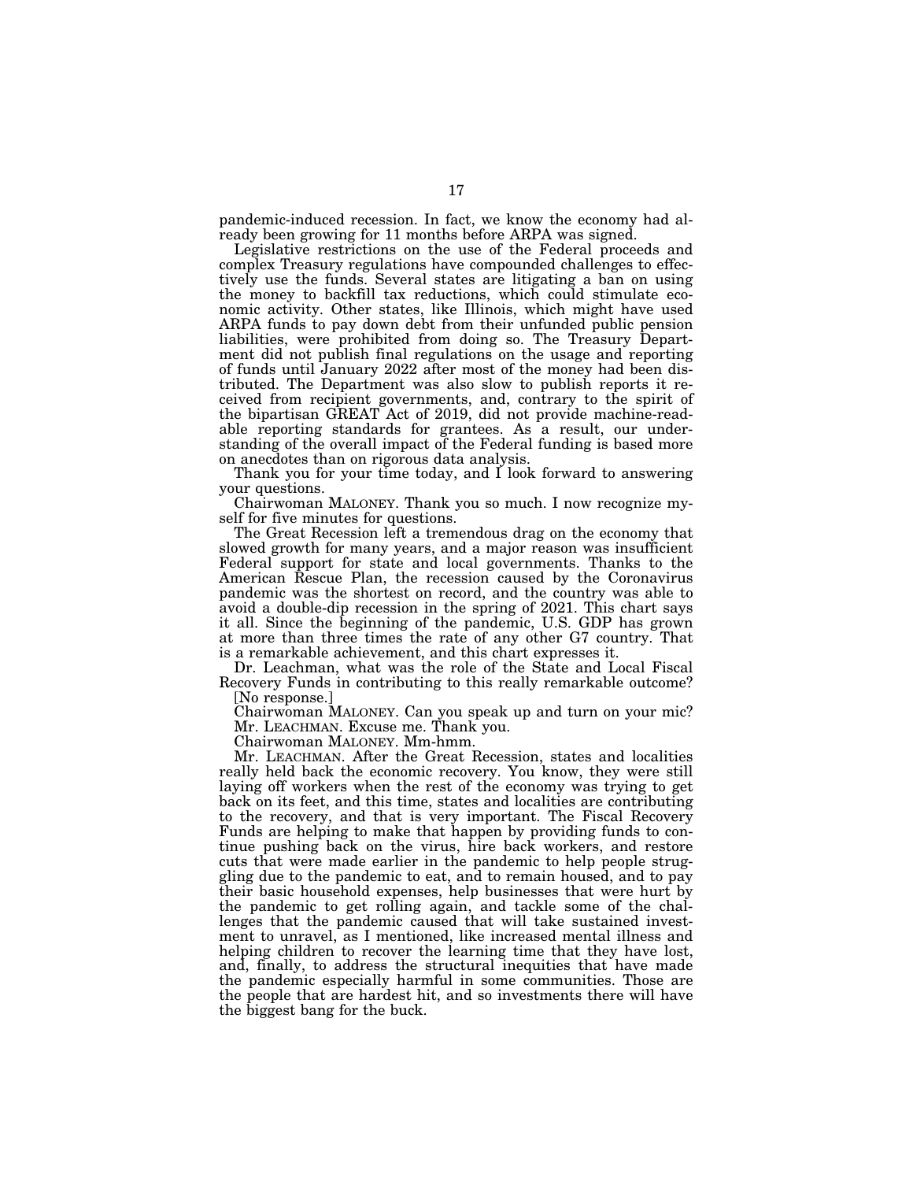pandemic-induced recession. In fact, we know the economy had already been growing for 11 months before ARPA was signed.

Legislative restrictions on the use of the Federal proceeds and complex Treasury regulations have compounded challenges to effectively use the funds. Several states are litigating a ban on using the money to backfill tax reductions, which could stimulate economic activity. Other states, like Illinois, which might have used ARPA funds to pay down debt from their unfunded public pension liabilities, were prohibited from doing so. The Treasury Department did not publish final regulations on the usage and reporting of funds until January 2022 after most of the money had been distributed. The Department was also slow to publish reports it received from recipient governments, and, contrary to the spirit of the bipartisan GREAT Act of 2019, did not provide machine-readable reporting standards for grantees. As a result, our understanding of the overall impact of the Federal funding is based more on anecdotes than on rigorous data analysis.

Thank you for your time today, and I look forward to answering your questions.

Chairwoman MALONEY. Thank you so much. I now recognize myself for five minutes for questions.

The Great Recession left a tremendous drag on the economy that slowed growth for many years, and a major reason was insufficient Federal support for state and local governments. Thanks to the American Rescue Plan, the recession caused by the Coronavirus pandemic was the shortest on record, and the country was able to avoid a double-dip recession in the spring of 2021. This chart says it all. Since the beginning of the pandemic, U.S. GDP has grown at more than three times the rate of any other G7 country. That is a remarkable achievement, and this chart expresses it.

Dr. Leachman, what was the role of the State and Local Fiscal Recovery Funds in contributing to this really remarkable outcome?

[No response.]

Chairwoman MALONEY. Can you speak up and turn on your mic?

Mr. LEACHMAN. Excuse me. Thank you.

Chairwoman MALONEY. Mm-hmm.

Mr. LEACHMAN. After the Great Recession, states and localities really held back the economic recovery. You know, they were still laying off workers when the rest of the economy was trying to get back on its feet, and this time, states and localities are contributing to the recovery, and that is very important. The Fiscal Recovery Funds are helping to make that happen by providing funds to continue pushing back on the virus, hire back workers, and restore cuts that were made earlier in the pandemic to help people struggling due to the pandemic to eat, and to remain housed, and to pay their basic household expenses, help businesses that were hurt by the pandemic to get rolling again, and tackle some of the challenges that the pandemic caused that will take sustained investment to unravel, as I mentioned, like increased mental illness and helping children to recover the learning time that they have lost, and, finally, to address the structural inequities that have made the pandemic especially harmful in some communities. Those are the people that are hardest hit, and so investments there will have the biggest bang for the buck.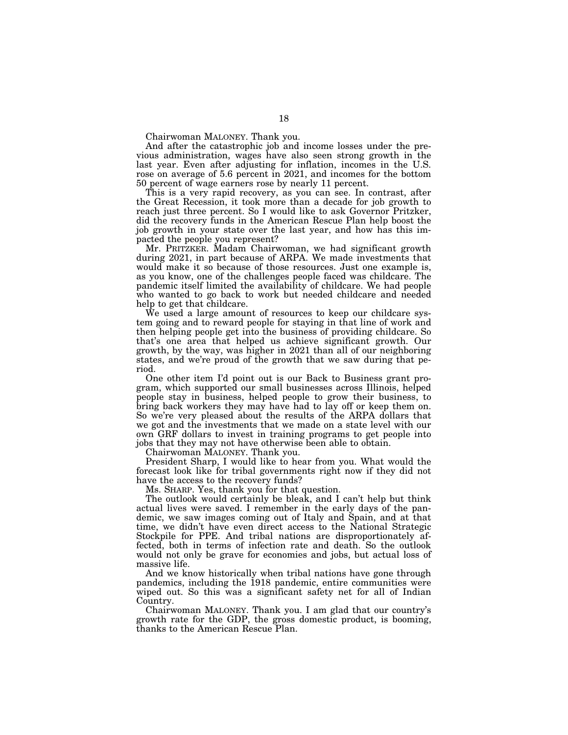Chairwoman MALONEY. Thank you.

And after the catastrophic job and income losses under the previous administration, wages have also seen strong growth in the last year. Even after adjusting for inflation, incomes in the U.S. rose on average of 5.6 percent in 2021, and incomes for the bottom 50 percent of wage earners rose by nearly 11 percent.

This is a very rapid recovery, as you can see. In contrast, after the Great Recession, it took more than a decade for job growth to reach just three percent. So I would like to ask Governor Pritzker, did the recovery funds in the American Rescue Plan help boost the job growth in your state over the last year, and how has this impacted the people you represent?

Mr. PRITZKER. Madam Chairwoman, we had significant growth during 2021, in part because of ARPA. We made investments that would make it so because of those resources. Just one example is, as you know, one of the challenges people faced was childcare. The pandemic itself limited the availability of childcare. We had people who wanted to go back to work but needed childcare and needed help to get that childcare.

We used a large amount of resources to keep our childcare system going and to reward people for staying in that line of work and then helping people get into the business of providing childcare. So that's one area that helped us achieve significant growth. Our growth, by the way, was higher in 2021 than all of our neighboring states, and we're proud of the growth that we saw during that period.

One other item I'd point out is our Back to Business grant program, which supported our small businesses across Illinois, helped people stay in business, helped people to grow their business, to bring back workers they may have had to lay off or keep them on. So we're very pleased about the results of the ARPA dollars that we got and the investments that we made on a state level with our own GRF dollars to invest in training programs to get people into jobs that they may not have otherwise been able to obtain.

Chairwoman MALONEY. Thank you.

President Sharp, I would like to hear from you. What would the forecast look like for tribal governments right now if they did not have the access to the recovery funds?

Ms. SHARP. Yes, thank you for that question.

The outlook would certainly be bleak, and I can't help but think actual lives were saved. I remember in the early days of the pandemic, we saw images coming out of Italy and Spain, and at that time, we didn't have even direct access to the National Strategic Stockpile for PPE. And tribal nations are disproportionately affected, both in terms of infection rate and death. So the outlook would not only be grave for economies and jobs, but actual loss of massive life.

And we know historically when tribal nations have gone through pandemics, including the 1918 pandemic, entire communities were wiped out. So this was a significant safety net for all of Indian Country.

Chairwoman MALONEY. Thank you. I am glad that our country's growth rate for the GDP, the gross domestic product, is booming, thanks to the American Rescue Plan.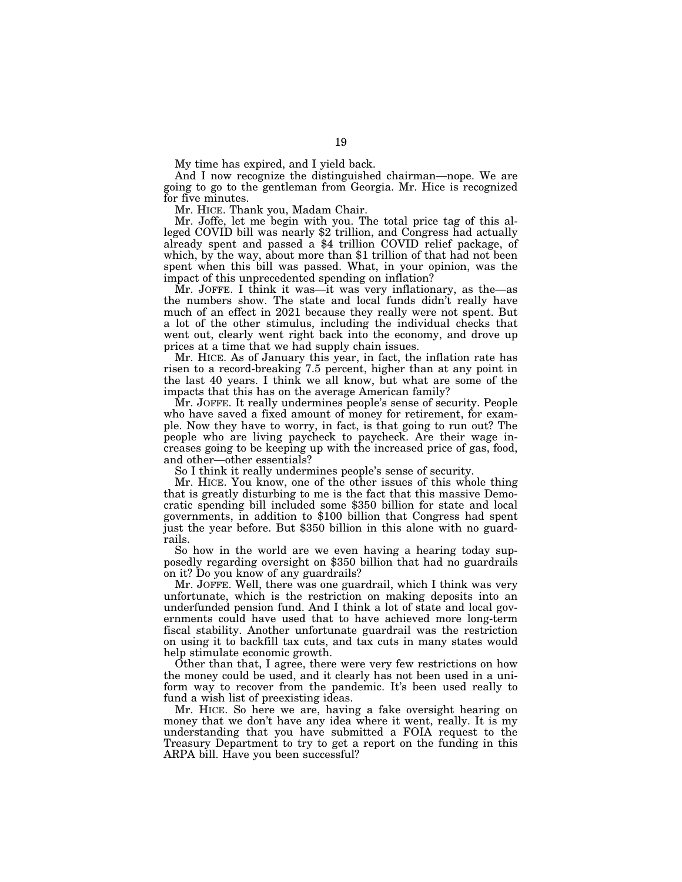My time has expired, and I yield back.

And I now recognize the distinguished chairman—nope. We are going to go to the gentleman from Georgia. Mr. Hice is recognized for five minutes.

Mr. HICE. Thank you, Madam Chair.

Mr. Joffe, let me begin with you. The total price tag of this alleged COVID bill was nearly $2 trillion, and Congress had actually already spent and passed a $4 trillion COVID relief package, of which, by the way, about more than $1 trillion of that had not been spent when this bill was passed. What, in your opinion, was the impact of this unprecedented spending on inflation?

Mr. JOFFE. I think it was—it was very inflationary, as the—as the numbers show. The state and local funds didn't really have much of an effect in 2021 because they really were not spent. But a lot of the other stimulus, including the individual checks that went out, clearly went right back into the economy, and drove up prices at a time that we had supply chain issues.

Mr. HICE. As of January this year, in fact, the inflation rate has risen to a record-breaking 7.5 percent, higher than at any point in the last 40 years. I think we all know, but what are some of the impacts that this has on the average American family?

Mr. JOFFE. It really undermines people's sense of security. People who have saved a fixed amount of money for retirement, for example. Now they have to worry, in fact, is that going to run out? The people who are living paycheck to paycheck. Are their wage increases going to be keeping up with the increased price of gas, food, and other—other essentials?

So I think it really undermines people's sense of security.

Mr. HICE. You know, one of the other issues of this whole thing that is greatly disturbing to me is the fact that this massive Democratic spending bill included some $350 billion for state and local governments, in addition to $100 billion that Congress had spent just the year before. But $350 billion in this alone with no guardrails.

So how in the world are we even having a hearing today supposedly regarding oversight on $350 billion that had no guardrails on it? Do you know of any guardrails?

Mr. JOFFE. Well, there was one guardrail, which I think was very unfortunate, which is the restriction on making deposits into an underfunded pension fund. And I think a lot of state and local governments could have used that to have achieved more long-term fiscal stability. Another unfortunate guardrail was the restriction on using it to backfill tax cuts, and tax cuts in many states would help stimulate economic growth.

Other than that, I agree, there were very few restrictions on how the money could be used, and it clearly has not been used in a uniform way to recover from the pandemic. It's been used really to fund a wish list of preexisting ideas.

Mr. HICE. So here we are, having a fake oversight hearing on money that we don't have any idea where it went, really. It is my understanding that you have submitted a FOIA request to the Treasury Department to try to get a report on the funding in this ARPA bill. Have you been successful?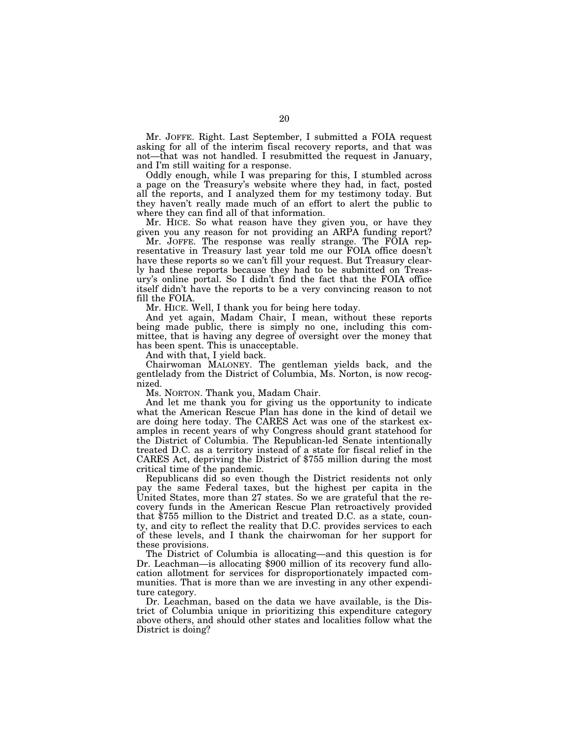Mr. JOFFE. Right. Last September, I submitted a FOIA request asking for all of the interim fiscal recovery reports, and that was not—that was not handled. I resubmitted the request in January, and I'm still waiting for a response.

Oddly enough, while I was preparing for this, I stumbled across a page on the Treasury's website where they had, in fact, posted all the reports, and I analyzed them for my testimony today. But they haven't really made much of an effort to alert the public to where they can find all of that information.

Mr. HICE. So what reason have they given you, or have they given you any reason for not providing an ARPA funding report?

Mr. JOFFE. The response was really strange. The FOIA representative in Treasury last year told me our FOIA office doesn't have these reports so we can't fill your request. But Treasury clearly had these reports because they had to be submitted on Treasury's online portal. So I didn't find the fact that the FOIA office itself didn't have the reports to be a very convincing reason to not fill the FOIA.

Mr. HICE. Well, I thank you for being here today.

And yet again, Madam Chair, I mean, without these reports being made public, there is simply no one, including this committee, that is having any degree of oversight over the money that has been spent. This is unacceptable.

And with that, I yield back.

Chairwoman MALONEY. The gentleman yields back, and the gentlelady from the District of Columbia, Ms. Norton, is now recognized.

Ms. NORTON. Thank you, Madam Chair.

And let me thank you for giving us the opportunity to indicate what the American Rescue Plan has done in the kind of detail we are doing here today. The CARES Act was one of the starkest examples in recent years of why Congress should grant statehood for the District of Columbia. The Republican-led Senate intentionally treated D.C. as a territory instead of a state for fiscal relief in the CARES Act, depriving the District of $755 million during the most critical time of the pandemic.

Republicans did so even though the District residents not only pay the same Federal taxes, but the highest per capita in the United States, more than 27 states. So we are grateful that the recovery funds in the American Rescue Plan retroactively provided that $755 million to the District and treated D.C. as a state, county, and city to reflect the reality that D.C. provides services to each of these levels, and I thank the chairwoman for her support for these provisions.

The District of Columbia is allocating—and this question is for Dr. Leachman—is allocating $900 million of its recovery fund allocation allotment for services for disproportionately impacted communities. That is more than we are investing in any other expenditure category.

Dr. Leachman, based on the data we have available, is the District of Columbia unique in prioritizing this expenditure category above others, and should other states and localities follow what the District is doing?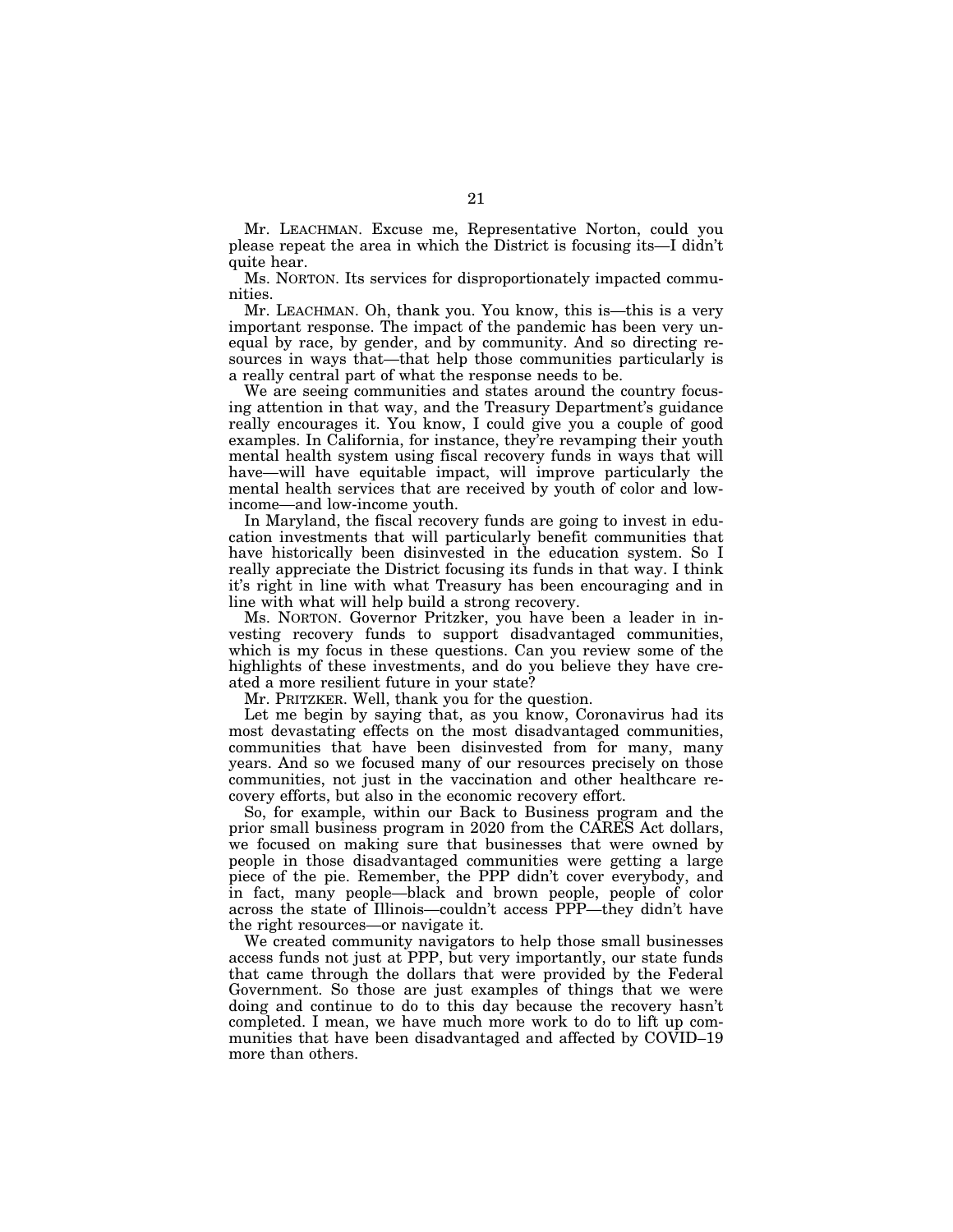Mr. LEACHMAN. Excuse me, Representative Norton, could you please repeat the area in which the District is focusing its—I didn't quite hear.

Ms. NORTON. Its services for disproportionately impacted communities.

Mr. LEACHMAN. Oh, thank you. You know, this is—this is a very important response. The impact of the pandemic has been very unequal by race, by gender, and by community. And so directing resources in ways that—that help those communities particularly is a really central part of what the response needs to be.

We are seeing communities and states around the country focusing attention in that way, and the Treasury Department's guidance really encourages it. You know, I could give you a couple of good examples. In California, for instance, they're revamping their youth mental health system using fiscal recovery funds in ways that will have—will have equitable impact, will improve particularly the mental health services that are received by youth of color and low-income—and low-income youth.

In Maryland, the fiscal recovery funds are going to invest in education investments that will particularly benefit communities that have historically been disinvested in the education system. So I really appreciate the District focusing its funds in that way. I think it's right in line with what Treasury has been encouraging and in line with what will help build a strong recovery.

Ms. NORTON. Governor Pritzker, you have been a leader in investing recovery funds to support disadvantaged communities, which is my focus in these questions. Can you review some of the highlights of these investments, and do you believe they have created a more resilient future in your state?

Mr. PRITZKER. Well, thank you for the question.

Let me begin by saying that, as you know, Coronavirus had its most devastating effects on the most disadvantaged communities, communities that have been disinvested from for many, many years. And so we focused many of our resources precisely on those communities, not just in the vaccination and other healthcare recovery efforts, but also in the economic recovery effort.

So, for example, within our Back to Business program and the prior small business program in 2020 from the CARES Act dollars, we focused on making sure that businesses that were owned by people in those disadvantaged communities were getting a large piece of the pie. Remember, the PPP didn't cover everybody, and in fact, many people—black and brown people, people of color across the state of Illinois—couldn't access PPP—they didn't have the right resources—or navigate it.

We created community navigators to help those small businesses access funds not just at PPP, but very importantly, our state funds that came through the dollars that were provided by the Federal Government. So those are just examples of things that we were doing and continue to do to this day because the recovery hasn't completed. I mean, we have much more work to do to lift up communities that have been disadvantaged and affected by COVID–19 more than others.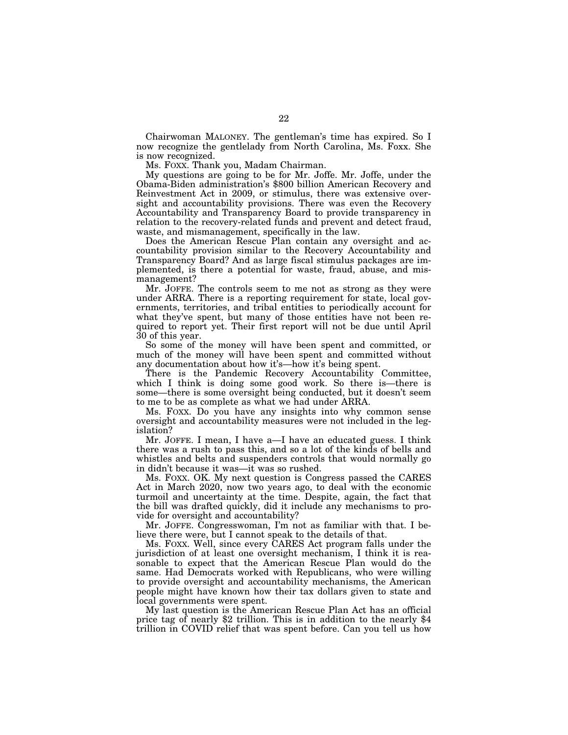Chairwoman MALONEY. The gentleman's time has expired. So I now recognize the gentlelady from North Carolina, Ms. Foxx. She is now recognized.

Ms. FOXX. Thank you, Madam Chairman.

My questions are going to be for Mr. Joffe. Mr. Joffe, under the Obama-Biden administration's $800 billion American Recovery and Reinvestment Act in 2009, or stimulus, there was extensive oversight and accountability provisions. There was even the Recovery Accountability and Transparency Board to provide transparency in relation to the recovery-related funds and prevent and detect fraud, waste, and mismanagement, specifically in the law.

Does the American Rescue Plan contain any oversight and accountability provision similar to the Recovery Accountability and Transparency Board? And as large fiscal stimulus packages are implemented, is there a potential for waste, fraud, abuse, and mismanagement?

Mr. JOFFE. The controls seem to me not as strong as they were under ARRA. There is a reporting requirement for state, local governments, territories, and tribal entities to periodically account for what they've spent, but many of those entities have not been required to report yet. Their first report will not be due until April 30 of this year.

So some of the money will have been spent and committed, or much of the money will have been spent and committed without any documentation about how it's—how it's being spent.

There is the Pandemic Recovery Accountability Committee, which I think is doing some good work. So there is—there is some—there is some oversight being conducted, but it doesn't seem to me to be as complete as what we had under ARRA.

Ms. FOXX. Do you have any insights into why common sense oversight and accountability measures were not included in the legislation?

Mr. JOFFE. I mean, I have a—I have an educated guess. I think there was a rush to pass this, and so a lot of the kinds of bells and whistles and belts and suspenders controls that would normally go in didn't because it was—it was so rushed.

Ms. FOXX. OK. My next question is Congress passed the CARES Act in March 2020, now two years ago, to deal with the economic turmoil and uncertainty at the time. Despite, again, the fact that the bill was drafted quickly, did it include any mechanisms to provide for oversight and accountability?

Mr. JOFFE. Congresswoman, I'm not as familiar with that. I believe there were, but I cannot speak to the details of that.

Ms. FOXX. Well, since every CARES Act program falls under the jurisdiction of at least one oversight mechanism, I think it is reasonable to expect that the American Rescue Plan would do the same. Had Democrats worked with Republicans, who were willing to provide oversight and accountability mechanisms, the American people might have known how their tax dollars given to state and local governments were spent.

My last question is the American Rescue Plan Act has an official price tag of nearly $2 trillion. This is in addition to the nearly $4 trillion in COVID relief that was spent before. Can you tell us how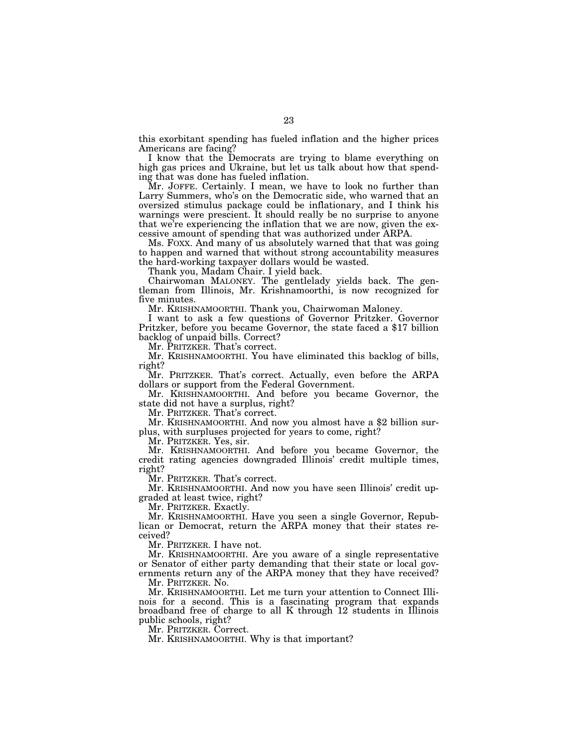this exorbitant spending has fueled inflation and the higher prices Americans are facing?

I know that the Democrats are trying to blame everything on high gas prices and Ukraine, but let us talk about how that spending that was done has fueled inflation.

Mr. JOFFE. Certainly. I mean, we have to look no further than Larry Summers, who's on the Democratic side, who warned that an oversized stimulus package could be inflationary, and I think his warnings were prescient. It should really be no surprise to anyone that we're experiencing the inflation that we are now, given the excessive amount of spending that was authorized under ARPA.

Ms. FOXX. And many of us absolutely warned that that was going to happen and warned that without strong accountability measures the hard-working taxpayer dollars would be wasted.

Thank you, Madam Chair. I yield back.

Chairwoman MALONEY. The gentlelady yields back. The gentleman from Illinois, Mr. Krishnamoorthi, is now recognized for five minutes.

Mr. KRISHNAMOORTHI. Thank you, Chairwoman Maloney.

I want to ask a few questions of Governor Pritzker. Governor Pritzker, before you became Governor, the state faced a $17 billion backlog of unpaid bills. Correct?

Mr. PRITZKER. That's correct.

Mr. KRISHNAMOORTHI. You have eliminated this backlog of bills, right?

Mr. PRITZKER. That's correct. Actually, even before the ARPA dollars or support from the Federal Government.

Mr. KRISHNAMOORTHI. And before you became Governor, the state did not have a surplus, right?

Mr. PRITZKER. That's correct.

Mr. KRISHNAMOORTHI. And now you almost have a $2 billion surplus, with surpluses projected for years to come, right?

Mr. PRITZKER. Yes, sir.

Mr. KRISHNAMOORTHI. And before you became Governor, the credit rating agencies downgraded Illinois' credit multiple times, right?

Mr. PRITZKER. That's correct.

Mr. KRISHNAMOORTHI. And now you have seen Illinois' credit upgraded at least twice, right?

Mr. PRITZKER. Exactly.

Mr. KRISHNAMOORTHI. Have you seen a single Governor, Republican or Democrat, return the ARPA money that their states received?

Mr. PRITZKER. I have not.

Mr. KRISHNAMOORTHI. Are you aware of a single representative or Senator of either party demanding that their state or local governments return any of the ARPA money that they have received?

Mr. PRITZKER. No.

Mr. KRISHNAMOORTHI. Let me turn your attention to Connect Illinois for a second. This is a fascinating program that expands broadband free of charge to all K through 12 students in Illinois public schools, right?

Mr. PRITZKER. Correct.

Mr. KRISHNAMOORTHI. Why is that important?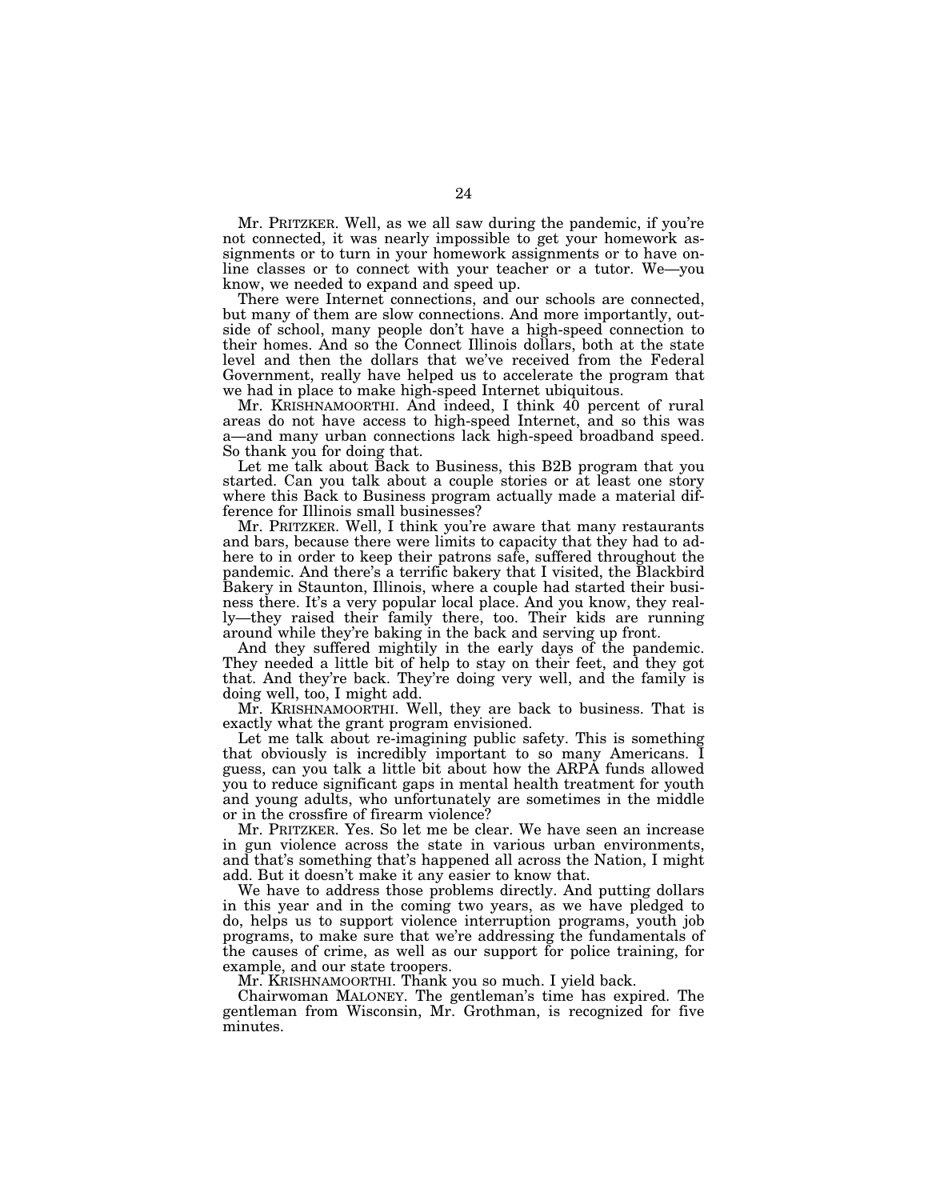Mr. PRITZKER. Well, as we all saw during the pandemic, if you're not connected, it was nearly impossible to get your homework assignments or to turn in your homework assignments or to have online classes or to connect with your teacher or a tutor. We—you know, we needed to expand and speed up.

There were Internet connections, and our schools are connected, but many of them are slow connections. And more importantly, outside of school, many people don't have a high-speed connection to their homes. And so the Connect Illinois dollars, both at the state level and then the dollars that we've received from the Federal Government, really have helped us to accelerate the program that we had in place to make high-speed Internet ubiquitous.

Mr. KRISHNAMOORTHI. And indeed, I think 40 percent of rural areas do not have access to high-speed Internet, and so this was a—and many urban connections lack high-speed broadband speed. So thank you for doing that.

Let me talk about Back to Business, this B2B program that you started. Can you talk about a couple stories or at least one story where this Back to Business program actually made a material difference for Illinois small businesses?

Mr. PRITZKER. Well, I think you're aware that many restaurants and bars, because there were limits to capacity that they had to adhere to in order to keep their patrons safe, suffered throughout the pandemic. And there's a terrific bakery that I visited, the Blackbird Bakery in Staunton, Illinois, where a couple had started their business there. It's a very popular local place. And you know, they really—they raised their family there, too. Their kids are running around while they're baking in the back and serving up front.

And they suffered mightily in the early days of the pandemic. They needed a little bit of help to stay on their feet, and they got that. And they're back. They're doing very well, and the family is doing well, too, I might add.

Mr. KRISHNAMOORTHI. Well, they are back to business. That is exactly what the grant program envisioned.

Let me talk about re-imagining public safety. This is something that obviously is incredibly important to so many Americans. I guess, can you talk a little bit about how the ARPA funds allowed you to reduce significant gaps in mental health treatment for youth and young adults, who unfortunately are sometimes in the middle or in the crossfire of firearm violence?

Mr. PRITZKER. Yes. So let me be clear. We have seen an increase in gun violence across the state in various urban environments, and that's something that's happened all across the Nation, I might add. But it doesn't make it any easier to know that.

We have to address those problems directly. And putting dollars in this year and in the coming two years, as we have pledged to do, helps us to support violence interruption programs, youth job programs, to make sure that we're addressing the fundamentals of the causes of crime, as well as our support for police training, for example, and our state troopers.

Mr. KRISHNAMOORTHI. Thank you so much. I yield back.

Chairwoman MALONEY. The gentleman's time has expired. The gentleman from Wisconsin, Mr. Grothman, is recognized for five minutes.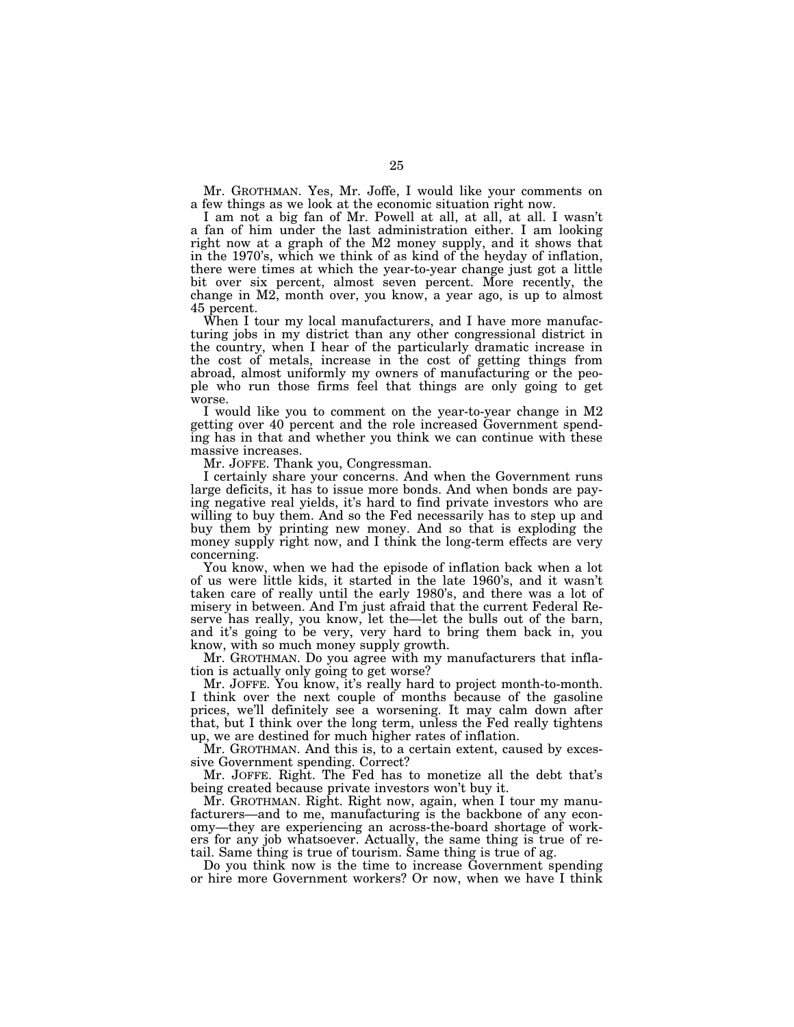Mr. GROTHMAN. Yes, Mr. Joffe, I would like your comments on a few things as we look at the economic situation right now.

I am not a big fan of Mr. Powell at all, at all, at all. I wasn't a fan of him under the last administration either. I am looking right now at a graph of the M2 money supply, and it shows that in the 1970's, which we think of as kind of the heyday of inflation, there were times at which the year-to-year change just got a little bit over six percent, almost seven percent. More recently, the change in M2, month over, you know, a year ago, is up to almost 45 percent.

When I tour my local manufacturers, and I have more manufacturing jobs in my district than any other congressional district in the country, when I hear of the particularly dramatic increase in the cost of metals, increase in the cost of getting things from abroad, almost uniformly my owners of manufacturing or the people who run those firms feel that things are only going to get worse.

I would like you to comment on the year-to-year change in M2 getting over 40 percent and the role increased Government spending has in that and whether you think we can continue with these massive increases.

Mr. JOFFE. Thank you, Congressman.

I certainly share your concerns. And when the Government runs large deficits, it has to issue more bonds. And when bonds are paying negative real yields, it's hard to find private investors who are willing to buy them. And so the Fed necessarily has to step up and buy them by printing new money. And so that is exploding the money supply right now, and I think the long-term effects are very concerning.

You know, when we had the episode of inflation back when a lot of us were little kids, it started in the late 1960's, and it wasn't taken care of really until the early 1980's, and there was a lot of misery in between. And I'm just afraid that the current Federal Reserve has really, you know, let the—let the bulls out of the barn, and it's going to be very, very hard to bring them back in, you know, with so much money supply growth.

Mr. GROTHMAN. Do you agree with my manufacturers that inflation is actually only going to get worse?

Mr. JOFFE. You know, it's really hard to project month-to-month. I think over the next couple of months because of the gasoline prices, we'll definitely see a worsening. It may calm down after that, but I think over the long term, unless the Fed really tightens up, we are destined for much higher rates of inflation.

Mr. GROTHMAN. And this is, to a certain extent, caused by excessive Government spending. Correct?

Mr. JOFFE. Right. The Fed has to monetize all the debt that's being created because private investors won't buy it.

Mr. GROTHMAN. Right. Right now, again, when I tour my manufacturers—and to me, manufacturing is the backbone of any economy—they are experiencing an across-the-board shortage of workers for any job whatsoever. Actually, the same thing is true of retail. Same thing is true of tourism. Same thing is true of ag.

Do you think now is the time to increase Government spending or hire more Government workers? Or now, when we have I think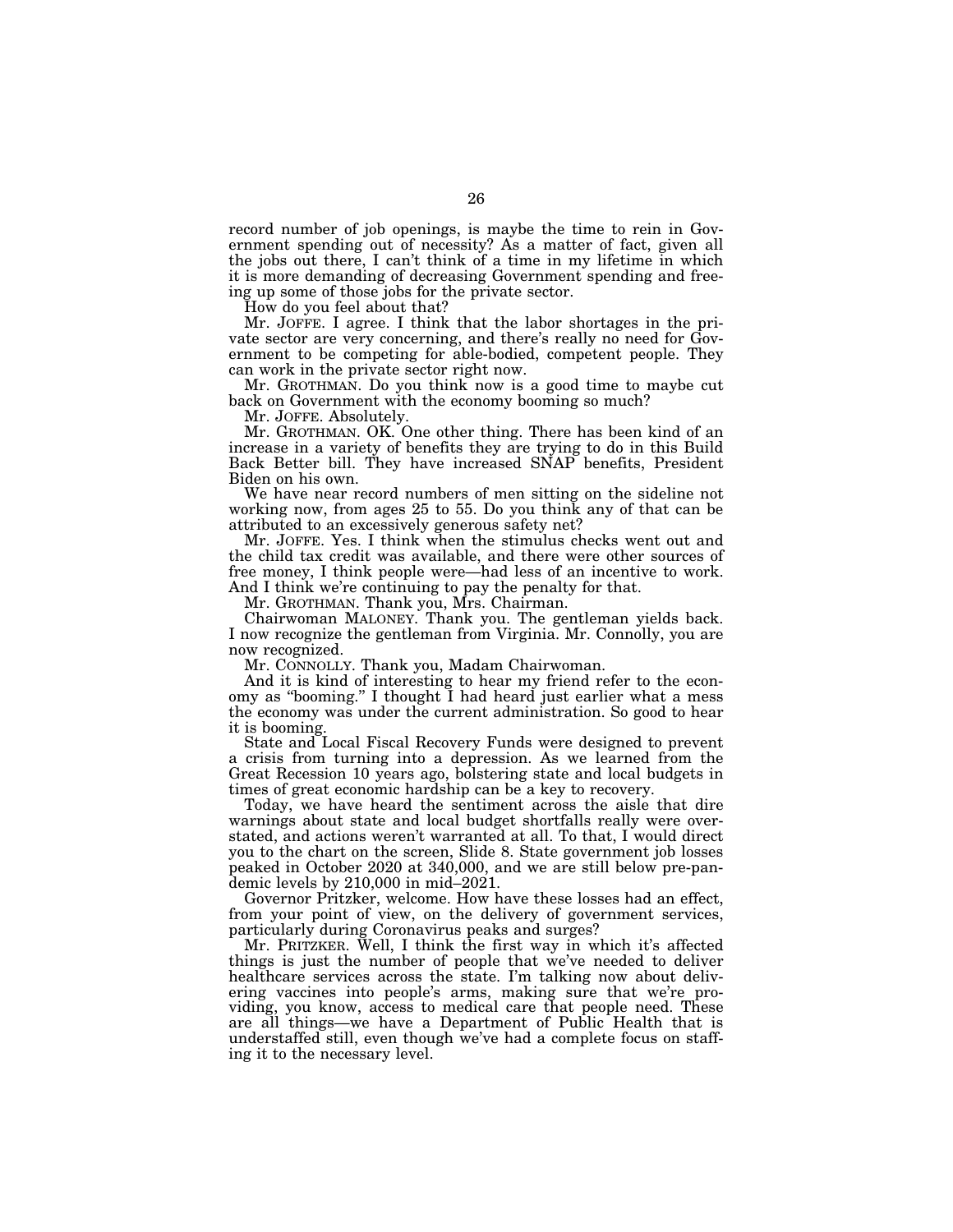record number of job openings, is maybe the time to rein in Government spending out of necessity? As a matter of fact, given all the jobs out there, I can't think of a time in my lifetime in which it is more demanding of decreasing Government spending and freeing up some of those jobs for the private sector.

How do you feel about that?

Mr. JOFFE. I agree. I think that the labor shortages in the private sector are very concerning, and there's really no need for Government to be competing for able-bodied, competent people. They can work in the private sector right now.

Mr. GROTHMAN. Do you think now is a good time to maybe cut back on Government with the economy booming so much?

Mr. JOFFE. Absolutely.

Mr. GROTHMAN. OK. One other thing. There has been kind of an increase in a variety of benefits they are trying to do in this Build Back Better bill. They have increased SNAP benefits, President Biden on his own.

We have near record numbers of men sitting on the sideline not working now, from ages 25 to 55. Do you think any of that can be attributed to an excessively generous safety net?

Mr. JOFFE. Yes. I think when the stimulus checks went out and the child tax credit was available, and there were other sources of free money, I think people were—had less of an incentive to work. And I think we're continuing to pay the penalty for that.

Mr. GROTHMAN. Thank you, Mrs. Chairman.

Chairwoman MALONEY. Thank you. The gentleman yields back. I now recognize the gentleman from Virginia. Mr. Connolly, you are now recognized.

Mr. CONNOLLY. Thank you, Madam Chairwoman.

And it is kind of interesting to hear my friend refer to the economy as "booming." I thought I had heard just earlier what a mess the economy was under the current administration. So good to hear it is booming.

State and Local Fiscal Recovery Funds were designed to prevent a crisis from turning into a depression. As we learned from the Great Recession 10 years ago, bolstering state and local budgets in times of great economic hardship can be a key to recovery.

Today, we have heard the sentiment across the aisle that dire warnings about state and local budget shortfalls really were overstated, and actions weren't warranted at all. To that, I would direct you to the chart on the screen, Slide 8. State government job losses peaked in October 2020 at 340,000, and we are still below pre-pandemic levels by 210,000 in mid–2021.

Governor Pritzker, welcome. How have these losses had an effect, from your point of view, on the delivery of government services, particularly during Coronavirus peaks and surges?

Mr. PRITZKER. Well, I think the first way in which it's affected things is just the number of people that we've needed to deliver healthcare services across the state. I'm talking now about delivering vaccines into people's arms, making sure that we're providing, you know, access to medical care that people need. These are all things—we have a Department of Public Health that is understaffed still, even though we've had a complete focus on staffing it to the necessary level.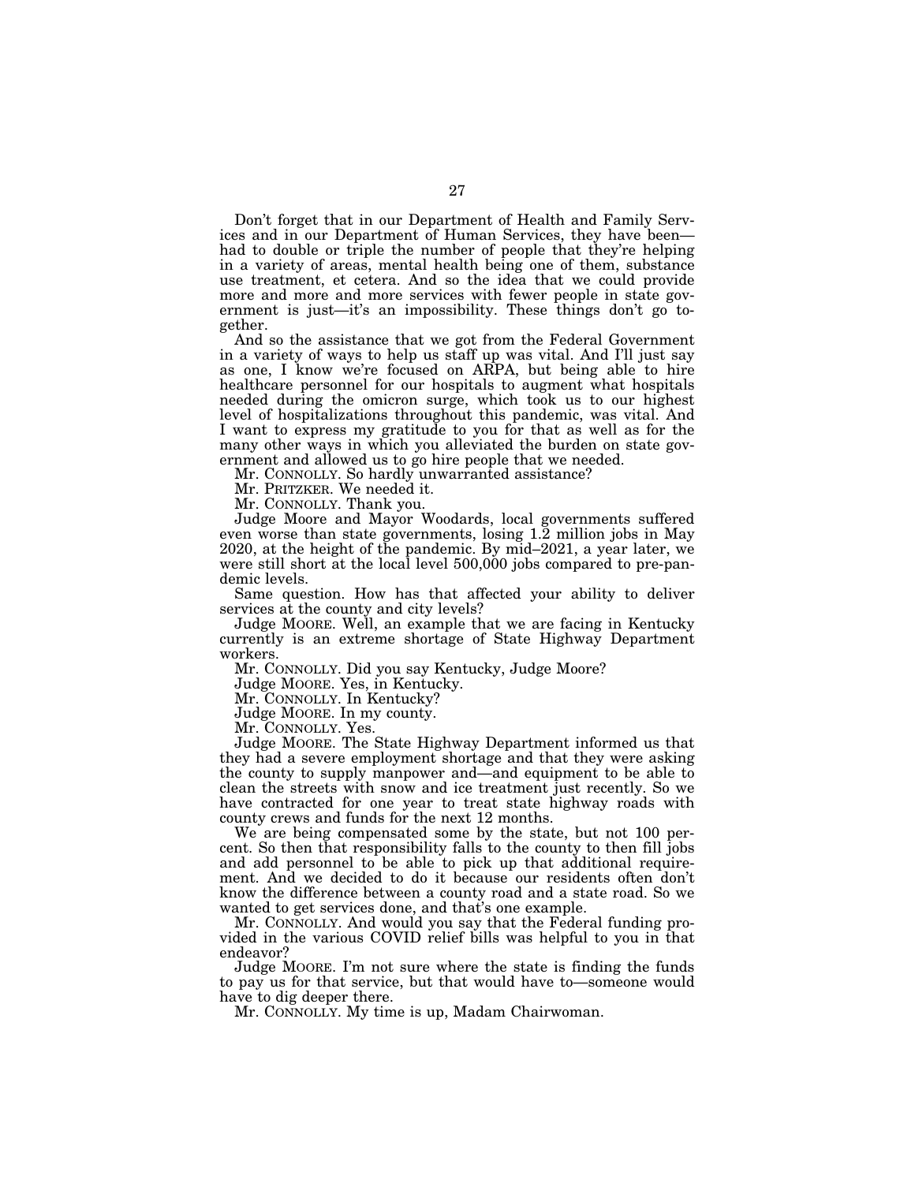Don't forget that in our Department of Health and Family Services and in our Department of Human Services, they have been—had to double or triple the number of people that they're helping in a variety of areas, mental health being one of them, substance use treatment, et cetera. And so the idea that we could provide more and more services with fewer people in state government is just—it's an impossibility. These things don't go together.

And so the assistance that we got from the Federal Government in a variety of ways to help us staff up was vital. And I'll just say as one, I know we're focused on ARPA, but being able to hire healthcare personnel for our hospitals to augment what hospitals needed during the omicron surge, which took us to our highest level of hospitalizations throughout this pandemic, was vital. And I want to express my gratitude to you for that as well as for the many other ways in which you alleviated the burden on state government and allowed us to go hire people that we needed.

Mr. CONNOLLY. So hardly unwarranted assistance?

Mr. PRITZKER. We needed it.

Mr. CONNOLLY. Thank you.

Judge Moore and Mayor Woodards, local governments suffered even worse than state governments, losing 1.2 million jobs in May 2020, at the height of the pandemic. By mid–2021, a year later, we were still short at the local level 500,000 jobs compared to pre-pandemic levels.

Same question. How has that affected your ability to deliver services at the county and city levels?

Judge MOORE. Well, an example that we are facing in Kentucky currently is an extreme shortage of State Highway Department workers.

Mr. CONNOLLY. Did you say Kentucky, Judge Moore?

Judge MOORE. Yes, in Kentucky.

Mr. CONNOLLY. In Kentucky?

Judge MOORE. In my county.

Mr. CONNOLLY. Yes.

Judge MOORE. The State Highway Department informed us that they had a severe employment shortage and that they were asking the county to supply manpower and—and equipment to be able to clean the streets with snow and ice treatment just recently. So we have contracted for one year to treat state highway roads with county crews and funds for the next 12 months.

We are being compensated some by the state, but not 100 percent. So then that responsibility falls to the county to then fill jobs and add personnel to be able to pick up that additional requirement. And we decided to do it because our residents often don't know the difference between a county road and a state road. So we wanted to get services done, and that's one example.

Mr. CONNOLLY. And would you say that the Federal funding provided in the various COVID relief bills was helpful to you in that endeavor?

Judge MOORE. I'm not sure where the state is finding the funds to pay us for that service, but that would have to—someone would have to dig deeper there.

Mr. CONNOLLY. My time is up, Madam Chairwoman.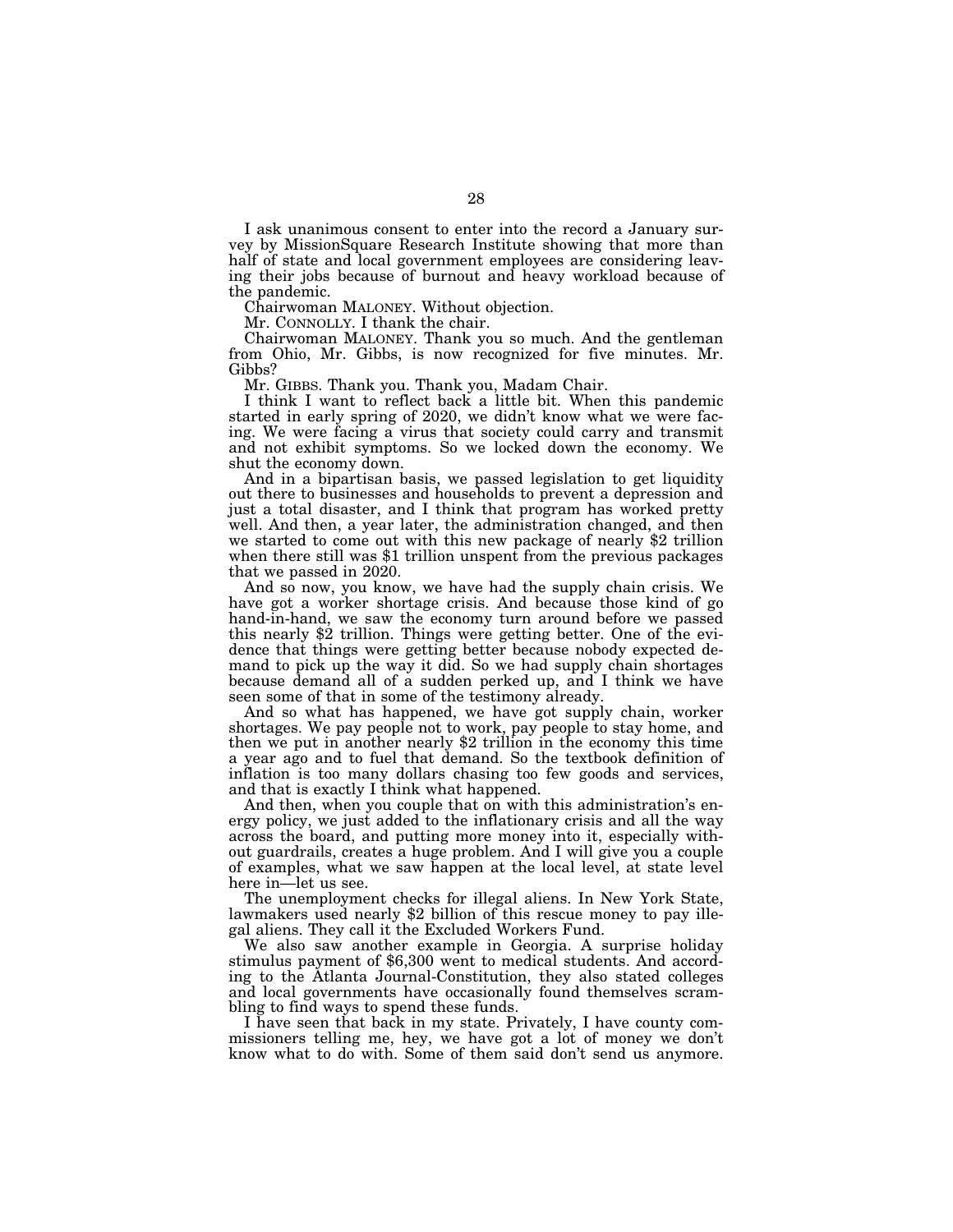I ask unanimous consent to enter into the record a January survey by MissionSquare Research Institute showing that more than half of state and local government employees are considering leaving their jobs because of burnout and heavy workload because of the pandemic.

Chairwoman MALONEY. Without objection.

Mr. CONNOLLY. I thank the chair.

Chairwoman MALONEY. Thank you so much. And the gentleman from Ohio, Mr. Gibbs, is now recognized for five minutes. Mr. Gibbs?

Mr. GIBBS. Thank you. Thank you, Madam Chair.

I think I want to reflect back a little bit. When this pandemic started in early spring of 2020, we didn't know what we were facing. We were facing a virus that society could carry and transmit and not exhibit symptoms. So we locked down the economy. We shut the economy down.

And in a bipartisan basis, we passed legislation to get liquidity out there to businesses and households to prevent a depression and just a total disaster, and I think that program has worked pretty well. And then, a year later, the administration changed, and then we started to come out with this new package of nearly $2 trillion when there still was $1 trillion unspent from the previous packages that we passed in 2020.

And so now, you know, we have had the supply chain crisis. We have got a worker shortage crisis. And because those kind of go hand-in-hand, we saw the economy turn around before we passed this nearly $2 trillion. Things were getting better. One of the evidence that things were getting better because nobody expected demand to pick up the way it did. So we had supply chain shortages because demand all of a sudden perked up, and I think we have seen some of that in some of the testimony already.

And so what has happened, we have got supply chain, worker shortages. We pay people not to work, pay people to stay home, and then we put in another nearly $2 trillion in the economy this time a year ago and to fuel that demand. So the textbook definition of inflation is too many dollars chasing too few goods and services, and that is exactly I think what happened.

And then, when you couple that on with this administration's energy policy, we just added to the inflationary crisis and all the way across the board, and putting more money into it, especially without guardrails, creates a huge problem. And I will give you a couple of examples, what we saw happen at the local level, at state level here in—let us see.

The unemployment checks for illegal aliens. In New York State, lawmakers used nearly $2 billion of this rescue money to pay illegal aliens. They call it the Excluded Workers Fund.

We also saw another example in Georgia. A surprise holiday stimulus payment of $6,300 went to medical students. And according to the Atlanta Journal-Constitution, they also stated colleges and local governments have occasionally found themselves scrambling to find ways to spend these funds.

I have seen that back in my state. Privately, I have county commissioners telling me, hey, we have got a lot of money we don't know what to do with. Some of them said don't send us anymore.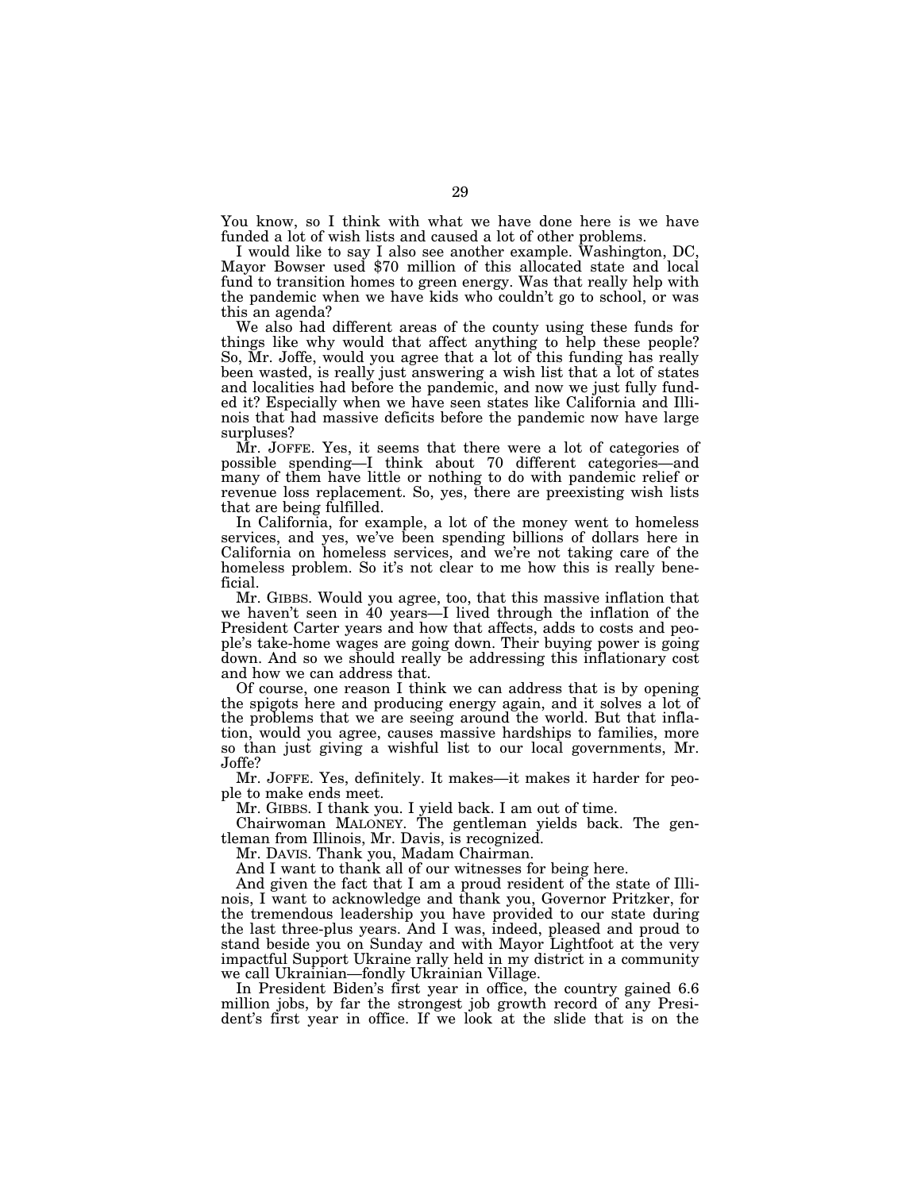You know, so I think with what we have done here is we have funded a lot of wish lists and caused a lot of other problems.

I would like to say I also see another example. Washington, DC, Mayor Bowser used $70 million of this allocated state and local fund to transition homes to green energy. Was that really help with the pandemic when we have kids who couldn't go to school, or was this an agenda?

We also had different areas of the county using these funds for things like why would that affect anything to help these people? So, Mr. Joffe, would you agree that a lot of this funding has really been wasted, is really just answering a wish list that a lot of states and localities had before the pandemic, and now we just fully funded it? Especially when we have seen states like California and Illinois that had massive deficits before the pandemic now have large surpluses?

Mr. JOFFE. Yes, it seems that there were a lot of categories of possible spending—I think about 70 different categories—and many of them have little or nothing to do with pandemic relief or revenue loss replacement. So, yes, there are preexisting wish lists that are being fulfilled.

In California, for example, a lot of the money went to homeless services, and yes, we've been spending billions of dollars here in California on homeless services, and we're not taking care of the homeless problem. So it's not clear to me how this is really beneficial.

Mr. GIBBS. Would you agree, too, that this massive inflation that we haven't seen in 40 years—I lived through the inflation of the President Carter years and how that affects, adds to costs and people's take-home wages are going down. Their buying power is going down. And so we should really be addressing this inflationary cost and how we can address that.

Of course, one reason I think we can address that is by opening the spigots here and producing energy again, and it solves a lot of the problems that we are seeing around the world. But that inflation, would you agree, causes massive hardships to families, more so than just giving a wishful list to our local governments, Mr. Joffe?

Mr. JOFFE. Yes, definitely. It makes—it makes it harder for people to make ends meet.

Mr. GIBBS. I thank you. I yield back. I am out of time.

Chairwoman MALONEY. The gentleman yields back. The gentleman from Illinois, Mr. Davis, is recognized.

Mr. DAVIS. Thank you, Madam Chairman.

And I want to thank all of our witnesses for being here.

And given the fact that I am a proud resident of the state of Illinois, I want to acknowledge and thank you, Governor Pritzker, for the tremendous leadership you have provided to our state during the last three-plus years. And I was, indeed, pleased and proud to stand beside you on Sunday and with Mayor Lightfoot at the very impactful Support Ukraine rally held in my district in a community we call Ukrainian—fondly Ukrainian Village.

In President Biden's first year in office, the country gained 6.6 million jobs, by far the strongest job growth record of any President's first year in office. If we look at the slide that is on the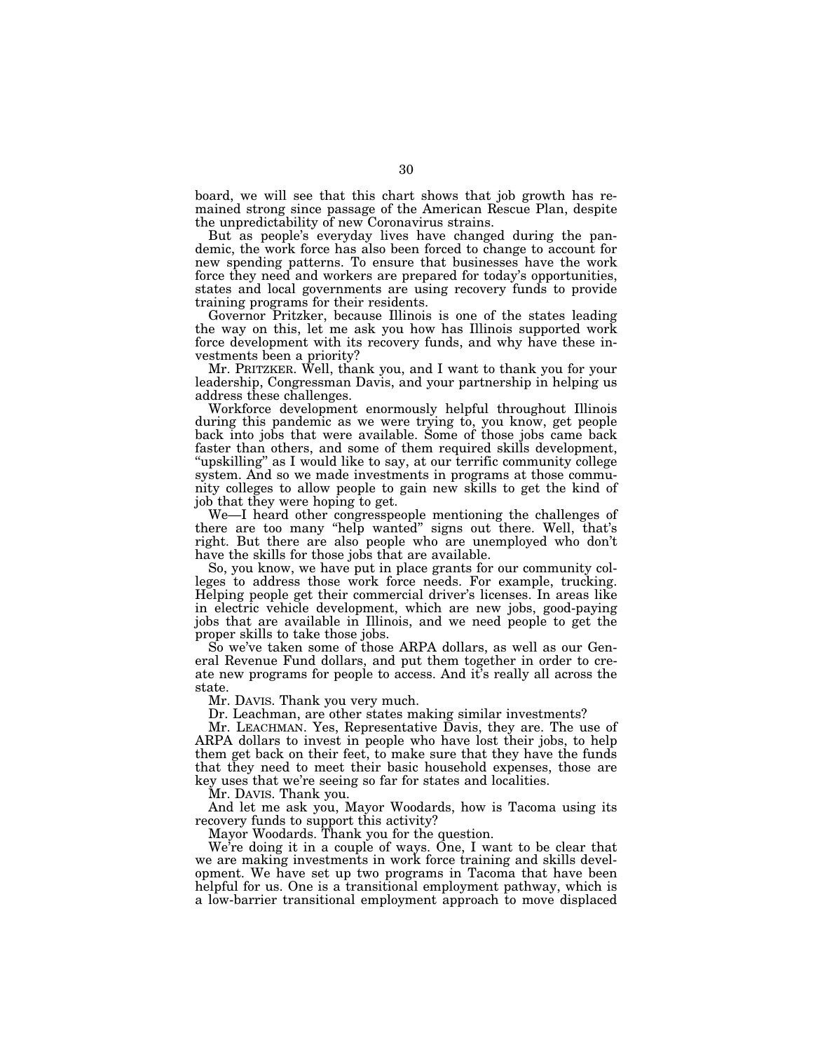board, we will see that this chart shows that job growth has remained strong since passage of the American Rescue Plan, despite the unpredictability of new Coronavirus strains.

But as people's everyday lives have changed during the pandemic, the work force has also been forced to change to account for new spending patterns. To ensure that businesses have the work force they need and workers are prepared for today's opportunities, states and local governments are using recovery funds to provide training programs for their residents.

Governor Pritzker, because Illinois is one of the states leading the way on this, let me ask you how has Illinois supported work force development with its recovery funds, and why have these investments been a priority?

Mr. PRITZKER. Well, thank you, and I want to thank you for your leadership, Congressman Davis, and your partnership in helping us address these challenges.

Workforce development enormously helpful throughout Illinois during this pandemic as we were trying to, you know, get people back into jobs that were available. Some of those jobs came back faster than others, and some of them required skills development, "upskilling" as I would like to say, at our terrific community college system. And so we made investments in programs at those community colleges to allow people to gain new skills to get the kind of job that they were hoping to get.

We—I heard other congresspeople mentioning the challenges of there are too many "help wanted" signs out there. Well, that's right. But there are also people who are unemployed who don't have the skills for those jobs that are available.

So, you know, we have put in place grants for our community colleges to address those work force needs. For example, trucking. Helping people get their commercial driver's licenses. In areas like in electric vehicle development, which are new jobs, good-paying jobs that are available in Illinois, and we need people to get the proper skills to take those jobs.

So we've taken some of those ARPA dollars, as well as our General Revenue Fund dollars, and put them together in order to create new programs for people to access. And it's really all across the state.

Mr. DAVIS. Thank you very much.

Dr. Leachman, are other states making similar investments?

Mr. LEACHMAN. Yes, Representative Davis, they are. The use of ARPA dollars to invest in people who have lost their jobs, to help them get back on their feet, to make sure that they have the funds that they need to meet their basic household expenses, those are key uses that we're seeing so far for states and localities.

Mr. DAVIS. Thank you.

And let me ask you, Mayor Woodards, how is Tacoma using its recovery funds to support this activity?

Mayor Woodards. Thank you for the question.

We're doing it in a couple of ways. One, I want to be clear that we are making investments in work force training and skills development. We have set up two programs in Tacoma that have been helpful for us. One is a transitional employment pathway, which is a low-barrier transitional employment approach to move displaced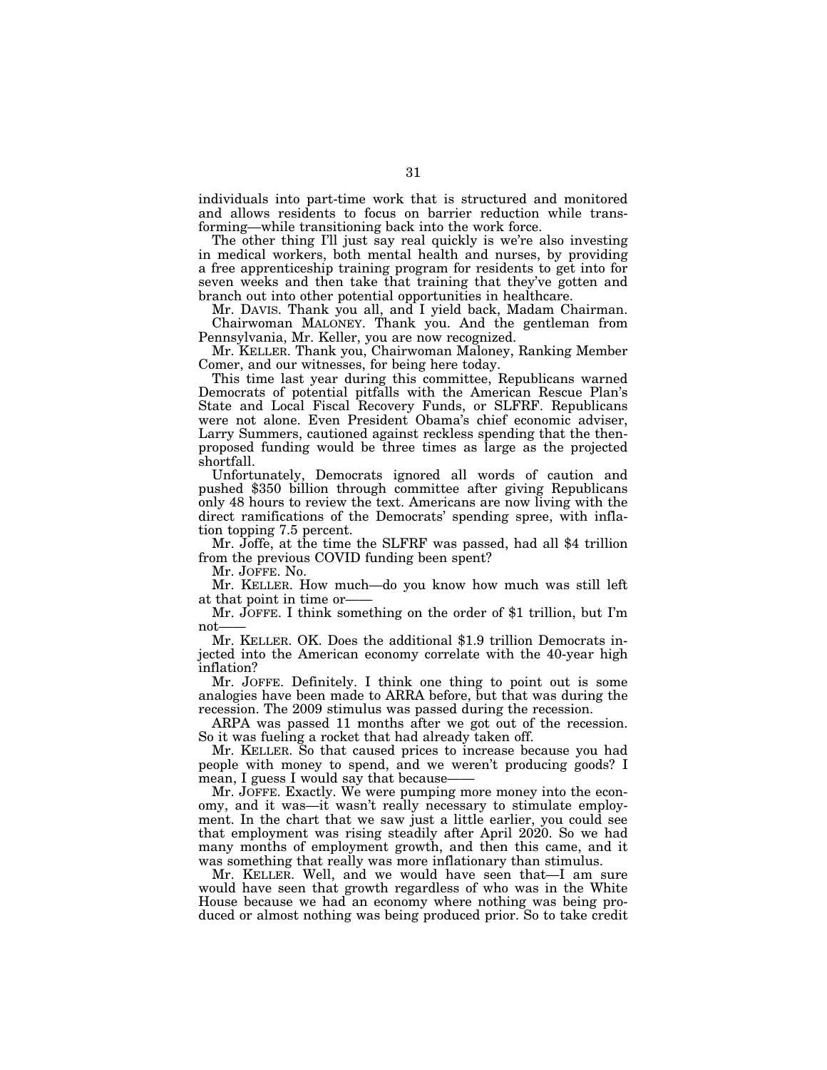individuals into part-time work that is structured and monitored and allows residents to focus on barrier reduction while transforming—while transitioning back into the work force.

The other thing I'll just say real quickly is we're also investing in medical workers, both mental health and nurses, by providing a free apprenticeship training program for residents to get into for seven weeks and then take that training that they've gotten and branch out into other potential opportunities in healthcare.

Mr. DAVIS. Thank you all, and I yield back, Madam Chairman.

Chairwoman MALONEY. Thank you. And the gentleman from Pennsylvania, Mr. Keller, you are now recognized.

Mr. KELLER. Thank you, Chairwoman Maloney, Ranking Member Comer, and our witnesses, for being here today.

This time last year during this committee, Republicans warned Democrats of potential pitfalls with the American Rescue Plan's State and Local Fiscal Recovery Funds, or SLFRF. Republicans were not alone. Even President Obama's chief economic adviser, Larry Summers, cautioned against reckless spending that the then-proposed funding would be three times as large as the projected shortfall.

Unfortunately, Democrats ignored all words of caution and pushed $350 billion through committee after giving Republicans only 48 hours to review the text. Americans are now living with the direct ramifications of the Democrats' spending spree, with inflation topping 7.5 percent.

Mr. Joffe, at the time the SLFRF was passed, had all $4 trillion from the previous COVID funding been spent?

Mr. JOFFE. No.

Mr. KELLER. How much—do you know how much was still left at that point in time or——

Mr. JOFFE. I think something on the order of $1 trillion, but I'm not——

Mr. KELLER. OK. Does the additional $1.9 trillion Democrats injected into the American economy correlate with the 40-year high inflation?

Mr. JOFFE. Definitely. I think one thing to point out is some analogies have been made to ARRA before, but that was during the recession. The 2009 stimulus was passed during the recession.

ARPA was passed 11 months after we got out of the recession. So it was fueling a rocket that had already taken off.

Mr. KELLER. So that caused prices to increase because you had people with money to spend, and we weren't producing goods? I mean, I guess I would say that because——

Mr. JOFFE. Exactly. We were pumping more money into the economy, and it was—it wasn't really necessary to stimulate employment. In the chart that we saw just a little earlier, you could see that employment was rising steadily after April 2020. So we had many months of employment growth, and then this came, and it was something that really was more inflationary than stimulus.

Mr. KELLER. Well, and we would have seen that—I am sure would have seen that growth regardless of who was in the White House because we had an economy where nothing was being produced or almost nothing was being produced prior. So to take credit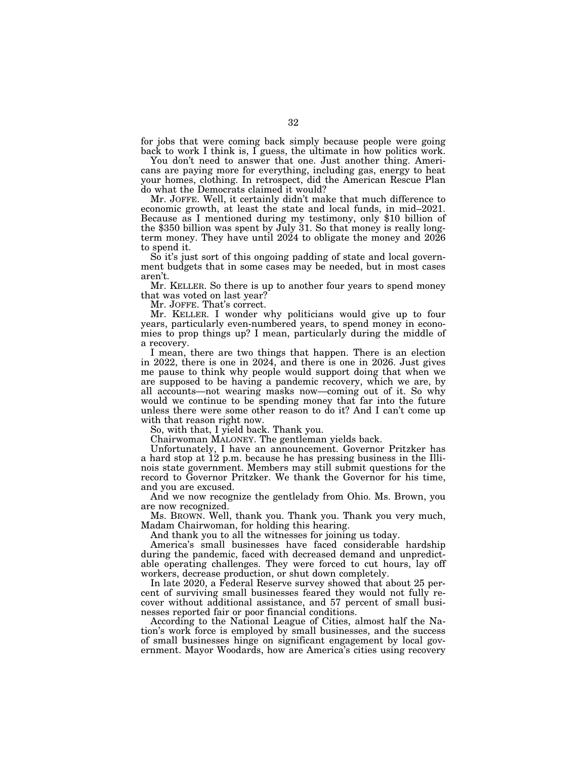for jobs that were coming back simply because people were going back to work I think is, I guess, the ultimate in how politics work.

You don't need to answer that one. Just another thing. Americans are paying more for everything, including gas, energy to heat your homes, clothing. In retrospect, did the American Rescue Plan do what the Democrats claimed it would?

Mr. JOFFE. Well, it certainly didn't make that much difference to economic growth, at least the state and local funds, in mid–2021. Because as I mentioned during my testimony, only $10 billion of the $350 billion was spent by July 31. So that money is really long-term money. They have until 2024 to obligate the money and 2026 to spend it.

So it's just sort of this ongoing padding of state and local government budgets that in some cases may be needed, but in most cases aren't.

Mr. KELLER. So there is up to another four years to spend money that was voted on last year?

Mr. JOFFE. That's correct.

Mr. KELLER. I wonder why politicians would give up to four years, particularly even-numbered years, to spend money in economies to prop things up? I mean, particularly during the middle of a recovery.

I mean, there are two things that happen. There is an election in 2022, there is one in 2024, and there is one in 2026. Just gives me pause to think why people would support doing that when we are supposed to be having a pandemic recovery, which we are, by all accounts—not wearing masks now—coming out of it. So why would we continue to be spending money that far into the future unless there were some other reason to do it? And I can't come up with that reason right now.

So, with that, I yield back. Thank you.

Chairwoman MALONEY. The gentleman yields back.

Unfortunately, I have an announcement. Governor Pritzker has a hard stop at 12 p.m. because he has pressing business in the Illinois state government. Members may still submit questions for the record to Governor Pritzker. We thank the Governor for his time, and you are excused.

And we now recognize the gentlelady from Ohio. Ms. Brown, you are now recognized.

Ms. BROWN. Well, thank you. Thank you. Thank you very much, Madam Chairwoman, for holding this hearing.

And thank you to all the witnesses for joining us today.

America's small businesses have faced considerable hardship during the pandemic, faced with decreased demand and unpredictable operating challenges. They were forced to cut hours, lay off workers, decrease production, or shut down completely.

In late 2020, a Federal Reserve survey showed that about 25 percent of surviving small businesses feared they would not fully recover without additional assistance, and 57 percent of small businesses reported fair or poor financial conditions.

According to the National League of Cities, almost half the Nation's work force is employed by small businesses, and the success of small businesses hinge on significant engagement by local government. Mayor Woodards, how are America's cities using recovery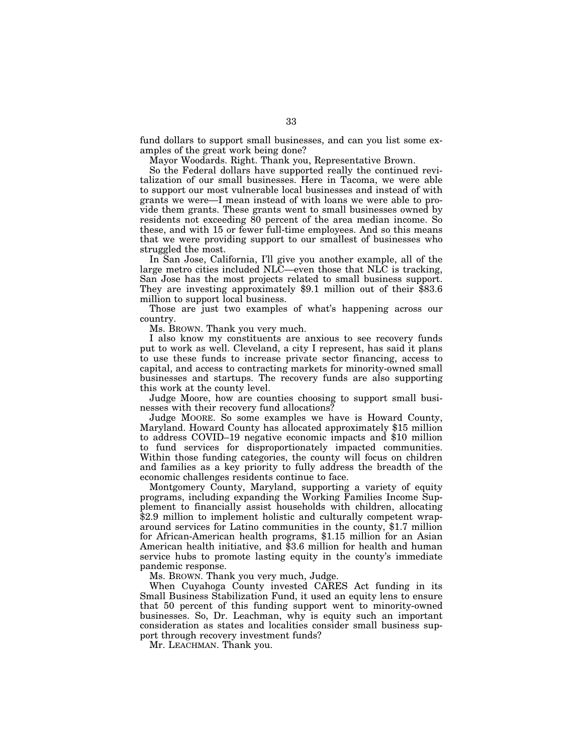fund dollars to support small businesses, and can you list some examples of the great work being done?

Mayor Woodards. Right. Thank you, Representative Brown.

So the Federal dollars have supported really the continued revitalization of our small businesses. Here in Tacoma, we were able to support our most vulnerable local businesses and instead of with grants we were—I mean instead of with loans we were able to provide them grants. These grants went to small businesses owned by residents not exceeding 80 percent of the area median income. So these, and with 15 or fewer full-time employees. And so this means that we were providing support to our smallest of businesses who struggled the most.

In San Jose, California, I'll give you another example, all of the large metro cities included NLC—even those that NLC is tracking, San Jose has the most projects related to small business support. They are investing approximately $9.1 million out of their $83.6 million to support local business.

Those are just two examples of what's happening across our country.

Ms. BROWN. Thank you very much.

I also know my constituents are anxious to see recovery funds put to work as well. Cleveland, a city I represent, has said it plans to use these funds to increase private sector financing, access to capital, and access to contracting markets for minority-owned small businesses and startups. The recovery funds are also supporting this work at the county level.

Judge Moore, how are counties choosing to support small businesses with their recovery fund allocations?

Judge MOORE. So some examples we have is Howard County, Maryland. Howard County has allocated approximately $15 million to address COVID–19 negative economic impacts and $10 million to fund services for disproportionately impacted communities. Within those funding categories, the county will focus on children and families as a key priority to fully address the breadth of the economic challenges residents continue to face.

Montgomery County, Maryland, supporting a variety of equity programs, including expanding the Working Families Income Supplement to financially assist households with children, allocating $2.9 million to implement holistic and culturally competent wraparound services for Latino communities in the county, $1.7 million for African-American health programs, $1.15 million for an Asian American health initiative, and $3.6 million for health and human service hubs to promote lasting equity in the county's immediate pandemic response.

Ms. BROWN. Thank you very much, Judge.

When Cuyahoga County invested CARES Act funding in its Small Business Stabilization Fund, it used an equity lens to ensure that 50 percent of this funding support went to minority-owned businesses. So, Dr. Leachman, why is equity such an important consideration as states and localities consider small business support through recovery investment funds?

Mr. LEACHMAN. Thank you.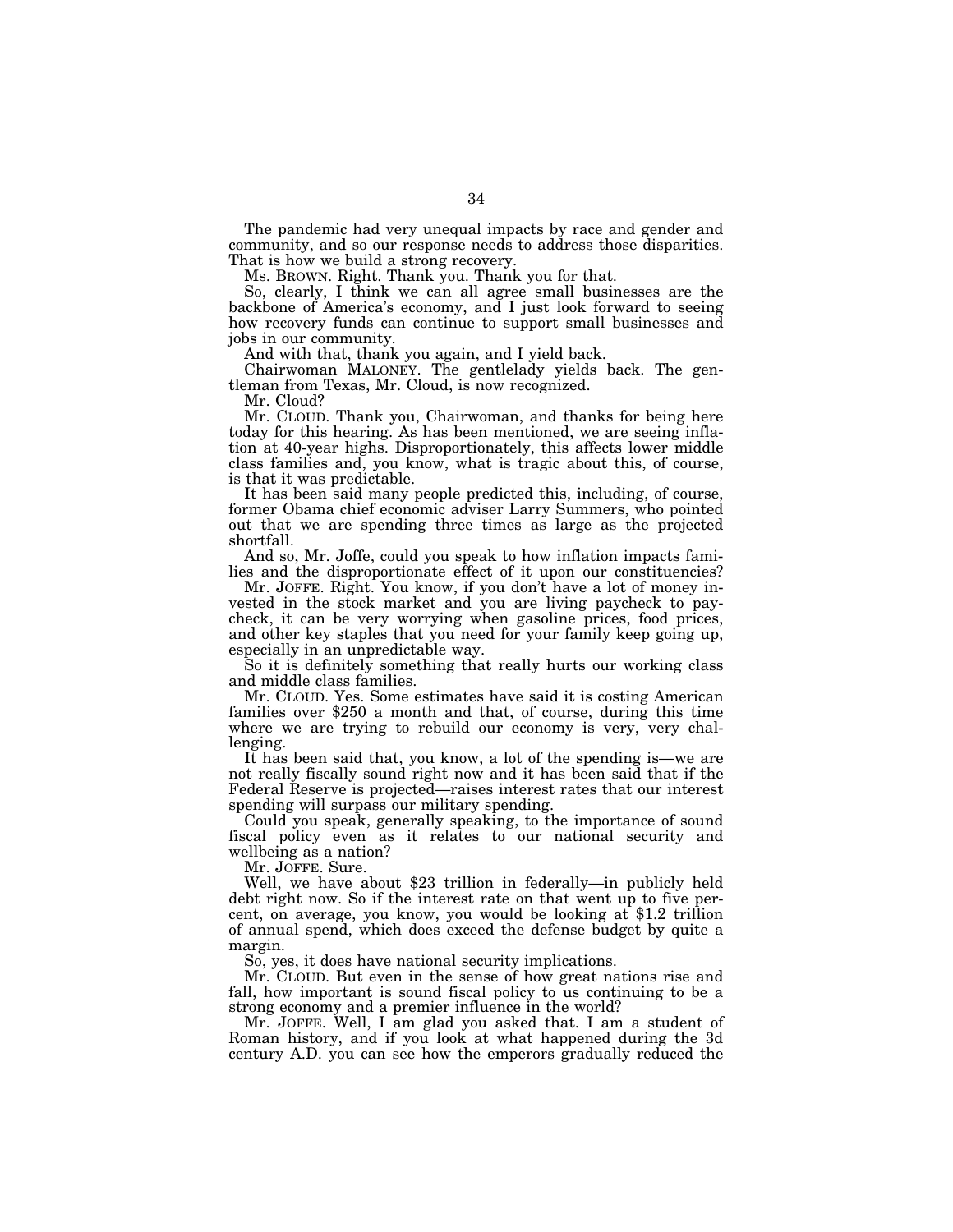The pandemic had very unequal impacts by race and gender and community, and so our response needs to address those disparities. That is how we build a strong recovery.

Ms. BROWN. Right. Thank you. Thank you for that.

So, clearly, I think we can all agree small businesses are the backbone of America's economy, and I just look forward to seeing how recovery funds can continue to support small businesses and jobs in our community.

And with that, thank you again, and I yield back.

Chairwoman MALONEY. The gentlelady yields back. The gentleman from Texas, Mr. Cloud, is now recognized.

Mr. Cloud?

Mr. CLOUD. Thank you, Chairwoman, and thanks for being here today for this hearing. As has been mentioned, we are seeing inflation at 40-year highs. Disproportionately, this affects lower middle class families and, you know, what is tragic about this, of course, is that it was predictable.

It has been said many people predicted this, including, of course, former Obama chief economic adviser Larry Summers, who pointed out that we are spending three times as large as the projected shortfall.

And so, Mr. Joffe, could you speak to how inflation impacts families and the disproportionate effect of it upon our constituencies?

Mr. JOFFE. Right. You know, if you don't have a lot of money invested in the stock market and you are living paycheck to paycheck, it can be very worrying when gasoline prices, food prices, and other key staples that you need for your family keep going up, especially in an unpredictable way.

So it is definitely something that really hurts our working class and middle class families.

Mr. CLOUD. Yes. Some estimates have said it is costing American families over $250 a month and that, of course, during this time where we are trying to rebuild our economy is very, very challenging.

It has been said that, you know, a lot of the spending is—we are not really fiscally sound right now and it has been said that if the Federal Reserve is projected—raises interest rates that our interest spending will surpass our military spending.

Could you speak, generally speaking, to the importance of sound fiscal policy even as it relates to our national security and wellbeing as a nation?

Mr. JOFFE. Sure.

Well, we have about $23 trillion in federally—in publicly held debt right now. So if the interest rate on that went up to five percent, on average, you know, you would be looking at $1.2 trillion of annual spend, which does exceed the defense budget by quite a margin.

So, yes, it does have national security implications.

Mr. CLOUD. But even in the sense of how great nations rise and fall, how important is sound fiscal policy to us continuing to be a strong economy and a premier influence in the world?

Mr. JOFFE. Well, I am glad you asked that. I am a student of Roman history, and if you look at what happened during the 3d century A.D. you can see how the emperors gradually reduced the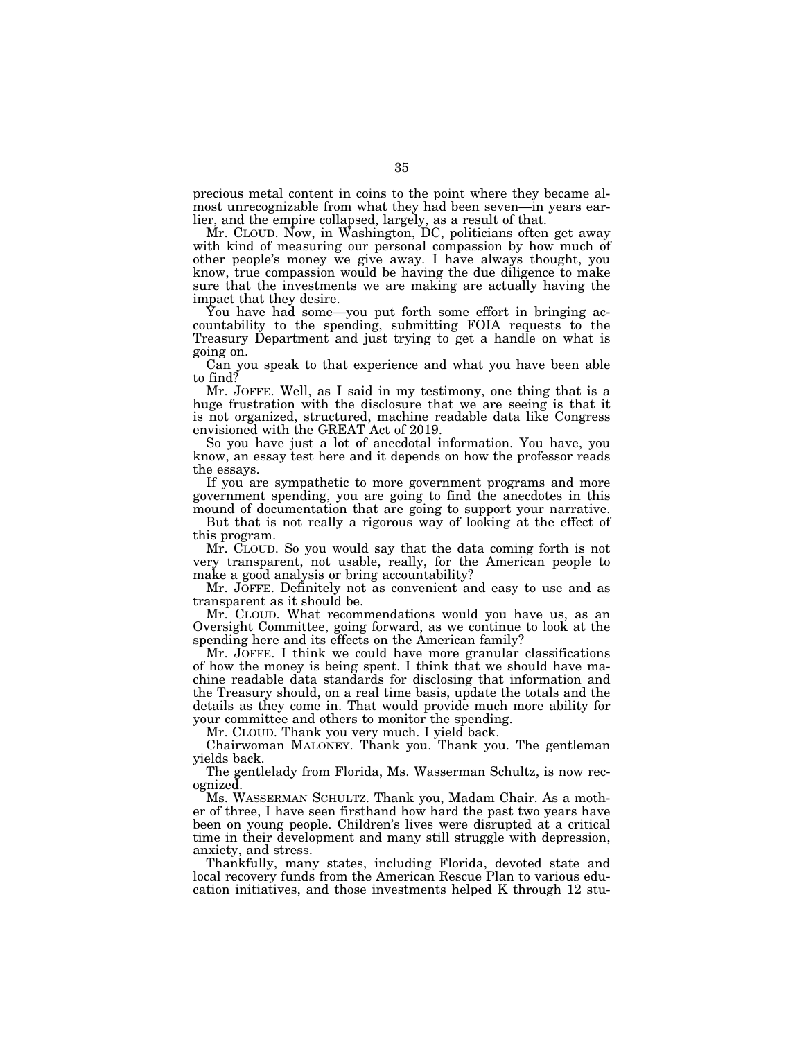precious metal content in coins to the point where they became almost unrecognizable from what they had been seven—in years earlier, and the empire collapsed, largely, as a result of that.

Mr. CLOUD. Now, in Washington, DC, politicians often get away with kind of measuring our personal compassion by how much of other people's money we give away. I have always thought, you know, true compassion would be having the due diligence to make sure that the investments we are making are actually having the impact that they desire.

You have had some—you put forth some effort in bringing accountability to the spending, submitting FOIA requests to the Treasury Department and just trying to get a handle on what is going on.

Can you speak to that experience and what you have been able to find?

Mr. JOFFE. Well, as I said in my testimony, one thing that is a huge frustration with the disclosure that we are seeing is that it is not organized, structured, machine readable data like Congress envisioned with the GREAT Act of 2019.

So you have just a lot of anecdotal information. You have, you know, an essay test here and it depends on how the professor reads the essays.

If you are sympathetic to more government programs and more government spending, you are going to find the anecdotes in this mound of documentation that are going to support your narrative.

But that is not really a rigorous way of looking at the effect of this program.

Mr. CLOUD. So you would say that the data coming forth is not very transparent, not usable, really, for the American people to make a good analysis or bring accountability?

Mr. JOFFE. Definitely not as convenient and easy to use and as transparent as it should be.

Mr. CLOUD. What recommendations would you have us, as an Oversight Committee, going forward, as we continue to look at the spending here and its effects on the American family?

Mr. JOFFE. I think we could have more granular classifications of how the money is being spent. I think that we should have machine readable data standards for disclosing that information and the Treasury should, on a real time basis, update the totals and the details as they come in. That would provide much more ability for your committee and others to monitor the spending.

Mr. CLOUD. Thank you very much. I yield back.

Chairwoman MALONEY. Thank you. Thank you. The gentleman yields back.

The gentlelady from Florida, Ms. Wasserman Schultz, is now recognized.

Ms. WASSERMAN SCHULTZ. Thank you, Madam Chair. As a mother of three, I have seen firsthand how hard the past two years have been on young people. Children's lives were disrupted at a critical time in their development and many still struggle with depression, anxiety, and stress.

Thankfully, many states, including Florida, devoted state and local recovery funds from the American Rescue Plan to various education initiatives, and those investments helped K through 12 stu-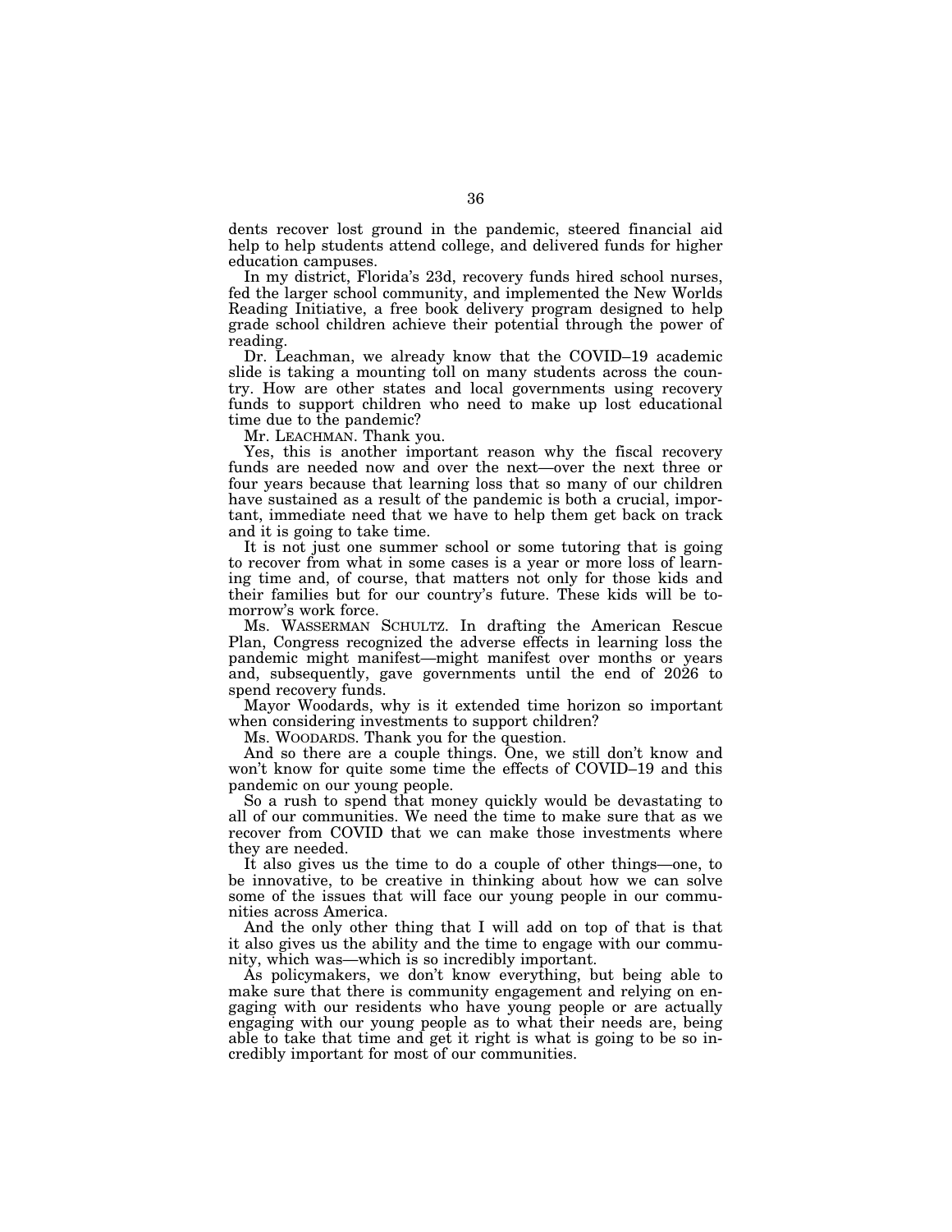dents recover lost ground in the pandemic, steered financial aid help to help students attend college, and delivered funds for higher education campuses.

In my district, Florida's 23d, recovery funds hired school nurses, fed the larger school community, and implemented the New Worlds Reading Initiative, a free book delivery program designed to help grade school children achieve their potential through the power of reading.

Dr. Leachman, we already know that the COVID–19 academic slide is taking a mounting toll on many students across the country. How are other states and local governments using recovery funds to support children who need to make up lost educational time due to the pandemic?

Mr. LEACHMAN. Thank you.

Yes, this is another important reason why the fiscal recovery funds are needed now and over the next—over the next three or four years because that learning loss that so many of our children have sustained as a result of the pandemic is both a crucial, important, immediate need that we have to help them get back on track and it is going to take time.

It is not just one summer school or some tutoring that is going to recover from what in some cases is a year or more loss of learning time and, of course, that matters not only for those kids and their families but for our country's future. These kids will be tomorrow's work force.

Ms. WASSERMAN SCHULTZ. In drafting the American Rescue Plan, Congress recognized the adverse effects in learning loss the pandemic might manifest—might manifest over months or years and, subsequently, gave governments until the end of 2026 to spend recovery funds.

Mayor Woodards, why is it extended time horizon so important when considering investments to support children?

Ms. WOODARDS. Thank you for the question.

And so there are a couple things. One, we still don't know and won't know for quite some time the effects of COVID–19 and this pandemic on our young people.

So a rush to spend that money quickly would be devastating to all of our communities. We need the time to make sure that as we recover from COVID that we can make those investments where they are needed.

It also gives us the time to do a couple of other things—one, to be innovative, to be creative in thinking about how we can solve some of the issues that will face our young people in our communities across America.

And the only other thing that I will add on top of that is that it also gives us the ability and the time to engage with our community, which was—which is so incredibly important.

As policymakers, we don't know everything, but being able to make sure that there is community engagement and relying on engaging with our residents who have young people or are actually engaging with our young people as to what their needs are, being able to take that time and get it right is what is going to be so incredibly important for most of our communities.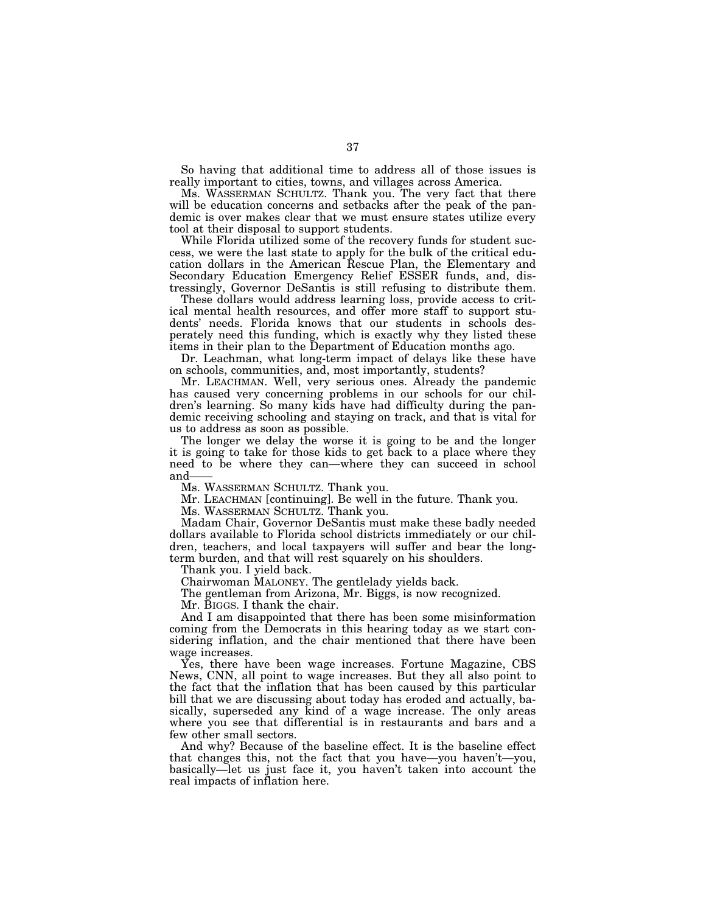So having that additional time to address all of those issues is really important to cities, towns, and villages across America.

Ms. WASSERMAN SCHULTZ. Thank you. The very fact that there will be education concerns and setbacks after the peak of the pandemic is over makes clear that we must ensure states utilize every tool at their disposal to support students.

While Florida utilized some of the recovery funds for student success, we were the last state to apply for the bulk of the critical education dollars in the American Rescue Plan, the Elementary and Secondary Education Emergency Relief ESSER funds, and, distressingly, Governor DeSantis is still refusing to distribute them.

These dollars would address learning loss, provide access to critical mental health resources, and offer more staff to support students' needs. Florida knows that our students in schools desperately need this funding, which is exactly why they listed these items in their plan to the Department of Education months ago.

Dr. Leachman, what long-term impact of delays like these have on schools, communities, and, most importantly, students?

Mr. LEACHMAN. Well, very serious ones. Already the pandemic has caused very concerning problems in our schools for our children's learning. So many kids have had difficulty during the pandemic receiving schooling and staying on track, and that is vital for us to address as soon as possible.

The longer we delay the worse it is going to be and the longer it is going to take for those kids to get back to a place where they need to be where they can—where they can succeed in school and——

Ms. WASSERMAN SCHULTZ. Thank you.

Mr. LEACHMAN [continuing]. Be well in the future. Thank you.

Ms. WASSERMAN SCHULTZ. Thank you.

Madam Chair, Governor DeSantis must make these badly needed dollars available to Florida school districts immediately or our children, teachers, and local taxpayers will suffer and bear the long-term burden, and that will rest squarely on his shoulders.

Thank you. I yield back.

Chairwoman MALONEY. The gentlelady yields back.

The gentleman from Arizona, Mr. Biggs, is now recognized.

Mr. BIGGS. I thank the chair.

And I am disappointed that there has been some misinformation coming from the Democrats in this hearing today as we start considering inflation, and the chair mentioned that there have been wage increases.

Yes, there have been wage increases. Fortune Magazine, CBS News, CNN, all point to wage increases. But they all also point to the fact that the inflation that has been caused by this particular bill that we are discussing about today has eroded and actually, basically, superseded any kind of a wage increase. The only areas where you see that differential is in restaurants and bars and a few other small sectors.

And why? Because of the baseline effect. It is the baseline effect that changes this, not the fact that you have—you haven't—you, basically—let us just face it, you haven't taken into account the real impacts of inflation here.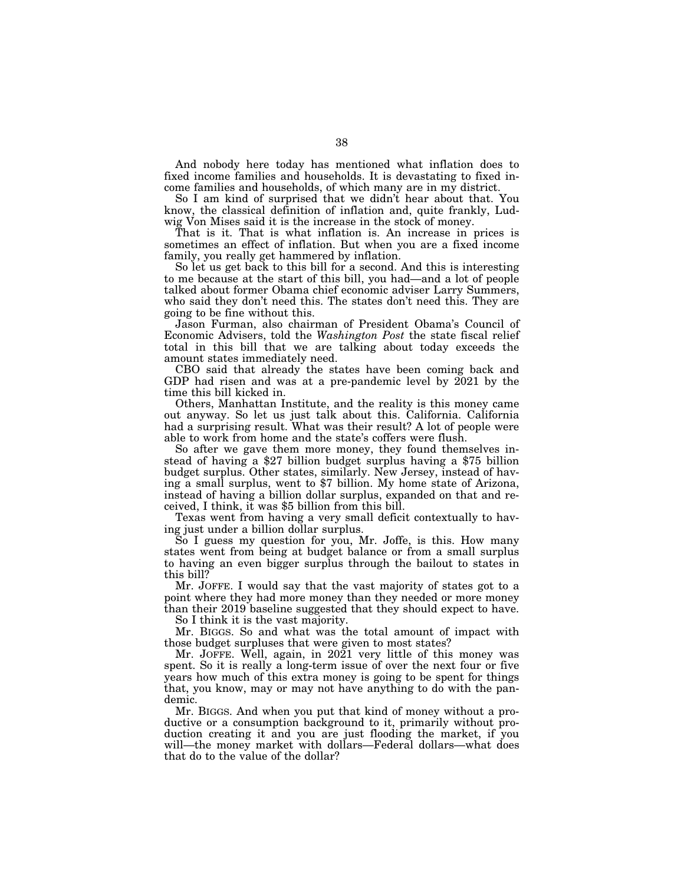And nobody here today has mentioned what inflation does to fixed income families and households. It is devastating to fixed income families and households, of which many are in my district.

So I am kind of surprised that we didn't hear about that. You know, the classical definition of inflation and, quite frankly, Ludwig Von Mises said it is the increase in the stock of money.

That is it. That is what inflation is. An increase in prices is sometimes an effect of inflation. But when you are a fixed income family, you really get hammered by inflation.

So let us get back to this bill for a second. And this is interesting to me because at the start of this bill, you had—and a lot of people talked about former Obama chief economic adviser Larry Summers, who said they don't need this. The states don't need this. They are going to be fine without this.

Jason Furman, also chairman of President Obama's Council of Economic Advisers, told the *Washington Post* the state fiscal relief total in this bill that we are talking about today exceeds the amount states immediately need.

CBO said that already the states have been coming back and GDP had risen and was at a pre-pandemic level by 2021 by the time this bill kicked in.

Others, Manhattan Institute, and the reality is this money came out anyway. So let us just talk about this. California. California had a surprising result. What was their result? A lot of people were able to work from home and the state's coffers were flush.

So after we gave them more money, they found themselves instead of having a $27 billion budget surplus having a $75 billion budget surplus. Other states, similarly. New Jersey, instead of having a small surplus, went to $7 billion. My home state of Arizona, instead of having a billion dollar surplus, expanded on that and received, I think, it was $5 billion from this bill.

Texas went from having a very small deficit contextually to having just under a billion dollar surplus.

So I guess my question for you, Mr. Joffe, is this. How many states went from being at budget balance or from a small surplus to having an even bigger surplus through the bailout to states in this bill?

Mr. JOFFE. I would say that the vast majority of states got to a point where they had more money than they needed or more money than their 2019 baseline suggested that they should expect to have.

So I think it is the vast majority.

Mr. BIGGS. So and what was the total amount of impact with those budget surpluses that were given to most states?

Mr. JOFFE. Well, again, in 2021 very little of this money was spent. So it is really a long-term issue of over the next four or five years how much of this extra money is going to be spent for things that, you know, may or may not have anything to do with the pandemic.

Mr. BIGGS. And when you put that kind of money without a productive or a consumption background to it, primarily without production creating it and you are just flooding the market, if you will—the money market with dollars—Federal dollars—what does that do to the value of the dollar?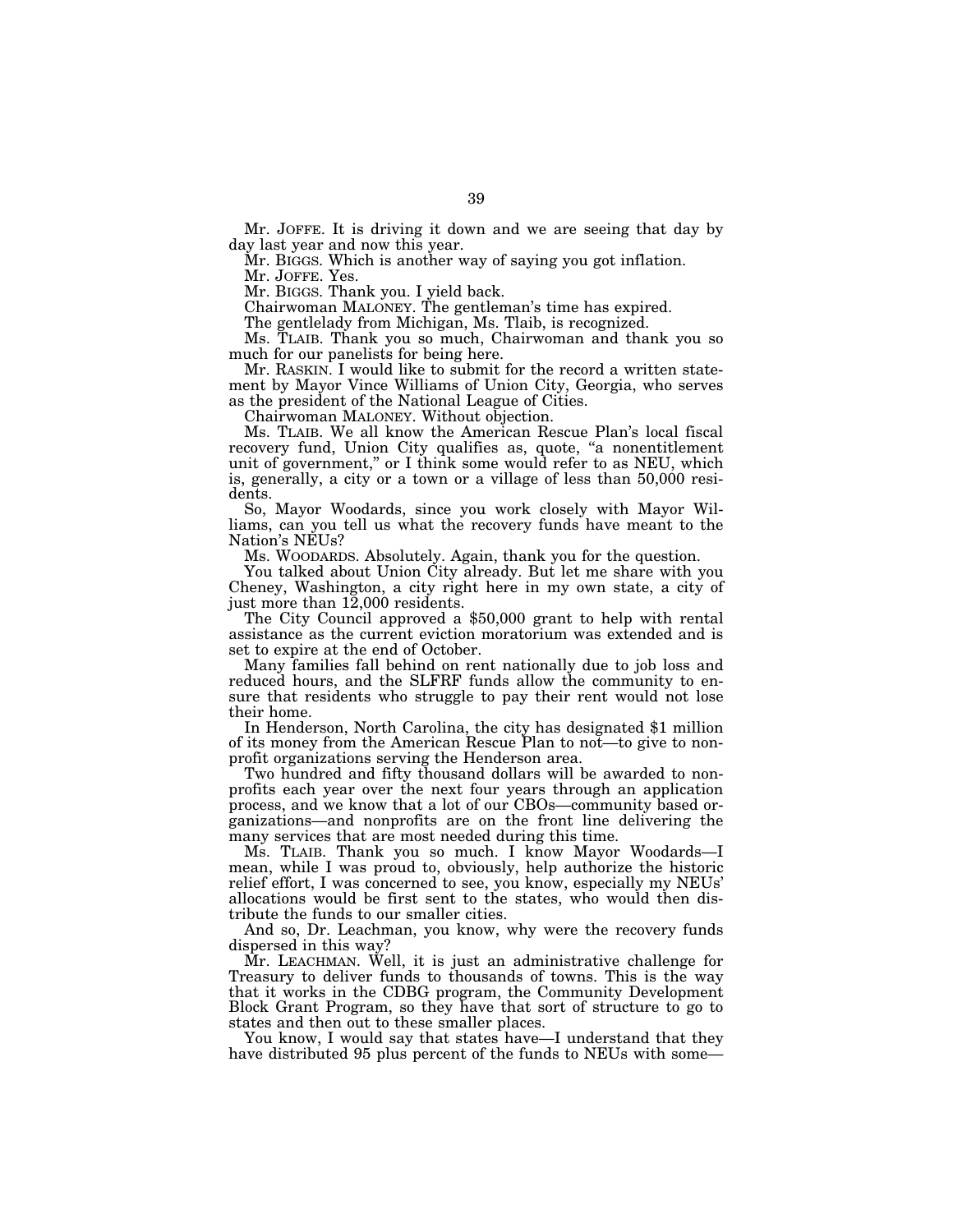Mr. JOFFE. It is driving it down and we are seeing that day by day last year and now this year.

Mr. BIGGS. Which is another way of saying you got inflation.

Mr. JOFFE. Yes.

Mr. BIGGS. Thank you. I yield back.

Chairwoman MALONEY. The gentleman's time has expired.

The gentlelady from Michigan, Ms. Tlaib, is recognized.

Ms. TLAIB. Thank you so much, Chairwoman and thank you so much for our panelists for being here.

Mr. RASKIN. I would like to submit for the record a written statement by Mayor Vince Williams of Union City, Georgia, who serves as the president of the National League of Cities.

Chairwoman MALONEY. Without objection.

Ms. TLAIB. We all know the American Rescue Plan's local fiscal recovery fund, Union City qualifies as, quote, "a nonentitlement unit of government," or I think some would refer to as NEU, which is, generally, a city or a town or a village of less than 50,000 residents.

So, Mayor Woodards, since you work closely with Mayor Williams, can you tell us what the recovery funds have meant to the Nation's NEUs?

Ms. WOODARDS. Absolutely. Again, thank you for the question.

You talked about Union City already. But let me share with you Cheney, Washington, a city right here in my own state, a city of just more than 12,000 residents.

The City Council approved a $50,000 grant to help with rental assistance as the current eviction moratorium was extended and is set to expire at the end of October.

Many families fall behind on rent nationally due to job loss and reduced hours, and the SLFRF funds allow the community to ensure that residents who struggle to pay their rent would not lose their home.

In Henderson, North Carolina, the city has designated $1 million of its money from the American Rescue Plan to not—to give to nonprofit organizations serving the Henderson area.

Two hundred and fifty thousand dollars will be awarded to nonprofits each year over the next four years through an application process, and we know that a lot of our CBOs—community based organizations—and nonprofits are on the front line delivering the many services that are most needed during this time.

Ms. TLAIB. Thank you so much. I know Mayor Woodards—I mean, while I was proud to, obviously, help authorize the historic relief effort, I was concerned to see, you know, especially my NEUs' allocations would be first sent to the states, who would then distribute the funds to our smaller cities.

And so, Dr. Leachman, you know, why were the recovery funds dispersed in this way?

Mr. LEACHMAN. Well, it is just an administrative challenge for Treasury to deliver funds to thousands of towns. This is the way that it works in the CDBG program, the Community Development Block Grant Program, so they have that sort of structure to go to states and then out to these smaller places.

You know, I would say that states have—I understand that they have distributed 95 plus percent of the funds to NEUs with some—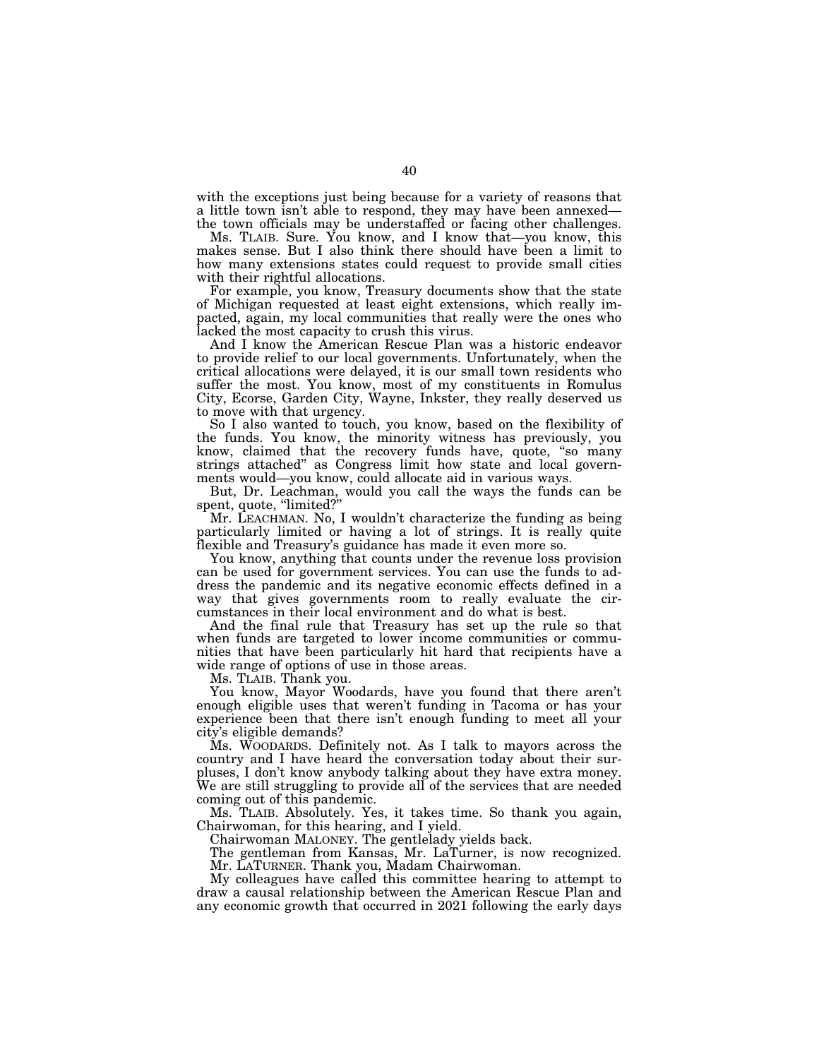with the exceptions just being because for a variety of reasons that a little town isn't able to respond, they may have been annexed—the town officials may be understaffed or facing other challenges.

Ms. TLAIB. Sure. You know, and I know that—you know, this makes sense. But I also think there should have been a limit to how many extensions states could request to provide small cities with their rightful allocations.

For example, you know, Treasury documents show that the state of Michigan requested at least eight extensions, which really impacted, again, my local communities that really were the ones who lacked the most capacity to crush this virus.

And I know the American Rescue Plan was a historic endeavor to provide relief to our local governments. Unfortunately, when the critical allocations were delayed, it is our small town residents who suffer the most. You know, most of my constituents in Romulus City, Ecorse, Garden City, Wayne, Inkster, they really deserved us to move with that urgency.

So I also wanted to touch, you know, based on the flexibility of the funds. You know, the minority witness has previously, you know, claimed that the recovery funds have, quote, "so many strings attached" as Congress limit how state and local governments would—you know, could allocate aid in various ways.

But, Dr. Leachman, would you call the ways the funds can be spent, quote, "limited?"

Mr. LEACHMAN. No, I wouldn't characterize the funding as being particularly limited or having a lot of strings. It is really quite flexible and Treasury's guidance has made it even more so.

You know, anything that counts under the revenue loss provision can be used for government services. You can use the funds to address the pandemic and its negative economic effects defined in a way that gives governments room to really evaluate the circumstances in their local environment and do what is best.

And the final rule that Treasury has set up the rule so that when funds are targeted to lower income communities or communities that have been particularly hit hard that recipients have a wide range of options of use in those areas.

Ms. TLAIB. Thank you.

You know, Mayor Woodards, have you found that there aren't enough eligible uses that weren't funding in Tacoma or has your experience been that there isn't enough funding to meet all your city's eligible demands?

Ms. WOODARDS. Definitely not. As I talk to mayors across the country and I have heard the conversation today about their surpluses, I don't know anybody talking about they have extra money. We are still struggling to provide all of the services that are needed coming out of this pandemic.

Ms. TLAIB. Absolutely. Yes, it takes time. So thank you again, Chairwoman, for this hearing, and I yield.

Chairwoman MALONEY. The gentlelady yields back.

The gentleman from Kansas, Mr. LaTurner, is now recognized.

Mr. LATURNER. Thank you, Madam Chairwoman.

My colleagues have called this committee hearing to attempt to draw a causal relationship between the American Rescue Plan and any economic growth that occurred in 2021 following the early days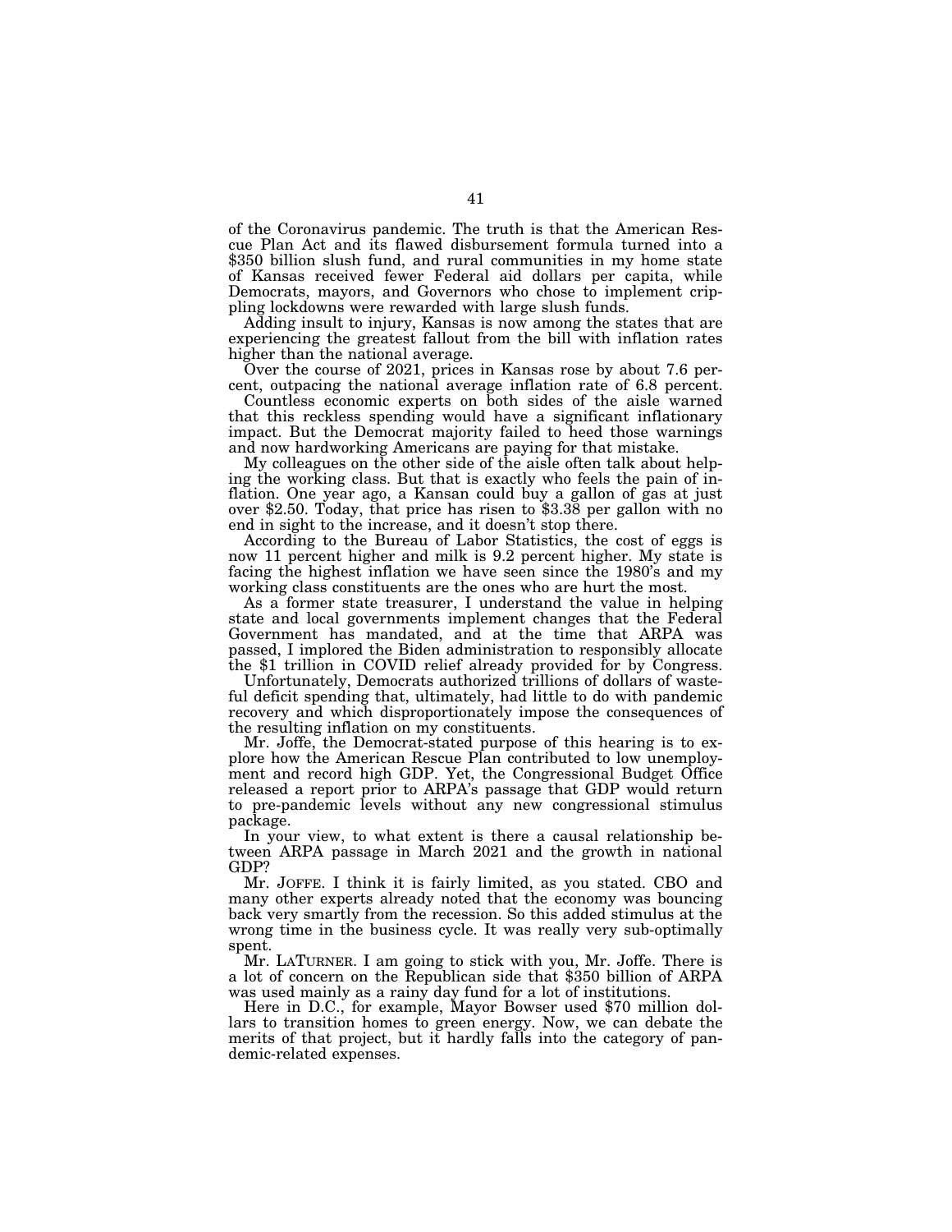of the Coronavirus pandemic. The truth is that the American Rescue Plan Act and its flawed disbursement formula turned into a $350 billion slush fund, and rural communities in my home state of Kansas received fewer Federal aid dollars per capita, while Democrats, mayors, and Governors who chose to implement crippling lockdowns were rewarded with large slush funds.

Adding insult to injury, Kansas is now among the states that are experiencing the greatest fallout from the bill with inflation rates higher than the national average.

Over the course of 2021, prices in Kansas rose by about 7.6 percent, outpacing the national average inflation rate of 6.8 percent.

Countless economic experts on both sides of the aisle warned that this reckless spending would have a significant inflationary impact. But the Democrat majority failed to heed those warnings and now hardworking Americans are paying for that mistake.

My colleagues on the other side of the aisle often talk about helping the working class. But that is exactly who feels the pain of inflation. One year ago, a Kansan could buy a gallon of gas at just over $2.50. Today, that price has risen to $3.38 per gallon with no end in sight to the increase, and it doesn't stop there.

According to the Bureau of Labor Statistics, the cost of eggs is now 11 percent higher and milk is 9.2 percent higher. My state is facing the highest inflation we have seen since the 1980's and my working class constituents are the ones who are hurt the most.

As a former state treasurer, I understand the value in helping state and local governments implement changes that the Federal Government has mandated, and at the time that ARPA was passed, I implored the Biden administration to responsibly allocate the $1 trillion in COVID relief already provided for by Congress.

Unfortunately, Democrats authorized trillions of dollars of wasteful deficit spending that, ultimately, had little to do with pandemic recovery and which disproportionately impose the consequences of the resulting inflation on my constituents.

Mr. Joffe, the Democrat-stated purpose of this hearing is to explore how the American Rescue Plan contributed to low unemployment and record high GDP. Yet, the Congressional Budget Office released a report prior to ARPA's passage that GDP would return to pre-pandemic levels without any new congressional stimulus package.

In your view, to what extent is there a causal relationship between ARPA passage in March 2021 and the growth in national GDP?

Mr. JOFFE. I think it is fairly limited, as you stated. CBO and many other experts already noted that the economy was bouncing back very smartly from the recession. So this added stimulus at the wrong time in the business cycle. It was really very sub-optimally spent.

Mr. LATURNER. I am going to stick with you, Mr. Joffe. There is a lot of concern on the Republican side that $350 billion of ARPA was used mainly as a rainy day fund for a lot of institutions.

Here in D.C., for example, Mayor Bowser used $70 million dollars to transition homes to green energy. Now, we can debate the merits of that project, but it hardly falls into the category of pandemic-related expenses.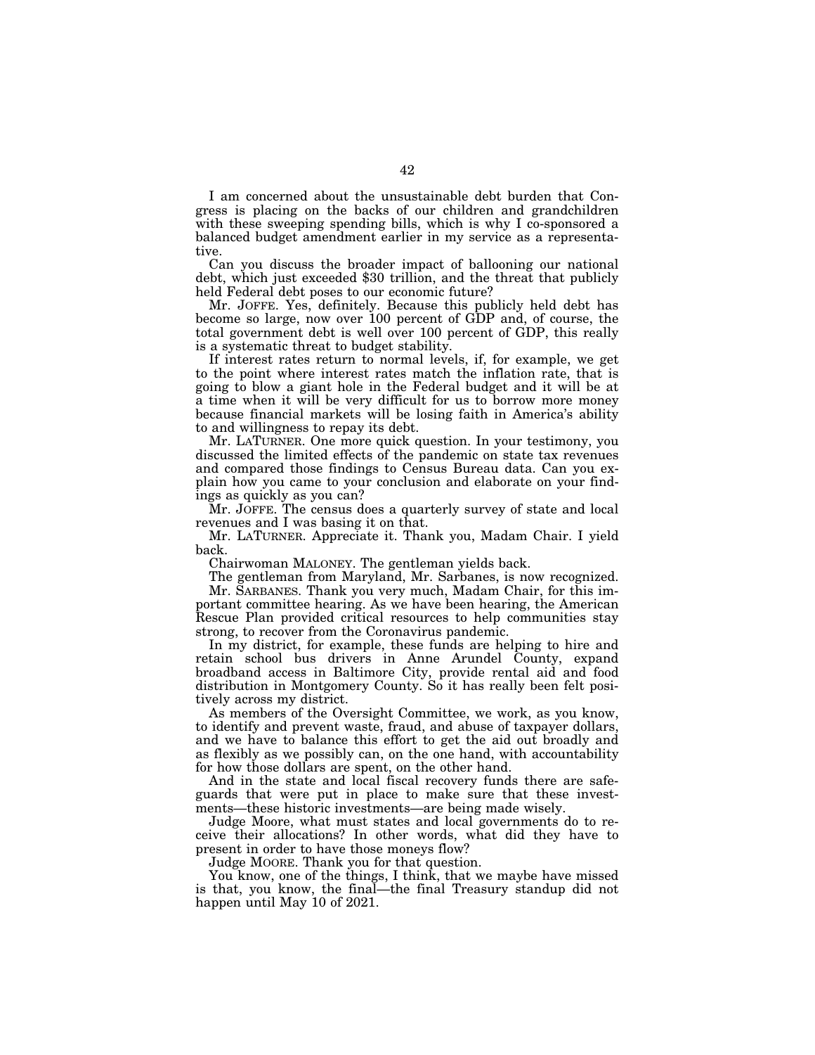I am concerned about the unsustainable debt burden that Congress is placing on the backs of our children and grandchildren with these sweeping spending bills, which is why I co-sponsored a balanced budget amendment earlier in my service as a representative.

Can you discuss the broader impact of ballooning our national debt, which just exceeded $30 trillion, and the threat that publicly held Federal debt poses to our economic future?

Mr. JOFFE. Yes, definitely. Because this publicly held debt has become so large, now over 100 percent of GDP and, of course, the total government debt is well over 100 percent of GDP, this really is a systematic threat to budget stability.

If interest rates return to normal levels, if, for example, we get to the point where interest rates match the inflation rate, that is going to blow a giant hole in the Federal budget and it will be at a time when it will be very difficult for us to borrow more money because financial markets will be losing faith in America's ability to and willingness to repay its debt.

Mr. LATURNER. One more quick question. In your testimony, you discussed the limited effects of the pandemic on state tax revenues and compared those findings to Census Bureau data. Can you explain how you came to your conclusion and elaborate on your findings as quickly as you can?

Mr. JOFFE. The census does a quarterly survey of state and local revenues and I was basing it on that.

Mr. LATURNER. Appreciate it. Thank you, Madam Chair. I yield back.

Chairwoman MALONEY. The gentleman yields back.

The gentleman from Maryland, Mr. Sarbanes, is now recognized.

Mr. SARBANES. Thank you very much, Madam Chair, for this important committee hearing. As we have been hearing, the American Rescue Plan provided critical resources to help communities stay strong, to recover from the Coronavirus pandemic.

In my district, for example, these funds are helping to hire and retain school bus drivers in Anne Arundel County, expand broadband access in Baltimore City, provide rental aid and food distribution in Montgomery County. So it has really been felt positively across my district.

As members of the Oversight Committee, we work, as you know, to identify and prevent waste, fraud, and abuse of taxpayer dollars, and we have to balance this effort to get the aid out broadly and as flexibly as we possibly can, on the one hand, with accountability for how those dollars are spent, on the other hand.

And in the state and local fiscal recovery funds there are safeguards that were put in place to make sure that these investments—these historic investments—are being made wisely.

Judge Moore, what must states and local governments do to receive their allocations? In other words, what did they have to present in order to have those moneys flow?

Judge MOORE. Thank you for that question.

You know, one of the things, I think, that we maybe have missed is that, you know, the final—the final Treasury standup did not happen until May 10 of 2021.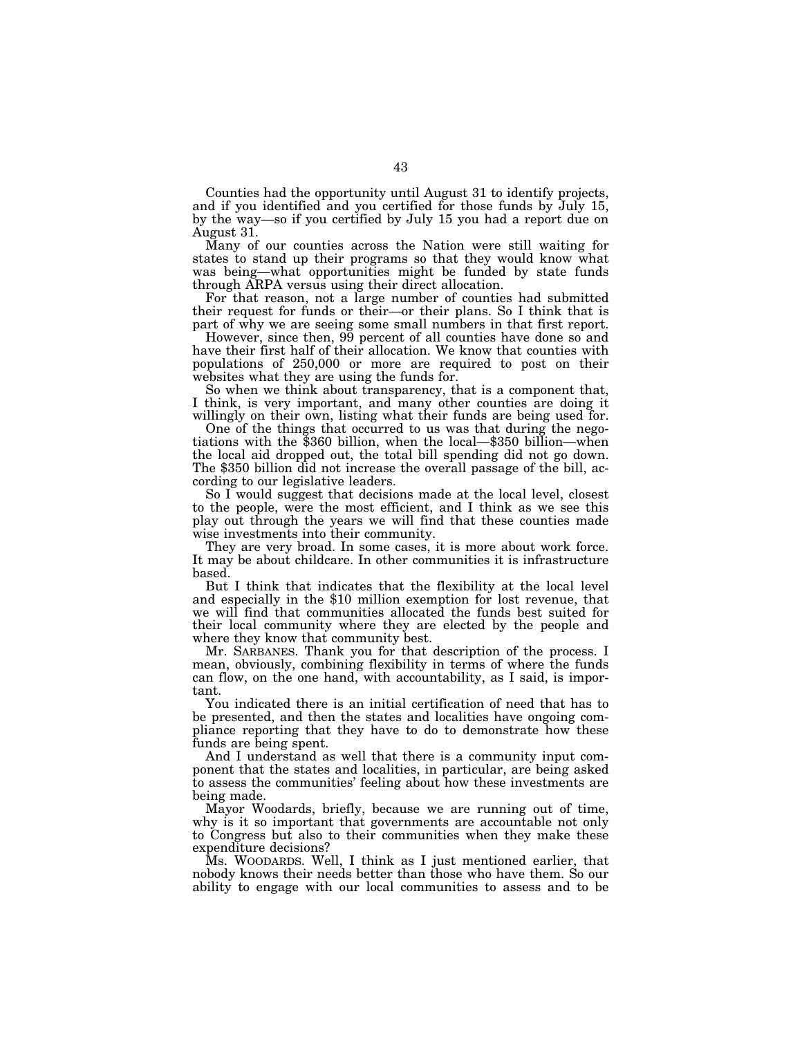Counties had the opportunity until August 31 to identify projects, and if you identified and you certified for those funds by July 15, by the way—so if you certified by July 15 you had a report due on August 31.

Many of our counties across the Nation were still waiting for states to stand up their programs so that they would know what was being—what opportunities might be funded by state funds through ARPA versus using their direct allocation.

For that reason, not a large number of counties had submitted their request for funds or their—or their plans. So I think that is part of why we are seeing some small numbers in that first report.

However, since then, 99 percent of all counties have done so and have their first half of their allocation. We know that counties with populations of 250,000 or more are required to post on their websites what they are using the funds for.

So when we think about transparency, that is a component that, I think, is very important, and many other counties are doing it willingly on their own, listing what their funds are being used for.

One of the things that occurred to us was that during the negotiations with the $360 billion, when the local—$350 billion—when the local aid dropped out, the total bill spending did not go down. The $350 billion did not increase the overall passage of the bill, according to our legislative leaders.

So I would suggest that decisions made at the local level, closest to the people, were the most efficient, and I think as we see this play out through the years we will find that these counties made wise investments into their community.

They are very broad. In some cases, it is more about work force. It may be about childcare. In other communities it is infrastructure based.

But I think that indicates that the flexibility at the local level and especially in the $10 million exemption for lost revenue, that we will find that communities allocated the funds best suited for their local community where they are elected by the people and where they know that community best.

Mr. SARBANES. Thank you for that description of the process. I mean, obviously, combining flexibility in terms of where the funds can flow, on the one hand, with accountability, as I said, is important.

You indicated there is an initial certification of need that has to be presented, and then the states and localities have ongoing compliance reporting that they have to do to demonstrate how these funds are being spent.

And I understand as well that there is a community input component that the states and localities, in particular, are being asked to assess the communities' feeling about how these investments are being made.

Mayor Woodards, briefly, because we are running out of time, why is it so important that governments are accountable not only to Congress but also to their communities when they make these expenditure decisions?

Ms. WOODARDS. Well, I think as I just mentioned earlier, that nobody knows their needs better than those who have them. So our ability to engage with our local communities to assess and to be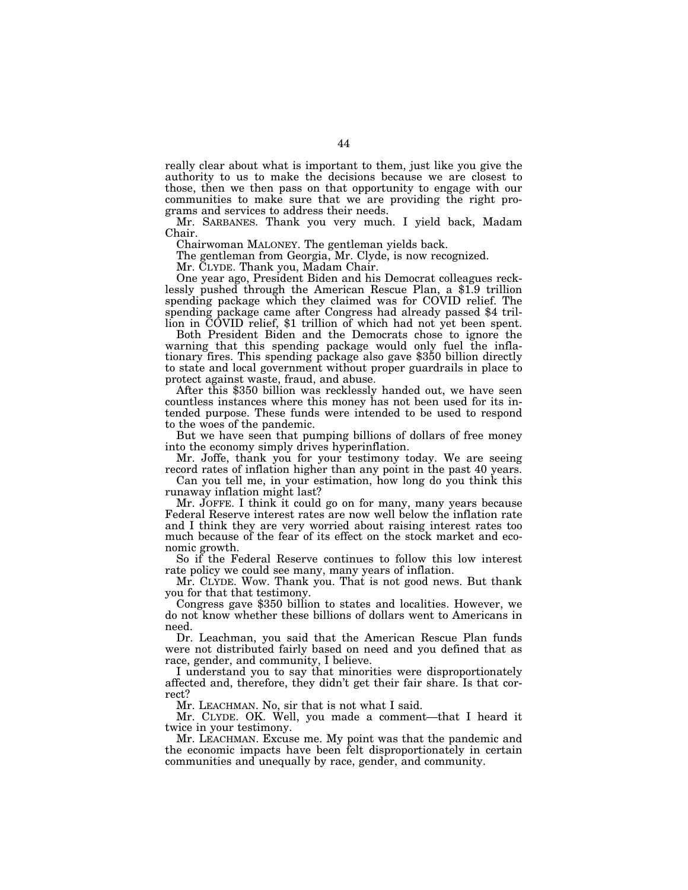really clear about what is important to them, just like you give the authority to us to make the decisions because we are closest to those, then we then pass on that opportunity to engage with our communities to make sure that we are providing the right programs and services to address their needs.

Mr. SARBANES. Thank you very much. I yield back, Madam Chair.

Chairwoman MALONEY. The gentleman yields back.

The gentleman from Georgia, Mr. Clyde, is now recognized.

Mr. CLYDE. Thank you, Madam Chair.

One year ago, President Biden and his Democrat colleagues recklessly pushed through the American Rescue Plan, a $1.9 trillion spending package which they claimed was for COVID relief. The spending package came after Congress had already passed $4 trillion in COVID relief, $1 trillion of which had not yet been spent.

Both President Biden and the Democrats chose to ignore the warning that this spending package would only fuel the inflationary fires. This spending package also gave $350 billion directly to state and local government without proper guardrails in place to protect against waste, fraud, and abuse.

After this $350 billion was recklessly handed out, we have seen countless instances where this money has not been used for its intended purpose. These funds were intended to be used to respond to the woes of the pandemic.

But we have seen that pumping billions of dollars of free money into the economy simply drives hyperinflation.

Mr. Joffe, thank you for your testimony today. We are seeing record rates of inflation higher than any point in the past 40 years.

Can you tell me, in your estimation, how long do you think this runaway inflation might last?

Mr. JOFFE. I think it could go on for many, many years because Federal Reserve interest rates are now well below the inflation rate and I think they are very worried about raising interest rates too much because of the fear of its effect on the stock market and economic growth.

So if the Federal Reserve continues to follow this low interest rate policy we could see many, many years of inflation.

Mr. CLYDE. Wow. Thank you. That is not good news. But thank you for that that testimony.

Congress gave $350 billion to states and localities. However, we do not know whether these billions of dollars went to Americans in need.

Dr. Leachman, you said that the American Rescue Plan funds were not distributed fairly based on need and you defined that as race, gender, and community, I believe.

I understand you to say that minorities were disproportionately affected and, therefore, they didn't get their fair share. Is that correct?

Mr. LEACHMAN. No, sir that is not what I said.

Mr. CLYDE. OK. Well, you made a comment—that I heard it twice in your testimony.

Mr. LEACHMAN. Excuse me. My point was that the pandemic and the economic impacts have been felt disproportionately in certain communities and unequally by race, gender, and community.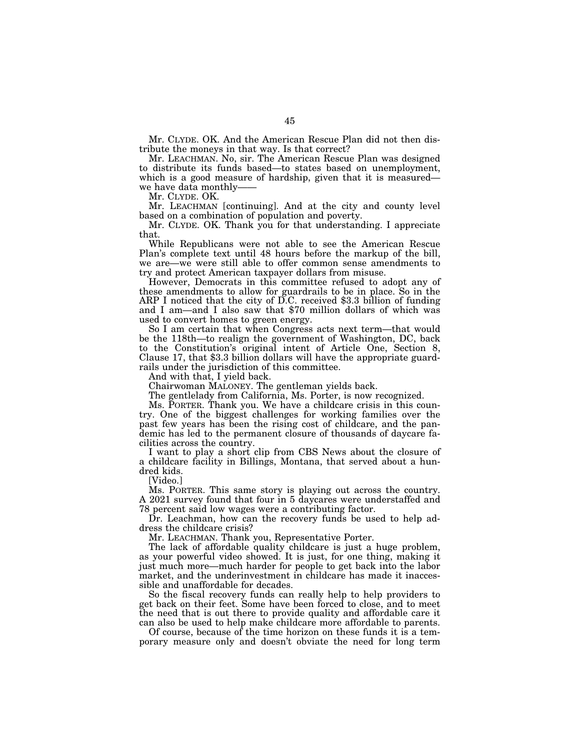Mr. CLYDE. OK. And the American Rescue Plan did not then distribute the moneys in that way. Is that correct?

Mr. LEACHMAN. No, sir. The American Rescue Plan was designed to distribute its funds based—to states based on unemployment, which is a good measure of hardship, given that it is measured—we have data monthly——

Mr. CLYDE. OK.

Mr. LEACHMAN [continuing]. And at the city and county level based on a combination of population and poverty.

Mr. CLYDE. OK. Thank you for that understanding. I appreciate that.

While Republicans were not able to see the American Rescue Plan's complete text until 48 hours before the markup of the bill, we are—we were still able to offer common sense amendments to try and protect American taxpayer dollars from misuse.

However, Democrats in this committee refused to adopt any of these amendments to allow for guardrails to be in place. So in the ARP I noticed that the city of D.C. received $3.3 billion of funding and I am—and I also saw that $70 million dollars of which was used to convert homes to green energy.

So I am certain that when Congress acts next term—that would be the 118th—to realign the government of Washington, DC, back to the Constitution's original intent of Article One, Section 8, Clause 17, that $3.3 billion dollars will have the appropriate guardrails under the jurisdiction of this committee.

And with that, I yield back.

Chairwoman MALONEY. The gentleman yields back.

The gentlelady from California, Ms. Porter, is now recognized.

Ms. PORTER. Thank you. We have a childcare crisis in this country. One of the biggest challenges for working families over the past few years has been the rising cost of childcare, and the pandemic has led to the permanent closure of thousands of daycare facilities across the country.

I want to play a short clip from CBS News about the closure of a childcare facility in Billings, Montana, that served about a hundred kids.

[Video.]

Ms. PORTER. This same story is playing out across the country. A 2021 survey found that four in 5 daycares were understaffed and 78 percent said low wages were a contributing factor.

Dr. Leachman, how can the recovery funds be used to help address the childcare crisis?

Mr. LEACHMAN. Thank you, Representative Porter.

The lack of affordable quality childcare is just a huge problem, as your powerful video showed. It is just, for one thing, making it just much more—much harder for people to get back into the labor market, and the underinvestment in childcare has made it inaccessible and unaffordable for decades.

So the fiscal recovery funds can really help to help providers to get back on their feet. Some have been forced to close, and to meet the need that is out there to provide quality and affordable care it can also be used to help make childcare more affordable to parents.

Of course, because of the time horizon on these funds it is a temporary measure only and doesn't obviate the need for long term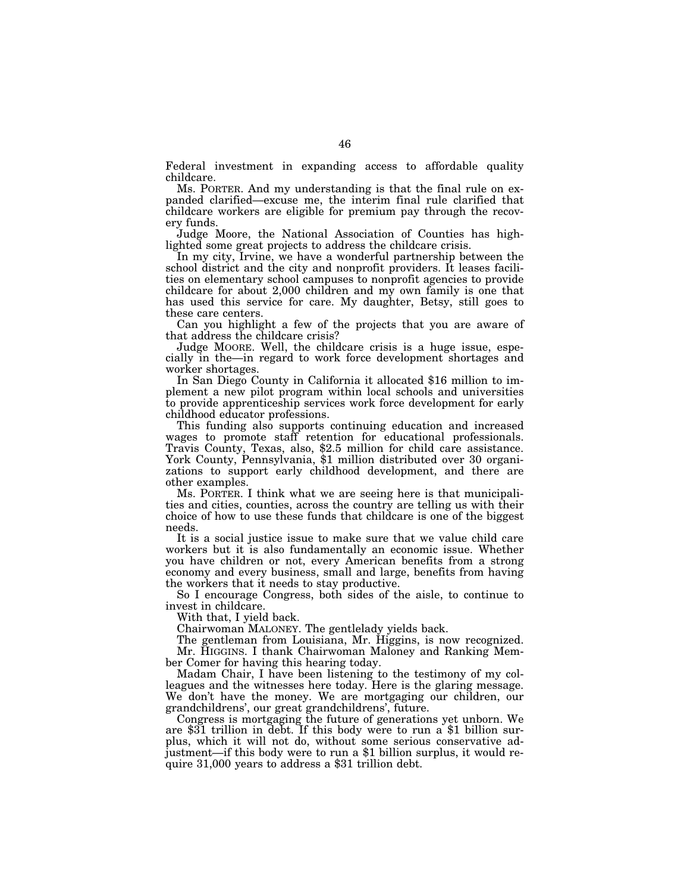Federal investment in expanding access to affordable quality childcare.

Ms. PORTER. And my understanding is that the final rule on expanded clarified—excuse me, the interim final rule clarified that childcare workers are eligible for premium pay through the recovery funds.

Judge Moore, the National Association of Counties has highlighted some great projects to address the childcare crisis.

In my city, Irvine, we have a wonderful partnership between the school district and the city and nonprofit providers. It leases facilities on elementary school campuses to nonprofit agencies to provide childcare for about 2,000 children and my own family is one that has used this service for care. My daughter, Betsy, still goes to these care centers.

Can you highlight a few of the projects that you are aware of that address the childcare crisis?

Judge MOORE. Well, the childcare crisis is a huge issue, especially in the—in regard to work force development shortages and worker shortages.

In San Diego County in California it allocated $16 million to implement a new pilot program within local schools and universities to provide apprenticeship services work force development for early childhood educator professions.

This funding also supports continuing education and increased wages to promote staff retention for educational professionals. Travis County, Texas, also, $2.5 million for child care assistance. York County, Pennsylvania, $1 million distributed over 30 organizations to support early childhood development, and there are other examples.

Ms. PORTER. I think what we are seeing here is that municipalities and cities, counties, across the country are telling us with their choice of how to use these funds that childcare is one of the biggest needs.

It is a social justice issue to make sure that we value child care workers but it is also fundamentally an economic issue. Whether you have children or not, every American benefits from a strong economy and every business, small and large, benefits from having the workers that it needs to stay productive.

So I encourage Congress, both sides of the aisle, to continue to invest in childcare.

With that, I yield back.

Chairwoman MALONEY. The gentlelady yields back.

The gentleman from Louisiana, Mr. Higgins, is now recognized.

Mr. HIGGINS. I thank Chairwoman Maloney and Ranking Member Comer for having this hearing today.

Madam Chair, I have been listening to the testimony of my colleagues and the witnesses here today. Here is the glaring message. We don't have the money. We are mortgaging our children, our grandchildrens', our great grandchildrens', future.

Congress is mortgaging the future of generations yet unborn. We are $31 trillion in debt. If this body were to run a $1 billion surplus, which it will not do, without some serious conservative adjustment—if this body were to run a $1 billion surplus, it would require 31,000 years to address a $31 trillion debt.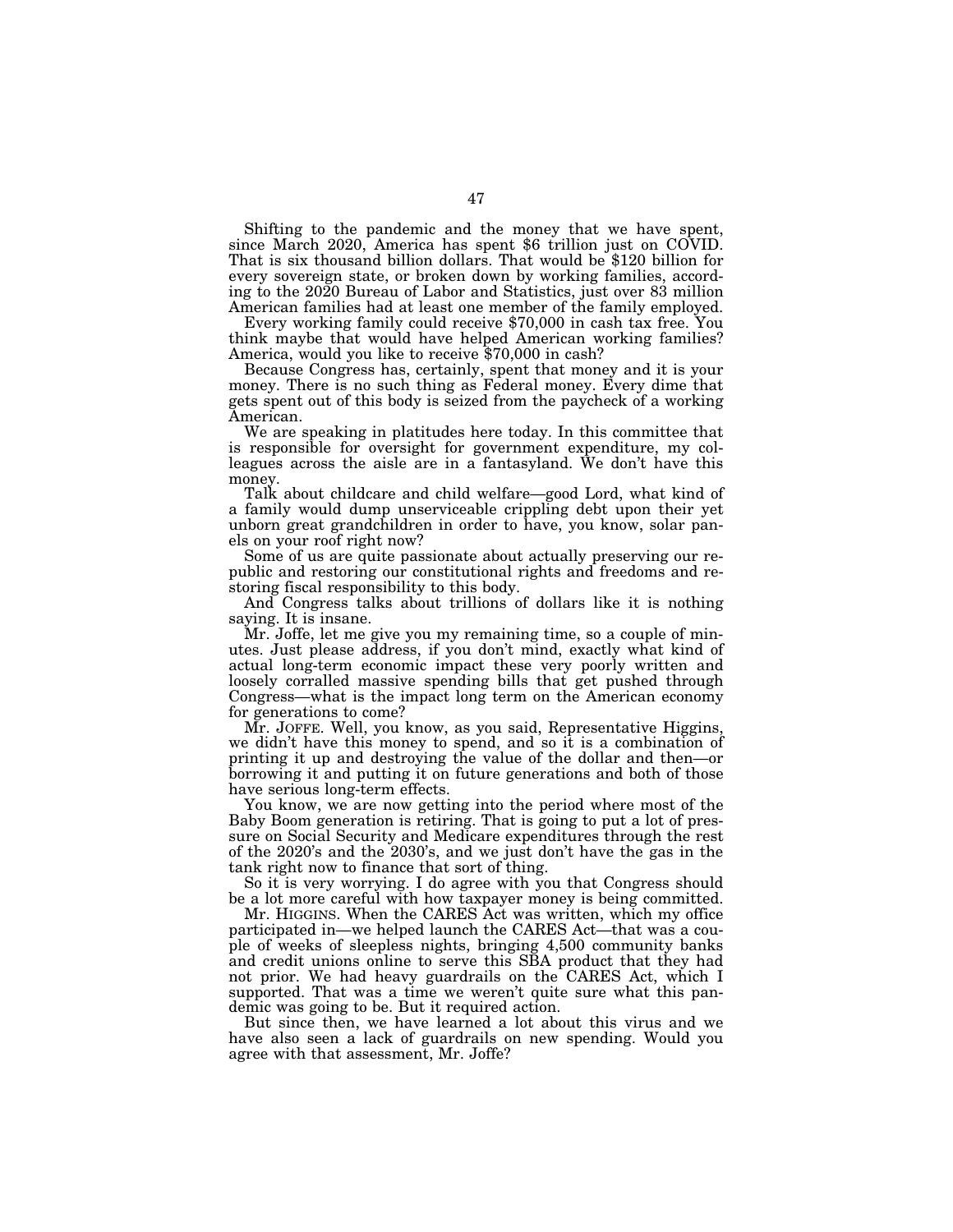Shifting to the pandemic and the money that we have spent, since March 2020, America has spent $6 trillion just on COVID. That is six thousand billion dollars. That would be $120 billion for every sovereign state, or broken down by working families, according to the 2020 Bureau of Labor and Statistics, just over 83 million American families had at least one member of the family employed.

Every working family could receive $70,000 in cash tax free. You think maybe that would have helped American working families? America, would you like to receive $70,000 in cash?

Because Congress has, certainly, spent that money and it is your money. There is no such thing as Federal money. Every dime that gets spent out of this body is seized from the paycheck of a working American.

We are speaking in platitudes here today. In this committee that is responsible for oversight for government expenditure, my colleagues across the aisle are in a fantasyland. We don't have this money.

Talk about childcare and child welfare—good Lord, what kind of a family would dump unserviceable crippling debt upon their yet unborn great grandchildren in order to have, you know, solar panels on your roof right now?

Some of us are quite passionate about actually preserving our republic and restoring our constitutional rights and freedoms and restoring fiscal responsibility to this body.

And Congress talks about trillions of dollars like it is nothing saying. It is insane.

Mr. Joffe, let me give you my remaining time, so a couple of minutes. Just please address, if you don't mind, exactly what kind of actual long-term economic impact these very poorly written and loosely corralled massive spending bills that get pushed through Congress—what is the impact long term on the American economy for generations to come?

Mr. JOFFE. Well, you know, as you said, Representative Higgins, we didn't have this money to spend, and so it is a combination of printing it up and destroying the value of the dollar and then—or borrowing it and putting it on future generations and both of those have serious long-term effects.

You know, we are now getting into the period where most of the Baby Boom generation is retiring. That is going to put a lot of pressure on Social Security and Medicare expenditures through the rest of the 2020's and the 2030's, and we just don't have the gas in the tank right now to finance that sort of thing.

So it is very worrying. I do agree with you that Congress should be a lot more careful with how taxpayer money is being committed.

Mr. HIGGINS. When the CARES Act was written, which my office participated in—we helped launch the CARES Act—that was a couple of weeks of sleepless nights, bringing 4,500 community banks and credit unions online to serve this SBA product that they had not prior. We had heavy guardrails on the CARES Act, which I supported. That was a time we weren't quite sure what this pandemic was going to be. But it required action.

But since then, we have learned a lot about this virus and we have also seen a lack of guardrails on new spending. Would you agree with that assessment, Mr. Joffe?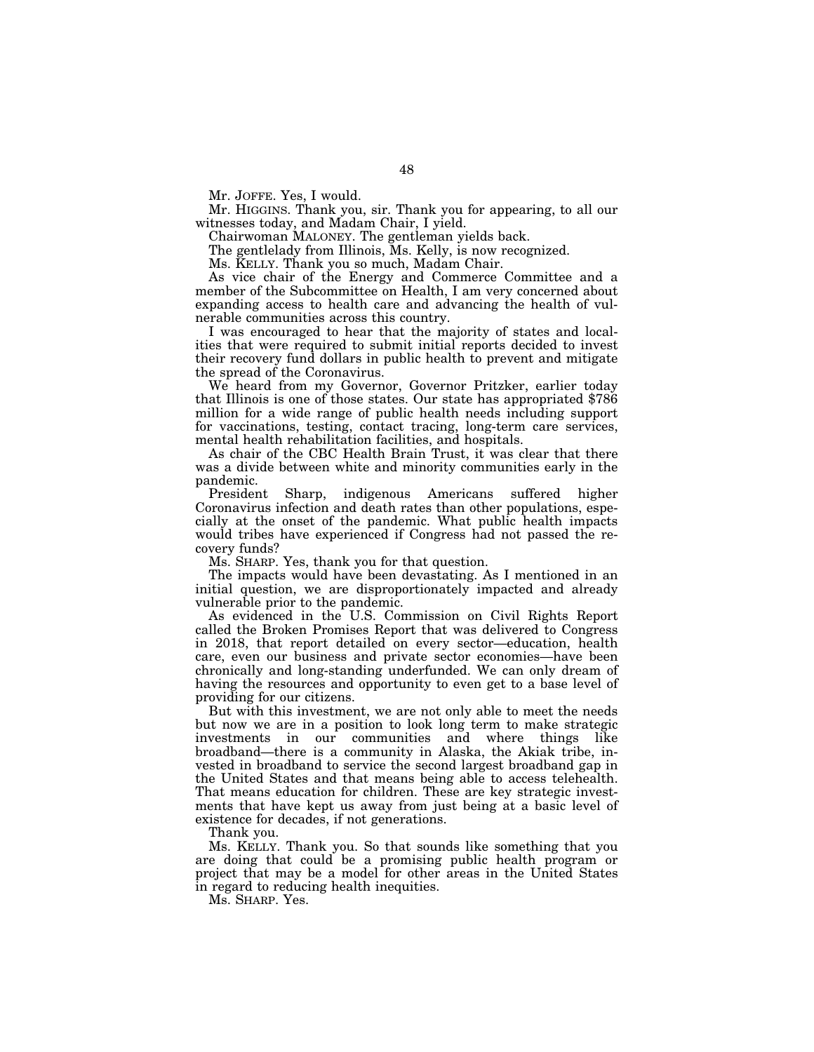Mr. JOFFE. Yes, I would.

Mr. HIGGINS. Thank you, sir. Thank you for appearing, to all our witnesses today, and Madam Chair, I yield.

Chairwoman MALONEY. The gentleman yields back.

The gentlelady from Illinois, Ms. Kelly, is now recognized.

Ms. KELLY. Thank you so much, Madam Chair.

As vice chair of the Energy and Commerce Committee and a member of the Subcommittee on Health, I am very concerned about expanding access to health care and advancing the health of vulnerable communities across this country.

I was encouraged to hear that the majority of states and localities that were required to submit initial reports decided to invest their recovery fund dollars in public health to prevent and mitigate the spread of the Coronavirus.

We heard from my Governor, Governor Pritzker, earlier today that Illinois is one of those states. Our state has appropriated $786 million for a wide range of public health needs including support for vaccinations, testing, contact tracing, long-term care services, mental health rehabilitation facilities, and hospitals.

As chair of the CBC Health Brain Trust, it was clear that there was a divide between white and minority communities early in the pandemic.

President Sharp, indigenous Americans suffered higher Coronavirus infection and death rates than other populations, especially at the onset of the pandemic. What public health impacts would tribes have experienced if Congress had not passed the recovery funds?

Ms. SHARP. Yes, thank you for that question.

The impacts would have been devastating. As I mentioned in an initial question, we are disproportionately impacted and already vulnerable prior to the pandemic.

As evidenced in the U.S. Commission on Civil Rights Report called the Broken Promises Report that was delivered to Congress in 2018, that report detailed on every sector—education, health care, even our business and private sector economies—have been chronically and long-standing underfunded. We can only dream of having the resources and opportunity to even get to a base level of providing for our citizens.

But with this investment, we are not only able to meet the needs but now we are in a position to look long term to make strategic investments in our communities and where things like broadband—there is a community in Alaska, the Akiak tribe, invested in broadband to service the second largest broadband gap in the United States and that means being able to access telehealth. That means education for children. These are key strategic investments that have kept us away from just being at a basic level of existence for decades, if not generations.

Thank you.

Ms. KELLY. Thank you. So that sounds like something that you are doing that could be a promising public health program or project that may be a model for other areas in the United States in regard to reducing health inequities.

Ms. SHARP. Yes.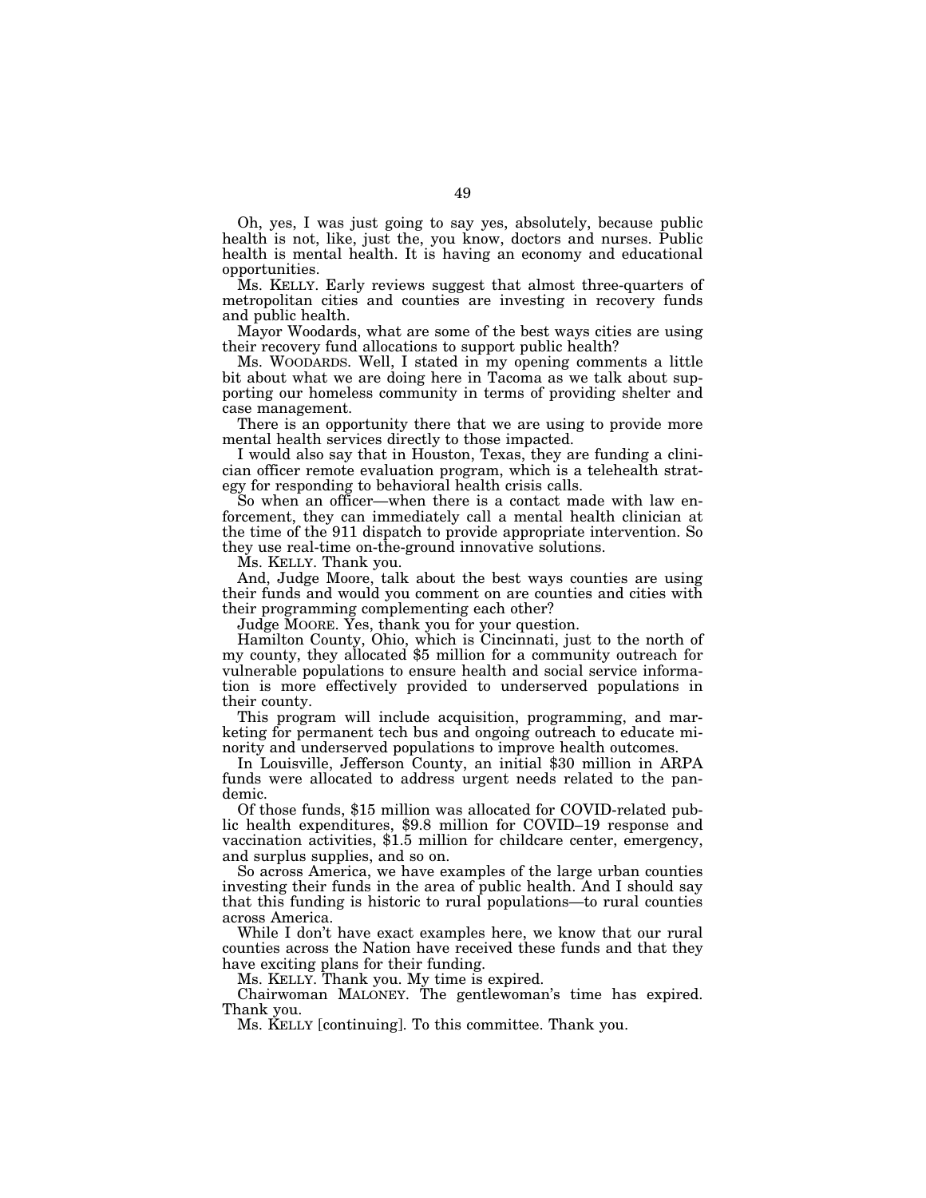Oh, yes, I was just going to say yes, absolutely, because public health is not, like, just the, you know, doctors and nurses. Public health is mental health. It is having an economy and educational opportunities.

Ms. KELLY. Early reviews suggest that almost three-quarters of metropolitan cities and counties are investing in recovery funds and public health.

Mayor Woodards, what are some of the best ways cities are using their recovery fund allocations to support public health?

Ms. WOODARDS. Well, I stated in my opening comments a little bit about what we are doing here in Tacoma as we talk about supporting our homeless community in terms of providing shelter and case management.

There is an opportunity there that we are using to provide more mental health services directly to those impacted.

I would also say that in Houston, Texas, they are funding a clinician officer remote evaluation program, which is a telehealth strategy for responding to behavioral health crisis calls.

So when an officer—when there is a contact made with law enforcement, they can immediately call a mental health clinician at the time of the 911 dispatch to provide appropriate intervention. So they use real-time on-the-ground innovative solutions.

Ms. KELLY. Thank you.

And, Judge Moore, talk about the best ways counties are using their funds and would you comment on are counties and cities with their programming complementing each other?

Judge MOORE. Yes, thank you for your question.

Hamilton County, Ohio, which is Cincinnati, just to the north of my county, they allocated $5 million for a community outreach for vulnerable populations to ensure health and social service information is more effectively provided to underserved populations in their county.

This program will include acquisition, programming, and marketing for permanent tech bus and ongoing outreach to educate minority and underserved populations to improve health outcomes.

In Louisville, Jefferson County, an initial $30 million in ARPA funds were allocated to address urgent needs related to the pandemic.

Of those funds, $15 million was allocated for COVID-related public health expenditures, $9.8 million for COVID–19 response and vaccination activities, $1.5 million for childcare center, emergency, and surplus supplies, and so on.

So across America, we have examples of the large urban counties investing their funds in the area of public health. And I should say that this funding is historic to rural populations—to rural counties across America.

While I don't have exact examples here, we know that our rural counties across the Nation have received these funds and that they have exciting plans for their funding.

Ms. KELLY. Thank you. My time is expired.

Chairwoman MALONEY. The gentlewoman's time has expired. Thank you.

Ms. KELLY [continuing]. To this committee. Thank you.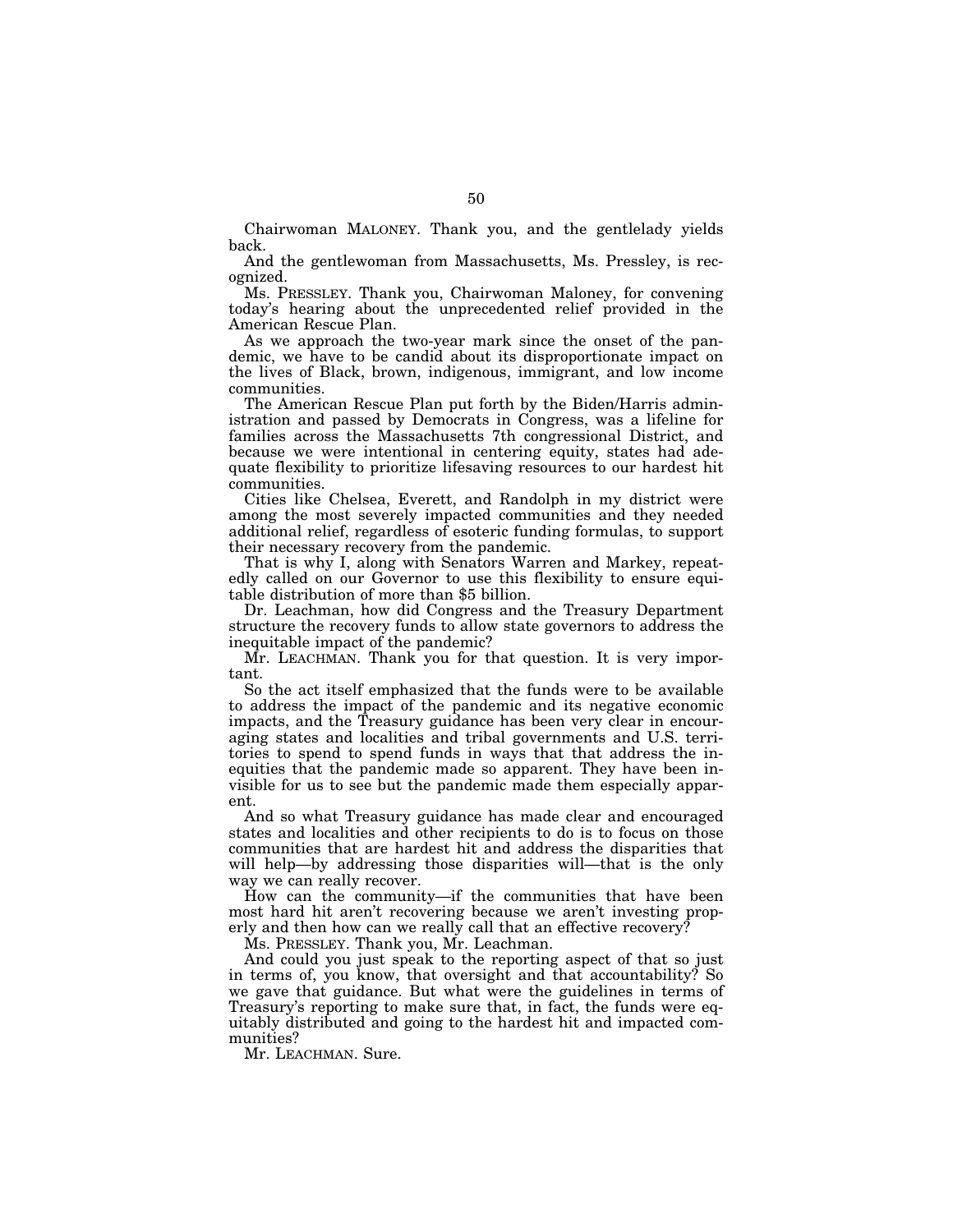Chairwoman MALONEY. Thank you, and the gentlelady yields back.

And the gentlewoman from Massachusetts, Ms. Pressley, is recognized.

Ms. PRESSLEY. Thank you, Chairwoman Maloney, for convening today's hearing about the unprecedented relief provided in the American Rescue Plan.

As we approach the two-year mark since the onset of the pandemic, we have to be candid about its disproportionate impact on the lives of Black, brown, indigenous, immigrant, and low income communities.

The American Rescue Plan put forth by the Biden/Harris administration and passed by Democrats in Congress, was a lifeline for families across the Massachusetts 7th congressional District, and because we were intentional in centering equity, states had adequate flexibility to prioritize lifesaving resources to our hardest hit communities.

Cities like Chelsea, Everett, and Randolph in my district were among the most severely impacted communities and they needed additional relief, regardless of esoteric funding formulas, to support their necessary recovery from the pandemic.

That is why I, along with Senators Warren and Markey, repeatedly called on our Governor to use this flexibility to ensure equitable distribution of more than $5 billion.

Dr. Leachman, how did Congress and the Treasury Department structure the recovery funds to allow state governors to address the inequitable impact of the pandemic?

Mr. LEACHMAN. Thank you for that question. It is very important.

So the act itself emphasized that the funds were to be available to address the impact of the pandemic and its negative economic impacts, and the Treasury guidance has been very clear in encouraging states and localities and tribal governments and U.S. territories to spend to spend funds in ways that that address the inequities that the pandemic made so apparent. They have been invisible for us to see but the pandemic made them especially apparent.

And so what Treasury guidance has made clear and encouraged states and localities and other recipients to do is to focus on those communities that are hardest hit and address the disparities that will help—by addressing those disparities will—that is the only way we can really recover.

How can the community—if the communities that have been most hard hit aren't recovering because we aren't investing properly and then how can we really call that an effective recovery?

Ms. PRESSLEY. Thank you, Mr. Leachman.

And could you just speak to the reporting aspect of that so just in terms of, you know, that oversight and that accountability? So we gave that guidance. But what were the guidelines in terms of Treasury's reporting to make sure that, in fact, the funds were equitably distributed and going to the hardest hit and impacted communities?

Mr. LEACHMAN. Sure.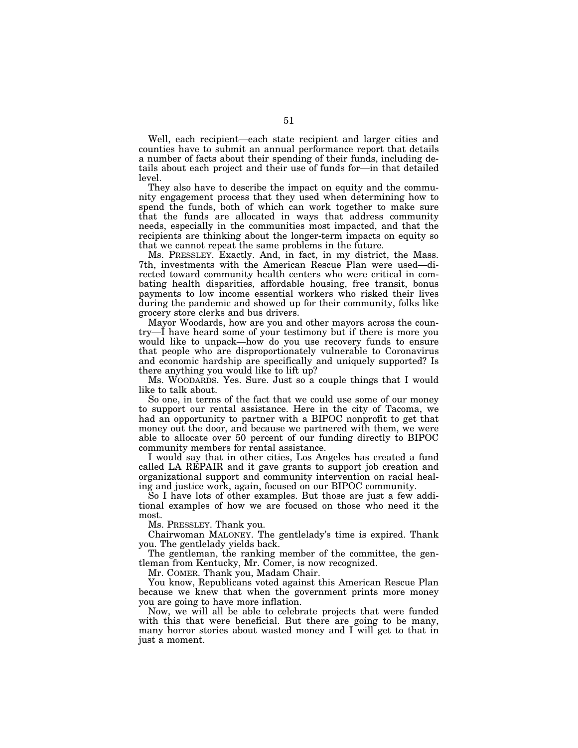Well, each recipient—each state recipient and larger cities and counties have to submit an annual performance report that details a number of facts about their spending of their funds, including details about each project and their use of funds for—in that detailed level.

They also have to describe the impact on equity and the community engagement process that they used when determining how to spend the funds, both of which can work together to make sure that the funds are allocated in ways that address community needs, especially in the communities most impacted, and that the recipients are thinking about the longer-term impacts on equity so that we cannot repeat the same problems in the future.

Ms. PRESSLEY. Exactly. And, in fact, in my district, the Mass. 7th, investments with the American Rescue Plan were used—directed toward community health centers who were critical in combating health disparities, affordable housing, free transit, bonus payments to low income essential workers who risked their lives during the pandemic and showed up for their community, folks like grocery store clerks and bus drivers.

Mayor Woodards, how are you and other mayors across the country—I have heard some of your testimony but if there is more you would like to unpack—how do you use recovery funds to ensure that people who are disproportionately vulnerable to Coronavirus and economic hardship are specifically and uniquely supported? Is there anything you would like to lift up?

Ms. WOODARDS. Yes. Sure. Just so a couple things that I would like to talk about.

So one, in terms of the fact that we could use some of our money to support our rental assistance. Here in the city of Tacoma, we had an opportunity to partner with a BIPOC nonprofit to get that money out the door, and because we partnered with them, we were able to allocate over 50 percent of our funding directly to BIPOC community members for rental assistance.

I would say that in other cities, Los Angeles has created a fund called LA REPAIR and it gave grants to support job creation and organizational support and community intervention on racial healing and justice work, again, focused on our BIPOC community.

So I have lots of other examples. But those are just a few additional examples of how we are focused on those who need it the most.

Ms. PRESSLEY. Thank you.

Chairwoman MALONEY. The gentlelady's time is expired. Thank you. The gentlelady yields back.

The gentleman, the ranking member of the committee, the gentleman from Kentucky, Mr. Comer, is now recognized.

Mr. COMER. Thank you, Madam Chair.

You know, Republicans voted against this American Rescue Plan because we knew that when the government prints more money you are going to have more inflation.

Now, we will all be able to celebrate projects that were funded with this that were beneficial. But there are going to be many, many horror stories about wasted money and I will get to that in just a moment.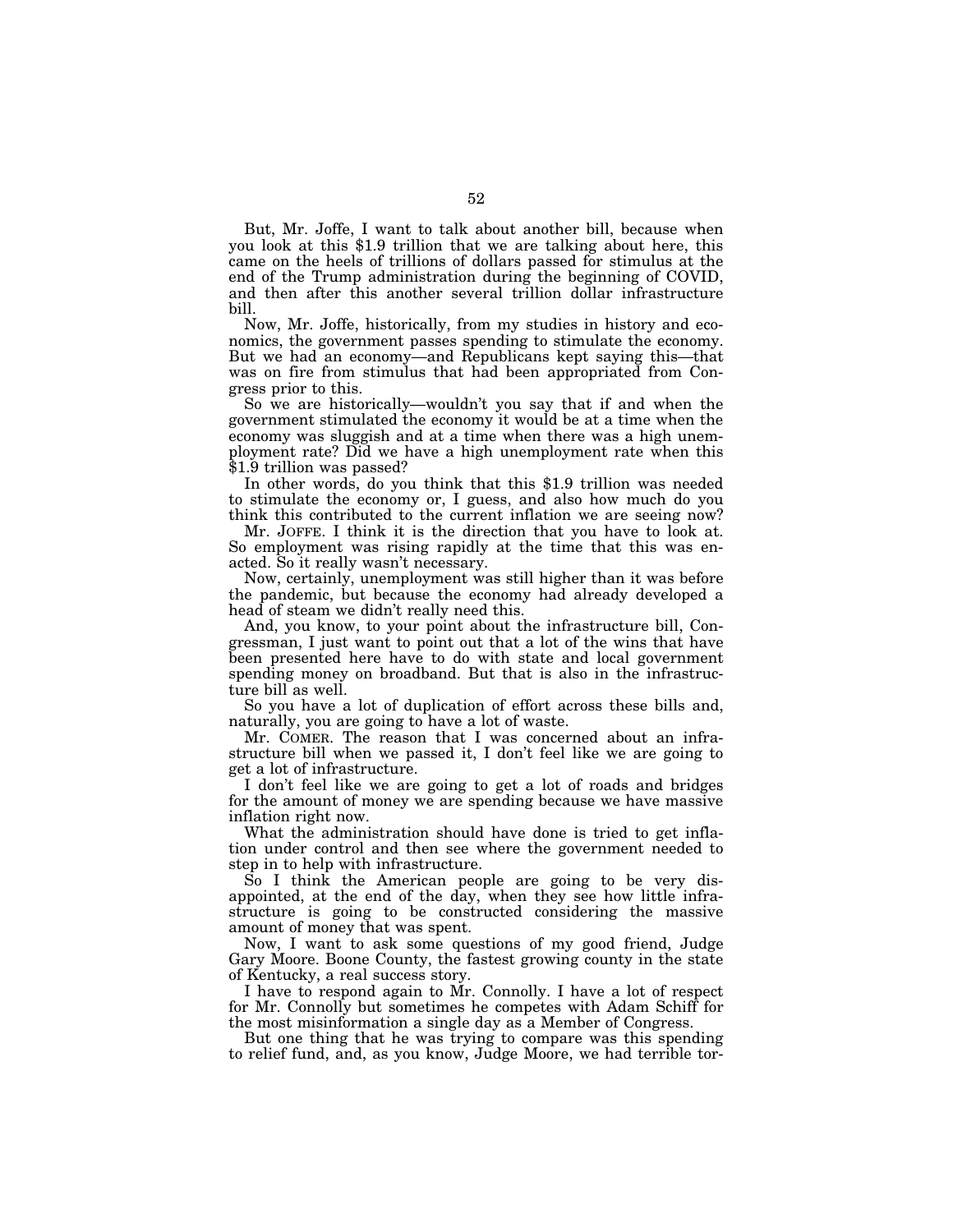But, Mr. Joffe, I want to talk about another bill, because when you look at this $1.9 trillion that we are talking about here, this came on the heels of trillions of dollars passed for stimulus at the end of the Trump administration during the beginning of COVID, and then after this another several trillion dollar infrastructure bill.

Now, Mr. Joffe, historically, from my studies in history and economics, the government passes spending to stimulate the economy. But we had an economy—and Republicans kept saying this—that was on fire from stimulus that had been appropriated from Congress prior to this.

So we are historically—wouldn't you say that if and when the government stimulated the economy it would be at a time when the economy was sluggish and at a time when there was a high unemployment rate? Did we have a high unemployment rate when this $1.9 trillion was passed?

In other words, do you think that this $1.9 trillion was needed to stimulate the economy or, I guess, and also how much do you think this contributed to the current inflation we are seeing now?

Mr. JOFFE. I think it is the direction that you have to look at. So employment was rising rapidly at the time that this was enacted. So it really wasn't necessary.

Now, certainly, unemployment was still higher than it was before the pandemic, but because the economy had already developed a head of steam we didn't really need this.

And, you know, to your point about the infrastructure bill, Congressman, I just want to point out that a lot of the wins that have been presented here have to do with state and local government spending money on broadband. But that is also in the infrastructure bill as well.

So you have a lot of duplication of effort across these bills and, naturally, you are going to have a lot of waste.

Mr. COMER. The reason that I was concerned about an infrastructure bill when we passed it, I don't feel like we are going to get a lot of infrastructure.

I don't feel like we are going to get a lot of roads and bridges for the amount of money we are spending because we have massive inflation right now.

What the administration should have done is tried to get inflation under control and then see where the government needed to step in to help with infrastructure.

So I think the American people are going to be very disappointed, at the end of the day, when they see how little infrastructure is going to be constructed considering the massive amount of money that was spent.

Now, I want to ask some questions of my good friend, Judge Gary Moore. Boone County, the fastest growing county in the state of Kentucky, a real success story.

I have to respond again to Mr. Connolly. I have a lot of respect for Mr. Connolly but sometimes he competes with Adam Schiff for the most misinformation a single day as a Member of Congress.

But one thing that he was trying to compare was this spending to relief fund, and, as you know, Judge Moore, we had terrible tor-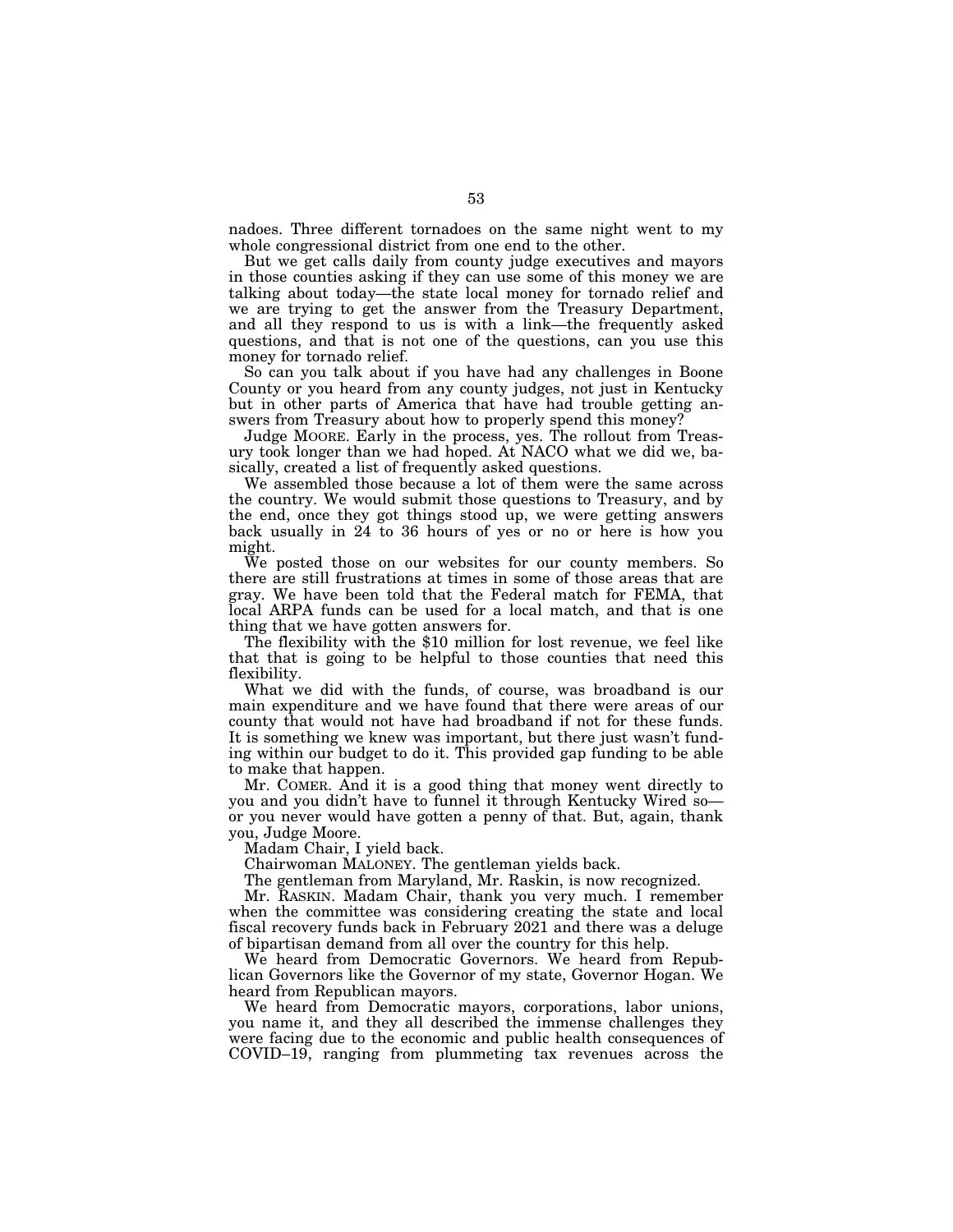nadoes. Three different tornadoes on the same night went to my whole congressional district from one end to the other.

But we get calls daily from county judge executives and mayors in those counties asking if they can use some of this money we are talking about today—the state local money for tornado relief and we are trying to get the answer from the Treasury Department, and all they respond to us is with a link—the frequently asked questions, and that is not one of the questions, can you use this money for tornado relief.

So can you talk about if you have had any challenges in Boone County or you heard from any county judges, not just in Kentucky but in other parts of America that have had trouble getting answers from Treasury about how to properly spend this money?

Judge MOORE. Early in the process, yes. The rollout from Treasury took longer than we had hoped. At NACO what we did we, basically, created a list of frequently asked questions.

We assembled those because a lot of them were the same across the country. We would submit those questions to Treasury, and by the end, once they got things stood up, we were getting answers back usually in 24 to 36 hours of yes or no or here is how you might.

We posted those on our websites for our county members. So there are still frustrations at times in some of those areas that are gray. We have been told that the Federal match for FEMA, that local ARPA funds can be used for a local match, and that is one thing that we have gotten answers for.

The flexibility with the $10 million for lost revenue, we feel like that that is going to be helpful to those counties that need this flexibility.

What we did with the funds, of course, was broadband is our main expenditure and we have found that there were areas of our county that would not have had broadband if not for these funds. It is something we knew was important, but there just wasn't funding within our budget to do it. This provided gap funding to be able to make that happen.

Mr. COMER. And it is a good thing that money went directly to you and you didn't have to funnel it through Kentucky Wired so—or you never would have gotten a penny of that. But, again, thank you, Judge Moore.

Madam Chair, I yield back.

Chairwoman MALONEY. The gentleman yields back.

The gentleman from Maryland, Mr. Raskin, is now recognized.

Mr. RASKIN. Madam Chair, thank you very much. I remember when the committee was considering creating the state and local fiscal recovery funds back in February 2021 and there was a deluge of bipartisan demand from all over the country for this help.

We heard from Democratic Governors. We heard from Republican Governors like the Governor of my state, Governor Hogan. We heard from Republican mayors.

We heard from Democratic mayors, corporations, labor unions, you name it, and they all described the immense challenges they were facing due to the economic and public health consequences of COVID–19, ranging from plummeting tax revenues across the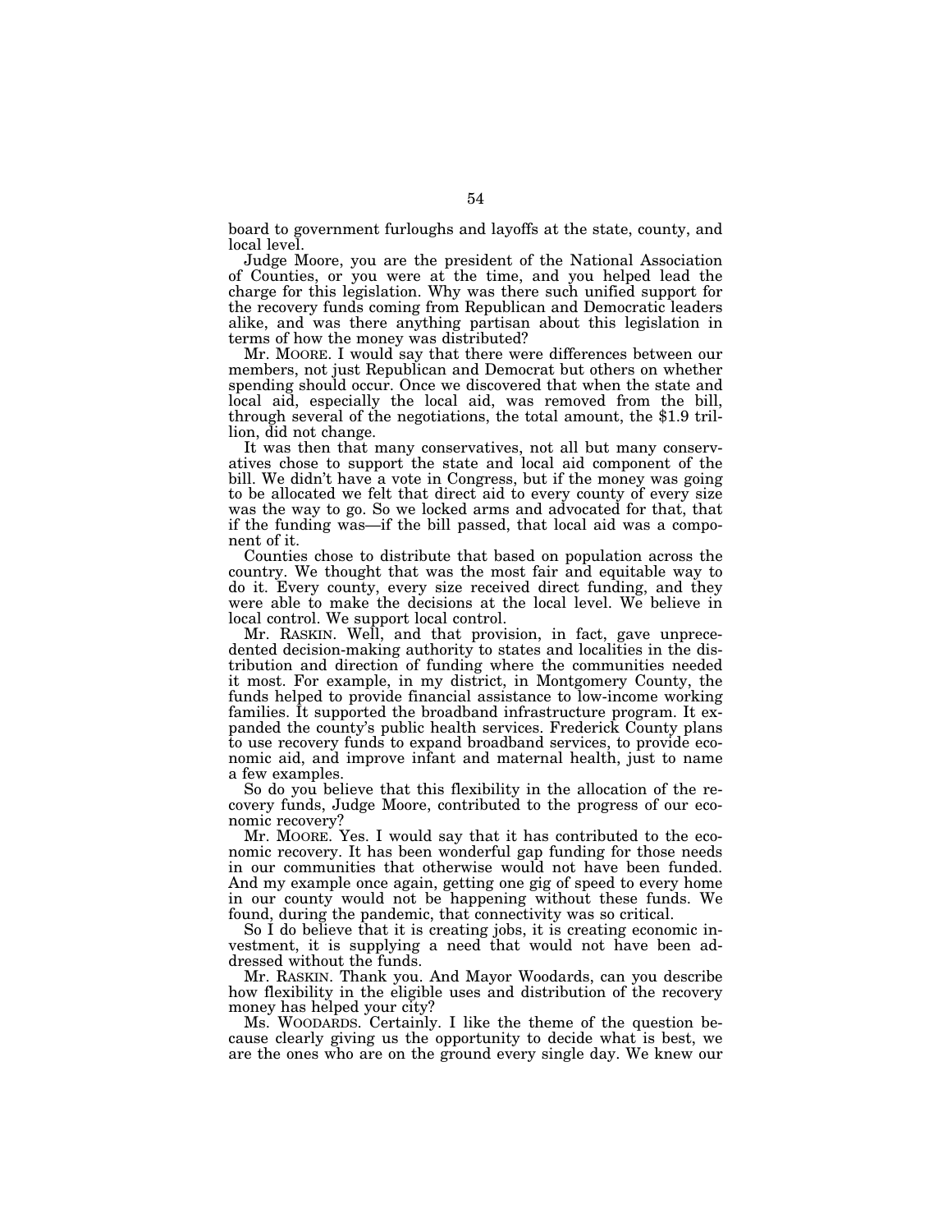board to government furloughs and layoffs at the state, county, and local level.

Judge Moore, you are the president of the National Association of Counties, or you were at the time, and you helped lead the charge for this legislation. Why was there such unified support for the recovery funds coming from Republican and Democratic leaders alike, and was there anything partisan about this legislation in terms of how the money was distributed?

Mr. MOORE. I would say that there were differences between our members, not just Republican and Democrat but others on whether spending should occur. Once we discovered that when the state and local aid, especially the local aid, was removed from the bill, through several of the negotiations, the total amount, the $1.9 trillion, did not change.

It was then that many conservatives, not all but many conservatives chose to support the state and local aid component of the bill. We didn't have a vote in Congress, but if the money was going to be allocated we felt that direct aid to every county of every size was the way to go. So we locked arms and advocated for that, that if the funding was—if the bill passed, that local aid was a component of it.

Counties chose to distribute that based on population across the country. We thought that was the most fair and equitable way to do it. Every county, every size received direct funding, and they were able to make the decisions at the local level. We believe in local control. We support local control.

Mr. RASKIN. Well, and that provision, in fact, gave unprecedented decision-making authority to states and localities in the distribution and direction of funding where the communities needed it most. For example, in my district, in Montgomery County, the funds helped to provide financial assistance to low-income working families. It supported the broadband infrastructure program. It expanded the county's public health services. Frederick County plans to use recovery funds to expand broadband services, to provide economic aid, and improve infant and maternal health, just to name a few examples.

So do you believe that this flexibility in the allocation of the recovery funds, Judge Moore, contributed to the progress of our economic recovery?

Mr. MOORE. Yes. I would say that it has contributed to the economic recovery. It has been wonderful gap funding for those needs in our communities that otherwise would not have been funded. And my example once again, getting one gig of speed to every home in our county would not be happening without these funds. We found, during the pandemic, that connectivity was so critical.

So I do believe that it is creating jobs, it is creating economic investment, it is supplying a need that would not have been addressed without the funds.

Mr. RASKIN. Thank you. And Mayor Woodards, can you describe how flexibility in the eligible uses and distribution of the recovery money has helped your city?

Ms. WOODARDS. Certainly. I like the theme of the question because clearly giving us the opportunity to decide what is best, we are the ones who are on the ground every single day. We knew our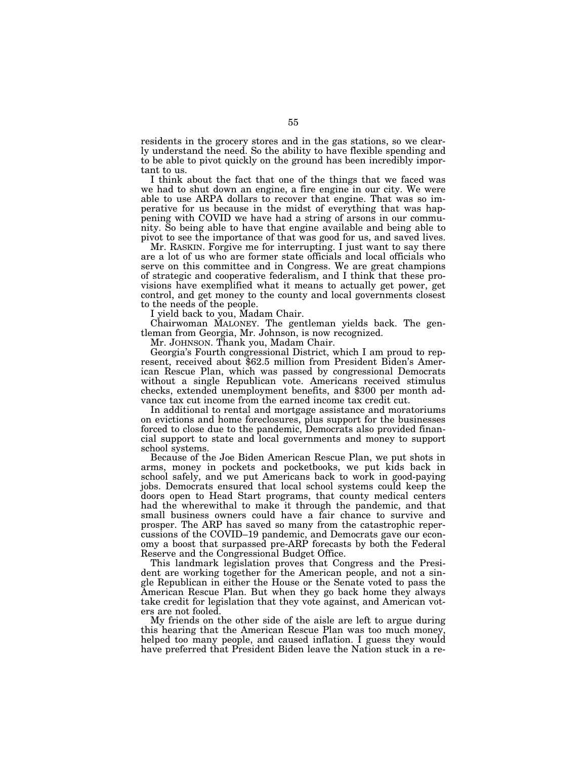residents in the grocery stores and in the gas stations, so we clearly understand the need. So the ability to have flexible spending and to be able to pivot quickly on the ground has been incredibly important to us.

I think about the fact that one of the things that we faced was we had to shut down an engine, a fire engine in our city. We were able to use ARPA dollars to recover that engine. That was so imperative for us because in the midst of everything that was happening with COVID we have had a string of arsons in our community. So being able to have that engine available and being able to pivot to see the importance of that was good for us, and saved lives.

Mr. RASKIN. Forgive me for interrupting. I just want to say there are a lot of us who are former state officials and local officials who serve on this committee and in Congress. We are great champions of strategic and cooperative federalism, and I think that these provisions have exemplified what it means to actually get power, get control, and get money to the county and local governments closest to the needs of the people.

I yield back to you, Madam Chair.

Chairwoman MALONEY. The gentleman yields back. The gentleman from Georgia, Mr. Johnson, is now recognized.

Mr. JOHNSON. Thank you, Madam Chair.

Georgia's Fourth congressional District, which I am proud to represent, received about $62.5 million from President Biden's American Rescue Plan, which was passed by congressional Democrats without a single Republican vote. Americans received stimulus checks, extended unemployment benefits, and $300 per month advance tax cut income from the earned income tax credit cut.

In additional to rental and mortgage assistance and moratoriums on evictions and home foreclosures, plus support for the businesses forced to close due to the pandemic, Democrats also provided financial support to state and local governments and money to support school systems.

Because of the Joe Biden American Rescue Plan, we put shots in arms, money in pockets and pocketbooks, we put kids back in school safely, and we put Americans back to work in good-paying jobs. Democrats ensured that local school systems could keep the doors open to Head Start programs, that county medical centers had the wherewithal to make it through the pandemic, and that small business owners could have a fair chance to survive and prosper. The ARP has saved so many from the catastrophic repercussions of the COVID–19 pandemic, and Democrats gave our economy a boost that surpassed pre-ARP forecasts by both the Federal Reserve and the Congressional Budget Office.

This landmark legislation proves that Congress and the President are working together for the American people, and not a single Republican in either the House or the Senate voted to pass the American Rescue Plan. But when they go back home they always take credit for legislation that they vote against, and American voters are not fooled.

My friends on the other side of the aisle are left to argue during this hearing that the American Rescue Plan was too much money, helped too many people, and caused inflation. I guess they would have preferred that President Biden leave the Nation stuck in a re-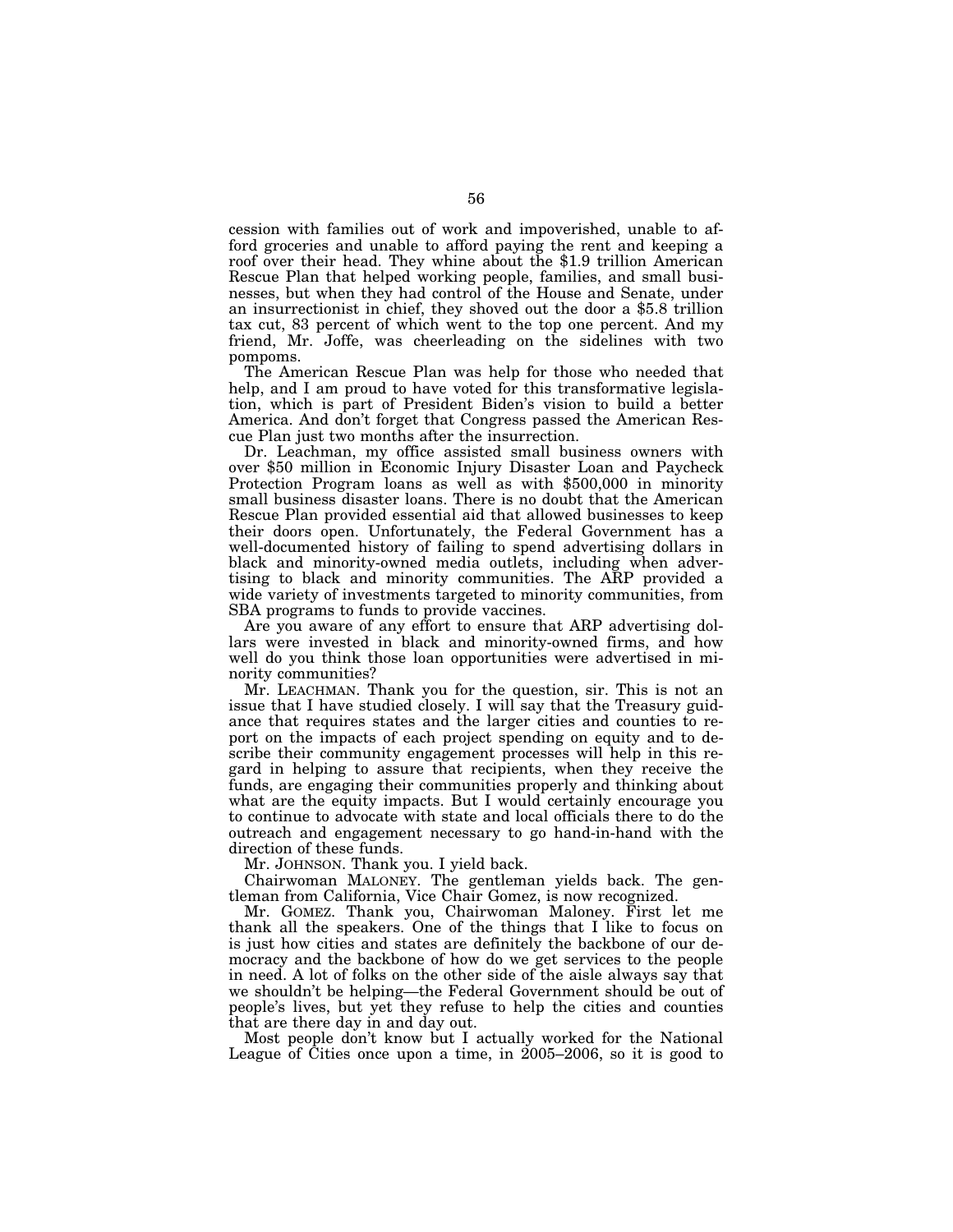cession with families out of work and impoverished, unable to afford groceries and unable to afford paying the rent and keeping a roof over their head. They whine about the $1.9 trillion American Rescue Plan that helped working people, families, and small businesses, but when they had control of the House and Senate, under an insurrectionist in chief, they shoved out the door a $5.8 trillion tax cut, 83 percent of which went to the top one percent. And my friend, Mr. Joffe, was cheerleading on the sidelines with two pompoms.

The American Rescue Plan was help for those who needed that help, and I am proud to have voted for this transformative legislation, which is part of President Biden's vision to build a better America. And don't forget that Congress passed the American Rescue Plan just two months after the insurrection.

Dr. Leachman, my office assisted small business owners with over $50 million in Economic Injury Disaster Loan and Paycheck Protection Program loans as well as with $500,000 in minority small business disaster loans. There is no doubt that the American Rescue Plan provided essential aid that allowed businesses to keep their doors open. Unfortunately, the Federal Government has a well-documented history of failing to spend advertising dollars in black and minority-owned media outlets, including when advertising to black and minority communities. The ARP provided a wide variety of investments targeted to minority communities, from SBA programs to funds to provide vaccines.

Are you aware of any effort to ensure that ARP advertising dollars were invested in black and minority-owned firms, and how well do you think those loan opportunities were advertised in minority communities?

Mr. LEACHMAN. Thank you for the question, sir. This is not an issue that I have studied closely. I will say that the Treasury guidance that requires states and the larger cities and counties to report on the impacts of each project spending on equity and to describe their community engagement processes will help in this regard in helping to assure that recipients, when they receive the funds, are engaging their communities properly and thinking about what are the equity impacts. But I would certainly encourage you to continue to advocate with state and local officials there to do the outreach and engagement necessary to go hand-in-hand with the direction of these funds.

Mr. JOHNSON. Thank you. I yield back.

Chairwoman MALONEY. The gentleman yields back. The gentleman from California, Vice Chair Gomez, is now recognized.

Mr. GOMEZ. Thank you, Chairwoman Maloney. First let me thank all the speakers. One of the things that I like to focus on is just how cities and states are definitely the backbone of our democracy and the backbone of how do we get services to the people in need. A lot of folks on the other side of the aisle always say that we shouldn't be helping—the Federal Government should be out of people's lives, but yet they refuse to help the cities and counties that are there day in and day out.

Most people don't know but I actually worked for the National League of Cities once upon a time, in 2005–2006, so it is good to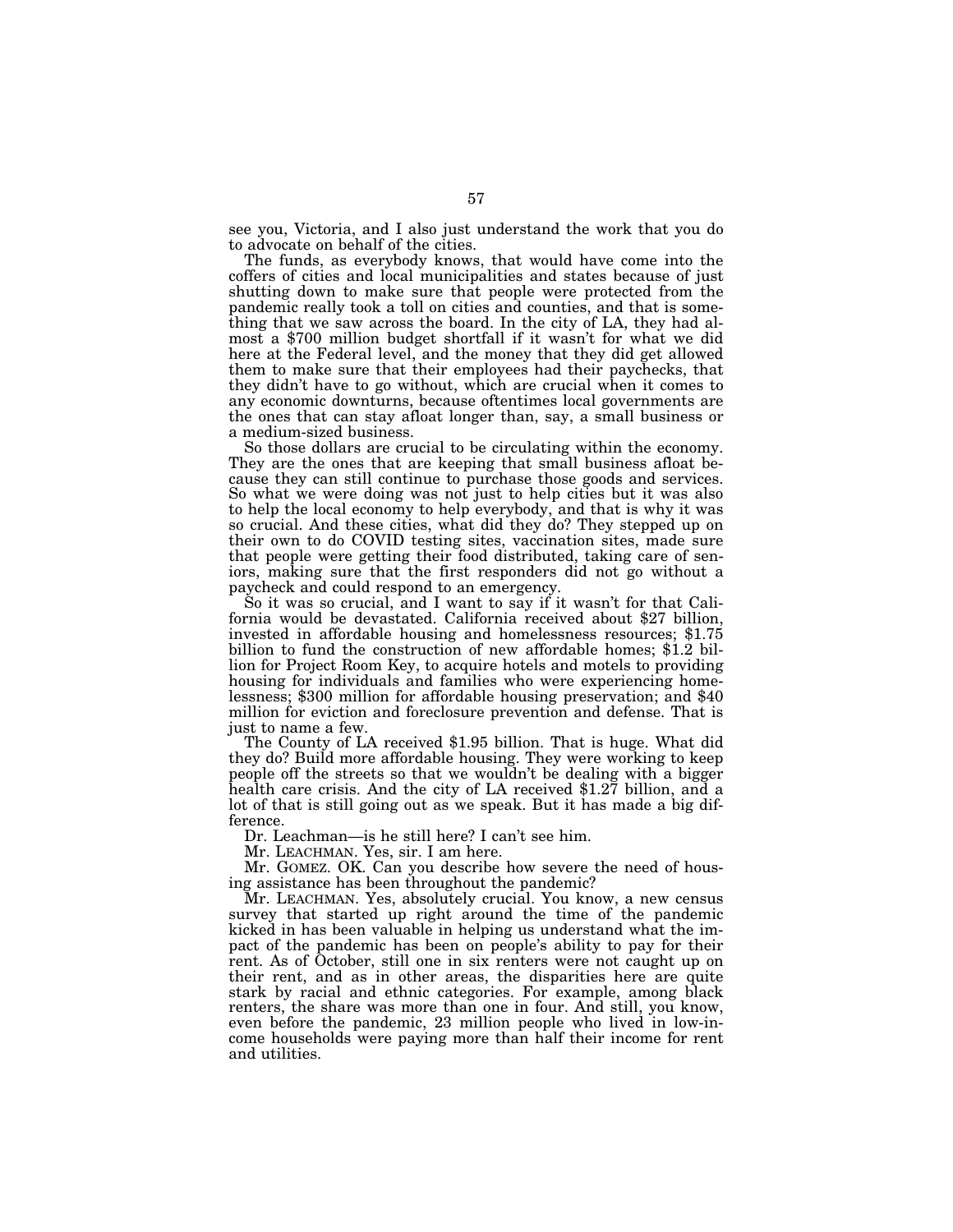see you, Victoria, and I also just understand the work that you do to advocate on behalf of the cities.

The funds, as everybody knows, that would have come into the coffers of cities and local municipalities and states because of just shutting down to make sure that people were protected from the pandemic really took a toll on cities and counties, and that is something that we saw across the board. In the city of LA, they had almost a $700 million budget shortfall if it wasn't for what we did here at the Federal level, and the money that they did get allowed them to make sure that their employees had their paychecks, that they didn't have to go without, which are crucial when it comes to any economic downturns, because oftentimes local governments are the ones that can stay afloat longer than, say, a small business or a medium-sized business.

So those dollars are crucial to be circulating within the economy. They are the ones that are keeping that small business afloat because they can still continue to purchase those goods and services. So what we were doing was not just to help cities but it was also to help the local economy to help everybody, and that is why it was so crucial. And these cities, what did they do? They stepped up on their own to do COVID testing sites, vaccination sites, made sure that people were getting their food distributed, taking care of seniors, making sure that the first responders did not go without a paycheck and could respond to an emergency.

So it was so crucial, and I want to say if it wasn't for that California would be devastated. California received about $27 billion, invested in affordable housing and homelessness resources; $1.75 billion to fund the construction of new affordable homes; $1.2 billion for Project Room Key, to acquire hotels and motels to providing housing for individuals and families who were experiencing homelessness; $300 million for affordable housing preservation; and $40 million for eviction and foreclosure prevention and defense. That is just to name a few.

The County of LA received $1.95 billion. That is huge. What did they do? Build more affordable housing. They were working to keep people off the streets so that we wouldn't be dealing with a bigger health care crisis. And the city of LA received $1.27 billion, and a lot of that is still going out as we speak. But it has made a big difference.

Dr. Leachman—is he still here? I can't see him.

Mr. LEACHMAN. Yes, sir. I am here.

Mr. GOMEZ. OK. Can you describe how severe the need of housing assistance has been throughout the pandemic?

Mr. LEACHMAN. Yes, absolutely crucial. You know, a new census survey that started up right around the time of the pandemic kicked in has been valuable in helping us understand what the impact of the pandemic has been on people's ability to pay for their rent. As of October, still one in six renters were not caught up on their rent, and as in other areas, the disparities here are quite stark by racial and ethnic categories. For example, among black renters, the share was more than one in four. And still, you know, even before the pandemic, 23 million people who lived in low-income households were paying more than half their income for rent and utilities.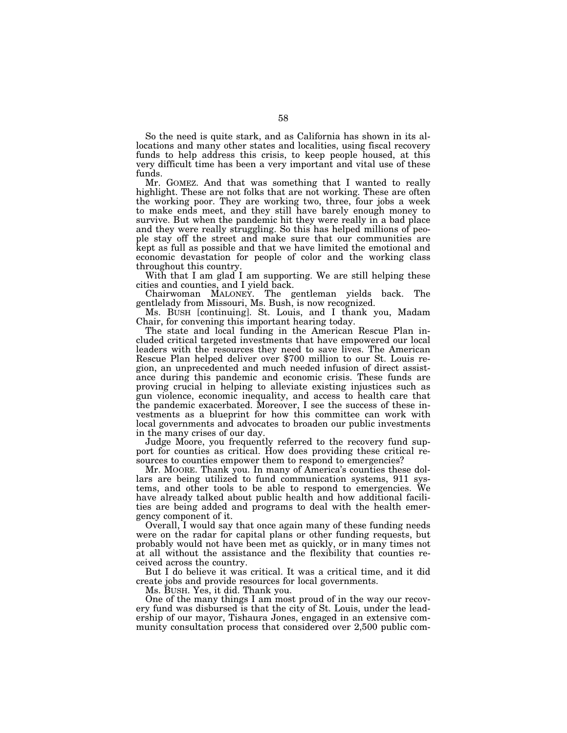So the need is quite stark, and as California has shown in its allocations and many other states and localities, using fiscal recovery funds to help address this crisis, to keep people housed, at this very difficult time has been a very important and vital use of these funds.

Mr. GOMEZ. And that was something that I wanted to really highlight. These are not folks that are not working. These are often the working poor. They are working two, three, four jobs a week to make ends meet, and they still have barely enough money to survive. But when the pandemic hit they were really in a bad place and they were really struggling. So this has helped millions of people stay off the street and make sure that our communities are kept as full as possible and that we have limited the emotional and economic devastation for people of color and the working class throughout this country.

With that I am glad I am supporting. We are still helping these cities and counties, and I yield back.

Chairwoman MALONEY. The gentleman yields back. The gentlelady from Missouri, Ms. Bush, is now recognized.

Ms. BUSH [continuing]. St. Louis, and I thank you, Madam Chair, for convening this important hearing today.

The state and local funding in the American Rescue Plan included critical targeted investments that have empowered our local leaders with the resources they need to save lives. The American Rescue Plan helped deliver over $700 million to our St. Louis region, an unprecedented and much needed infusion of direct assistance during this pandemic and economic crisis. These funds are proving crucial in helping to alleviate existing injustices such as gun violence, economic inequality, and access to health care that the pandemic exacerbated. Moreover, I see the success of these investments as a blueprint for how this committee can work with local governments and advocates to broaden our public investments in the many crises of our day.

Judge Moore, you frequently referred to the recovery fund support for counties as critical. How does providing these critical resources to counties empower them to respond to emergencies?

Mr. MOORE. Thank you. In many of America's counties these dollars are being utilized to fund communication systems, 911 systems, and other tools to be able to respond to emergencies. We have already talked about public health and how additional facilities are being added and programs to deal with the health emergency component of it.

Overall, I would say that once again many of these funding needs were on the radar for capital plans or other funding requests, but probably would not have been met as quickly, or in many times not at all without the assistance and the flexibility that counties received across the country.

But I do believe it was critical. It was a critical time, and it did create jobs and provide resources for local governments.

Ms. BUSH. Yes, it did. Thank you.

One of the many things I am most proud of in the way our recovery fund was disbursed is that the city of St. Louis, under the leadership of our mayor, Tishaura Jones, engaged in an extensive community consultation process that considered over 2,500 public com-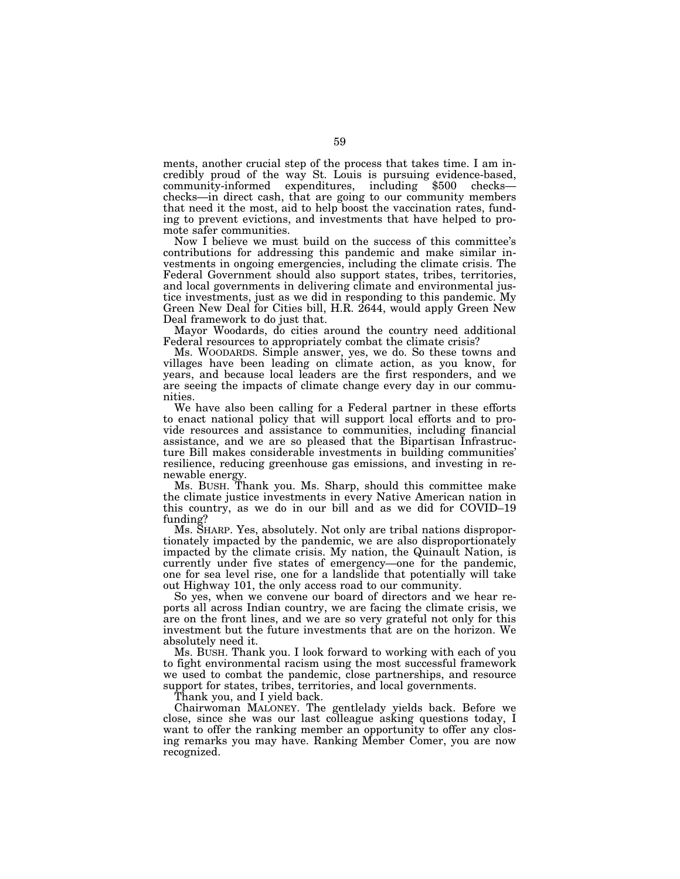ments, another crucial step of the process that takes time. I am incredibly proud of the way St. Louis is pursuing evidence-based, community-informed expenditures, including $500 checks—checks—in direct cash, that are going to our community members that need it the most, aid to help boost the vaccination rates, funding to prevent evictions, and investments that have helped to promote safer communities.

Now I believe we must build on the success of this committee's contributions for addressing this pandemic and make similar investments in ongoing emergencies, including the climate crisis. The Federal Government should also support states, tribes, territories, and local governments in delivering climate and environmental justice investments, just as we did in responding to this pandemic. My Green New Deal for Cities bill, H.R. 2644, would apply Green New Deal framework to do just that.

Mayor Woodards, do cities around the country need additional Federal resources to appropriately combat the climate crisis?

Ms. WOODARDS. Simple answer, yes, we do. So these towns and villages have been leading on climate action, as you know, for years, and because local leaders are the first responders, and we are seeing the impacts of climate change every day in our communities.

We have also been calling for a Federal partner in these efforts to enact national policy that will support local efforts and to provide resources and assistance to communities, including financial assistance, and we are so pleased that the Bipartisan Infrastructure Bill makes considerable investments in building communities' resilience, reducing greenhouse gas emissions, and investing in renewable energy.

Ms. BUSH. Thank you. Ms. Sharp, should this committee make the climate justice investments in every Native American nation in this country, as we do in our bill and as we did for COVID–19 funding?

Ms. SHARP. Yes, absolutely. Not only are tribal nations disproportionately impacted by the pandemic, we are also disproportionately impacted by the climate crisis. My nation, the Quinault Nation, is currently under five states of emergency—one for the pandemic, one for sea level rise, one for a landslide that potentially will take out Highway 101, the only access road to our community.

So yes, when we convene our board of directors and we hear reports all across Indian country, we are facing the climate crisis, we are on the front lines, and we are so very grateful not only for this investment but the future investments that are on the horizon. We absolutely need it.

Ms. BUSH. Thank you. I look forward to working with each of you to fight environmental racism using the most successful framework we used to combat the pandemic, close partnerships, and resource support for states, tribes, territories, and local governments.

Thank you, and I yield back.

Chairwoman MALONEY. The gentlelady yields back. Before we close, since she was our last colleague asking questions today, I want to offer the ranking member an opportunity to offer any closing remarks you may have. Ranking Member Comer, you are now recognized.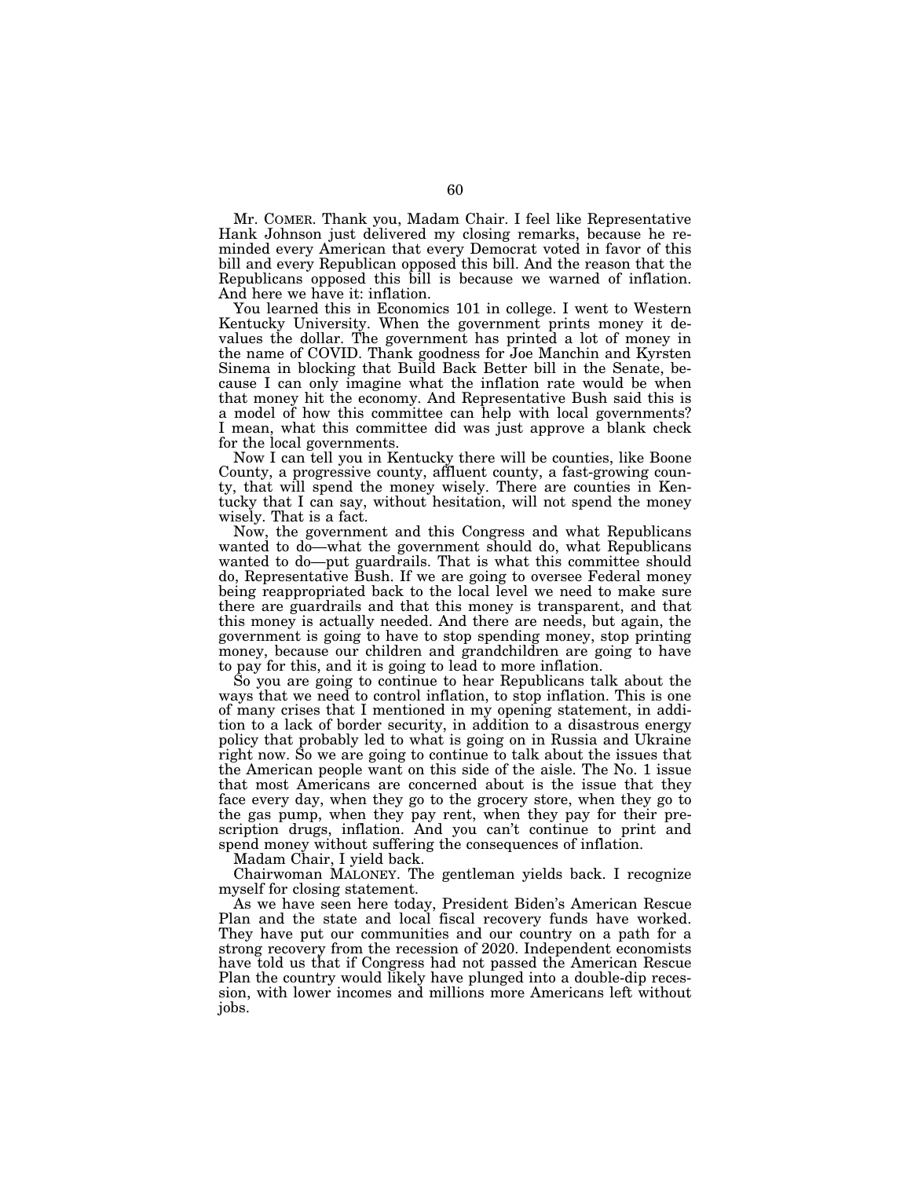Mr. COMER. Thank you, Madam Chair. I feel like Representative Hank Johnson just delivered my closing remarks, because he reminded every American that every Democrat voted in favor of this bill and every Republican opposed this bill. And the reason that the Republicans opposed this bill is because we warned of inflation. And here we have it: inflation.

You learned this in Economics 101 in college. I went to Western Kentucky University. When the government prints money it devalues the dollar. The government has printed a lot of money in the name of COVID. Thank goodness for Joe Manchin and Kyrsten Sinema in blocking that Build Back Better bill in the Senate, because I can only imagine what the inflation rate would be when that money hit the economy. And Representative Bush said this is a model of how this committee can help with local governments? I mean, what this committee did was just approve a blank check for the local governments.

Now I can tell you in Kentucky there will be counties, like Boone County, a progressive county, affluent county, a fast-growing county, that will spend the money wisely. There are counties in Kentucky that I can say, without hesitation, will not spend the money wisely. That is a fact.

Now, the government and this Congress and what Republicans wanted to do—what the government should do, what Republicans wanted to do—put guardrails. That is what this committee should do, Representative Bush. If we are going to oversee Federal money being reappropriated back to the local level we need to make sure there are guardrails and that this money is transparent, and that this money is actually needed. And there are needs, but again, the government is going to have to stop spending money, stop printing money, because our children and grandchildren are going to have to pay for this, and it is going to lead to more inflation.

So you are going to continue to hear Republicans talk about the ways that we need to control inflation, to stop inflation. This is one of many crises that I mentioned in my opening statement, in addition to a lack of border security, in addition to a disastrous energy policy that probably led to what is going on in Russia and Ukraine right now. So we are going to continue to talk about the issues that the American people want on this side of the aisle. The No. 1 issue that most Americans are concerned about is the issue that they face every day, when they go to the grocery store, when they go to the gas pump, when they pay rent, when they pay for their prescription drugs, inflation. And you can't continue to print and spend money without suffering the consequences of inflation.

Madam Chair, I yield back.

Chairwoman MALONEY. The gentleman yields back. I recognize myself for closing statement.

As we have seen here today, President Biden's American Rescue Plan and the state and local fiscal recovery funds have worked. They have put our communities and our country on a path for a strong recovery from the recession of 2020. Independent economists have told us that if Congress had not passed the American Rescue Plan the country would likely have plunged into a double-dip recession, with lower incomes and millions more Americans left without jobs.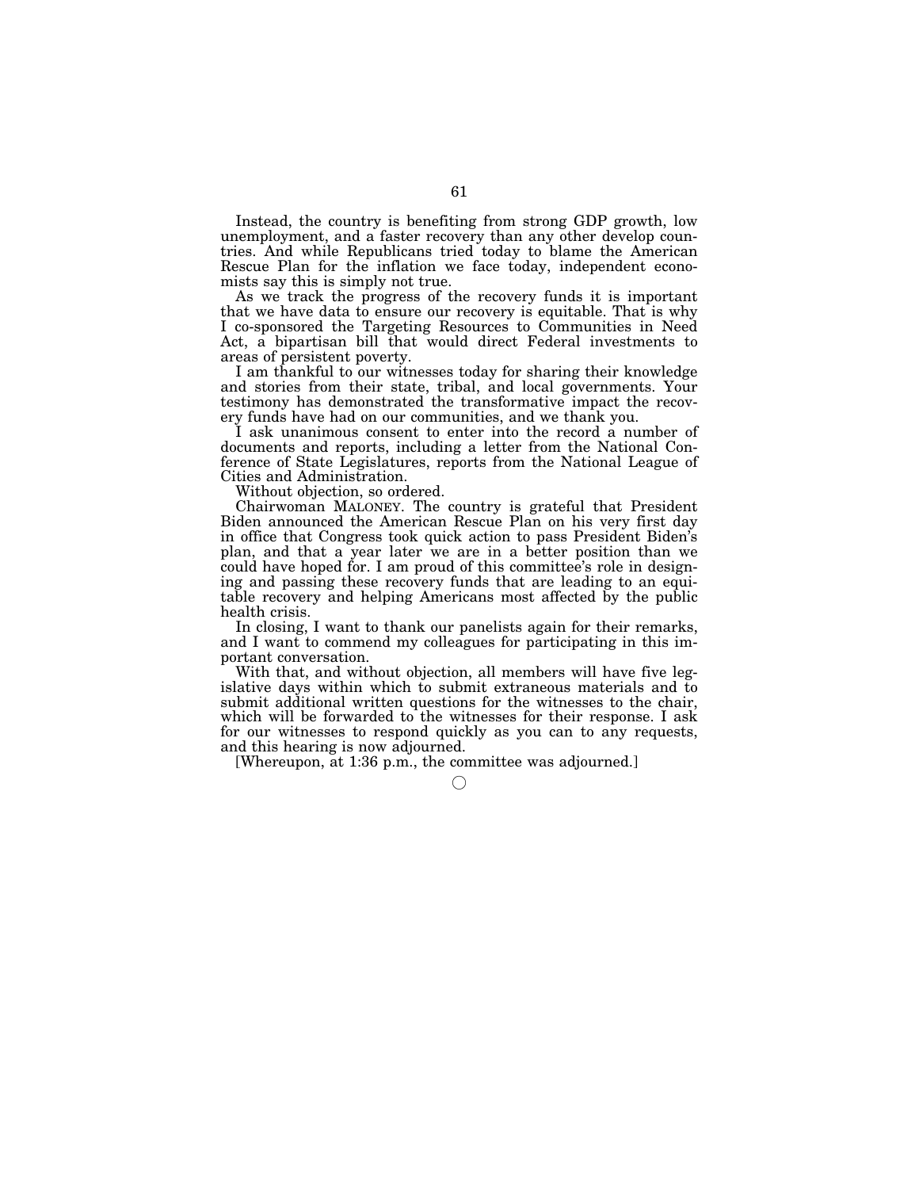Instead, the country is benefiting from strong GDP growth, low unemployment, and a faster recovery than any other develop countries. And while Republicans tried today to blame the American Rescue Plan for the inflation we face today, independent economists say this is simply not true.

As we track the progress of the recovery funds it is important that we have data to ensure our recovery is equitable. That is why I co-sponsored the Targeting Resources to Communities in Need Act, a bipartisan bill that would direct Federal investments to areas of persistent poverty.

I am thankful to our witnesses today for sharing their knowledge and stories from their state, tribal, and local governments. Your testimony has demonstrated the transformative impact the recovery funds have had on our communities, and we thank you.

I ask unanimous consent to enter into the record a number of documents and reports, including a letter from the National Conference of State Legislatures, reports from the National League of Cities and Administration.

Without objection, so ordered.

Chairwoman MALONEY. The country is grateful that President Biden announced the American Rescue Plan on his very first day in office that Congress took quick action to pass President Biden's plan, and that a year later we are in a better position than we could have hoped for. I am proud of this committee's role in designing and passing these recovery funds that are leading to an equitable recovery and helping Americans most affected by the public health crisis.

In closing, I want to thank our panelists again for their remarks, and I want to commend my colleagues for participating in this important conversation.

With that, and without objection, all members will have five legislative days within which to submit extraneous materials and to submit additional written questions for the witnesses to the chair, which will be forwarded to the witnesses for their response. I ask for our witnesses to respond quickly as you can to any requests, and this hearing is now adjourned.

[Whereupon, at 1:36 p.m., the committee was adjourned.]

○